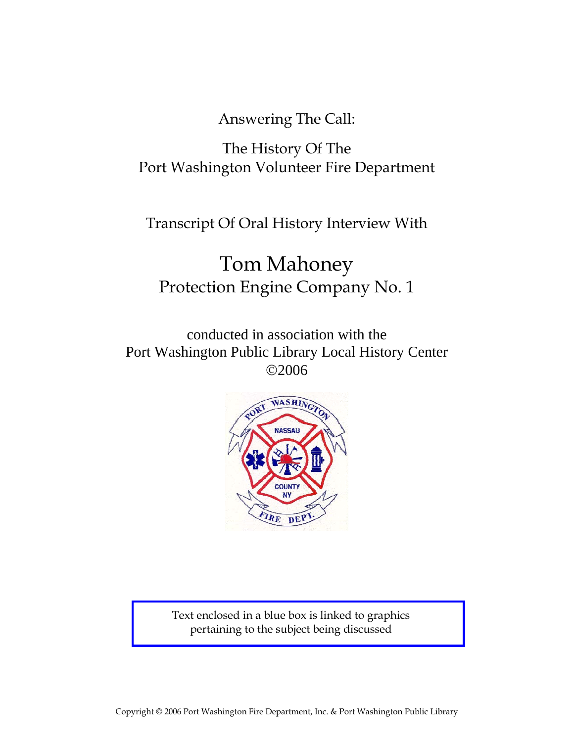Answering The Call:

The History Of The
Port Washington Volunteer Fire Department

Transcript Of Oral History Interview With

# Tom Mahoney

## Protection Engine Company No. 1

conducted in association with the
Port Washington Public Library Local History Center
©2006

Text enclosed in a blue box is linked to graphics pertaining to the subject being discussed

Copyright © 2006 Port Washington Fire Department, Inc. & Port Washington Public Library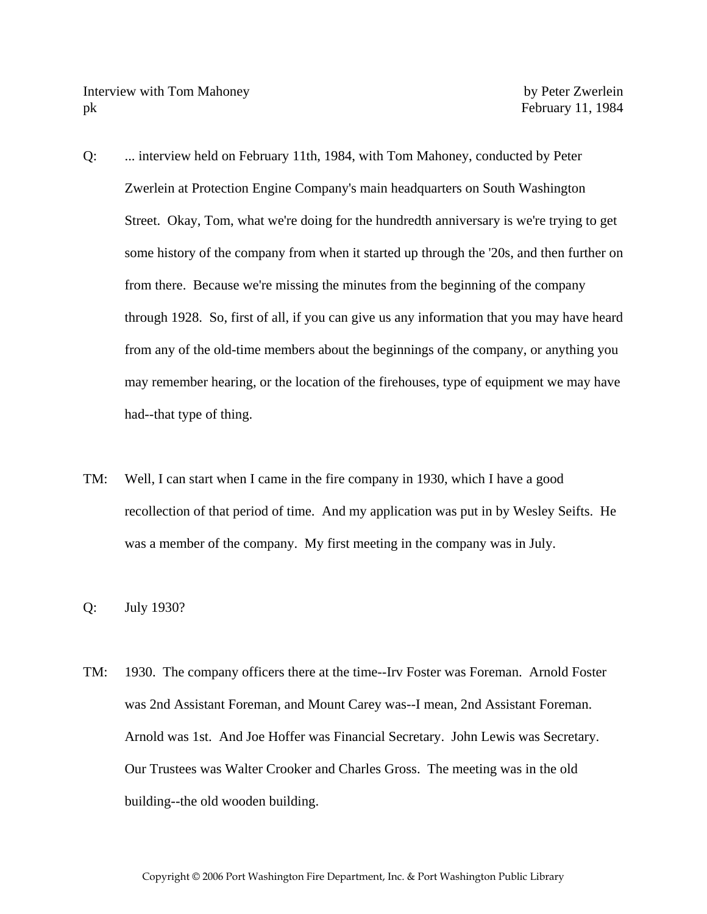Interview with Tom Mahoney by Peter Zwerlein
pk February 11, 1984

Q: ... interview held on February 11th, 1984, with Tom Mahoney, conducted by Peter Zwerlein at Protection Engine Company's main headquarters on South Washington Street. Okay, Tom, what we're doing for the hundredth anniversary is we're trying to get some history of the company from when it started up through the '20s, and then further on from there. Because we're missing the minutes from the beginning of the company through 1928. So, first of all, if you can give us any information that you may have heard from any of the old-time members about the beginnings of the company, or anything you may remember hearing, or the location of the firehouses, type of equipment we may have had--that type of thing.

TM: Well, I can start when I came in the fire company in 1930, which I have a good recollection of that period of time. And my application was put in by Wesley Seifts. He was a member of the company. My first meeting in the company was in July.

Q: July 1930?

TM: 1930. The company officers there at the time--Irv Foster was Foreman. Arnold Foster was 2nd Assistant Foreman, and Mount Carey was--I mean, 2nd Assistant Foreman. Arnold was 1st. And Joe Hoffer was Financial Secretary. John Lewis was Secretary. Our Trustees was Walter Crooker and Charles Gross. The meeting was in the old building--the old wooden building.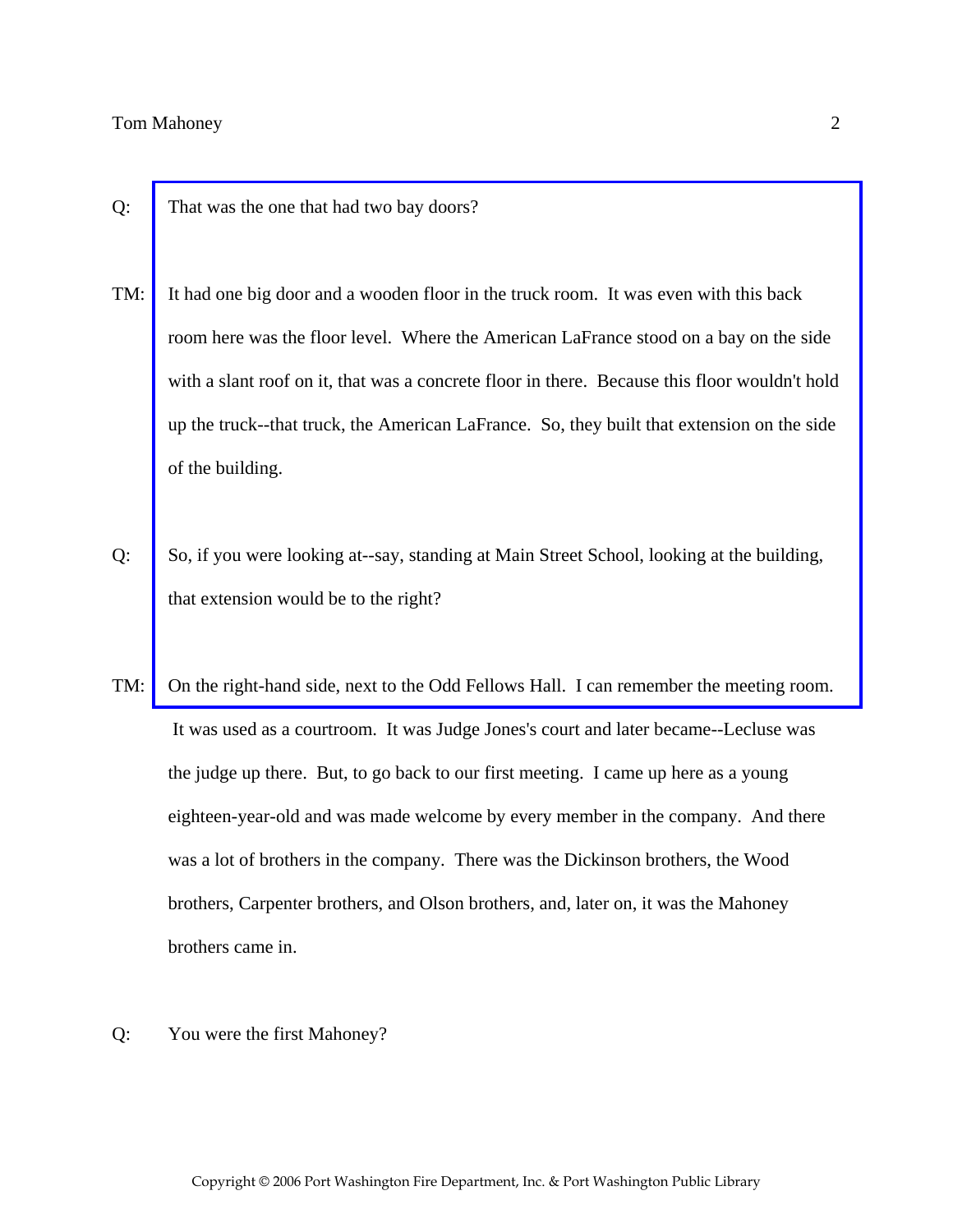Q: That was the one that had two bay doors?

TM: It had one big door and a wooden floor in the truck room. It was even with this back room here was the floor level. Where the American LaFrance stood on a bay on the side with a slant roof on it, that was a concrete floor in there. Because this floor wouldn't hold up the truck--that truck, the American LaFrance. So, they built that extension on the side of the building.

Q: So, if you were looking at--say, standing at Main Street School, looking at the building, that extension would be to the right?

TM: On the right-hand side, next to the Odd Fellows Hall. I can remember the meeting room. It was used as a courtroom. It was Judge Jones's court and later became--Lecluse was the judge up there. But, to go back to our first meeting. I came up here as a young eighteen-year-old and was made welcome by every member in the company. And there was a lot of brothers in the company. There was the Dickinson brothers, the Wood brothers, Carpenter brothers, and Olson brothers, and, later on, it was the Mahoney brothers came in.

Q: You were the first Mahoney?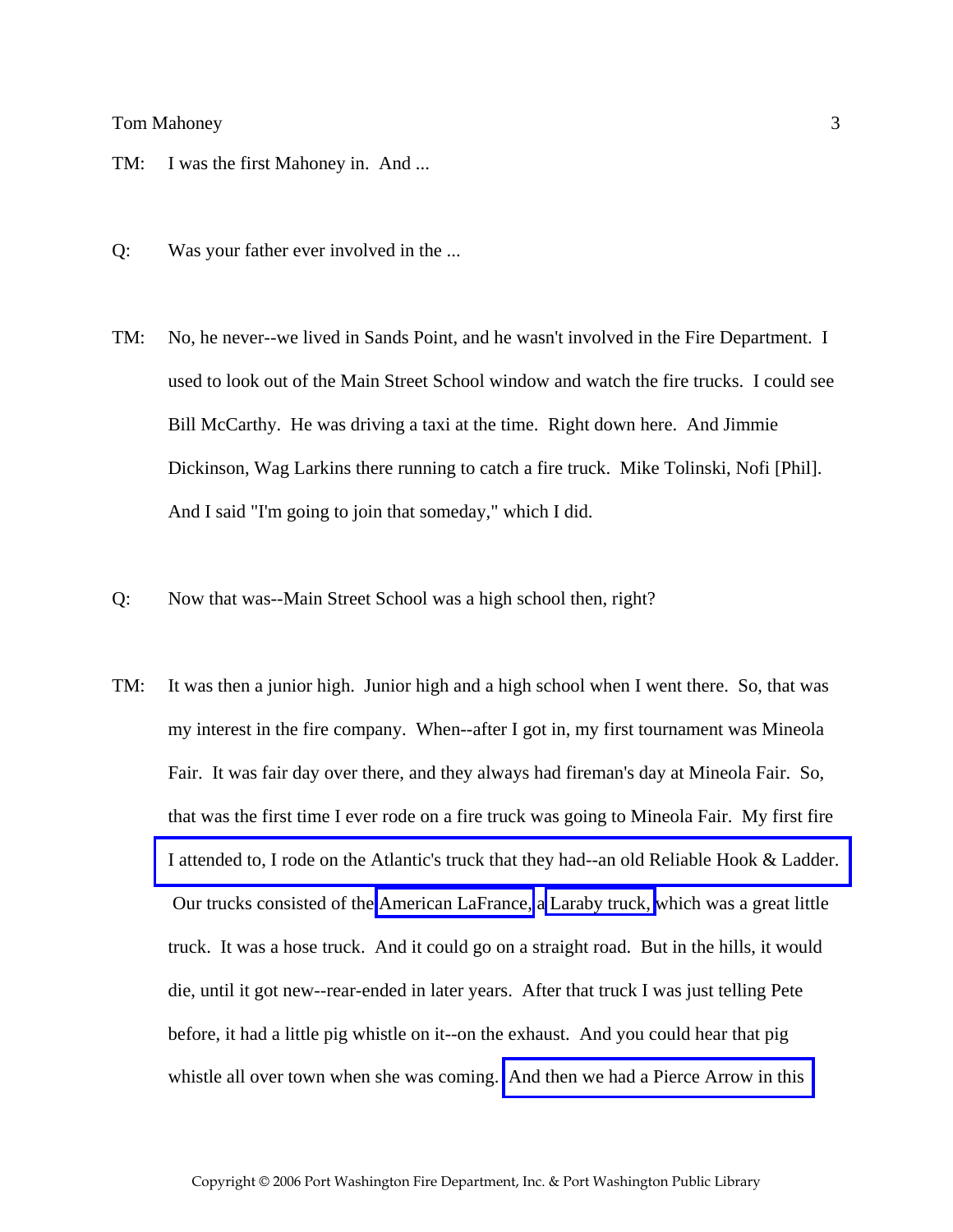TM: I was the first Mahoney in. And ...

Q: Was your father ever involved in the ...

TM: No, he never--we lived in Sands Point, and he wasn't involved in the Fire Department. I used to look out of the Main Street School window and watch the fire trucks. I could see Bill McCarthy. He was driving a taxi at the time. Right down here. And Jimmie Dickinson, Wag Larkins there running to catch a fire truck. Mike Tolinski, Nofi [Phil]. And I said "I'm going to join that someday," which I did.

Q: Now that was--Main Street School was a high school then, right?

TM: It was then a junior high. Junior high and a high school when I went there. So, that was my interest in the fire company. When--after I got in, my first tournament was Mineola Fair. It was fair day over there, and they always had fireman's day at Mineola Fair. So, that was the first time I ever rode on a fire truck was going to Mineola Fair. My first fire I attended to, I rode on the Atlantic's truck that they had--an old Reliable Hook & Ladder. Our trucks consisted of the American LaFrance, a Laraby truck, which was a great little truck. It was a hose truck. And it could go on a straight road. But in the hills, it would die, until it got new--rear-ended in later years. After that truck I was just telling Pete before, it had a little pig whistle on it--on the exhaust. And you could hear that pig whistle all over town when she was coming. And then we had a Pierce Arrow in this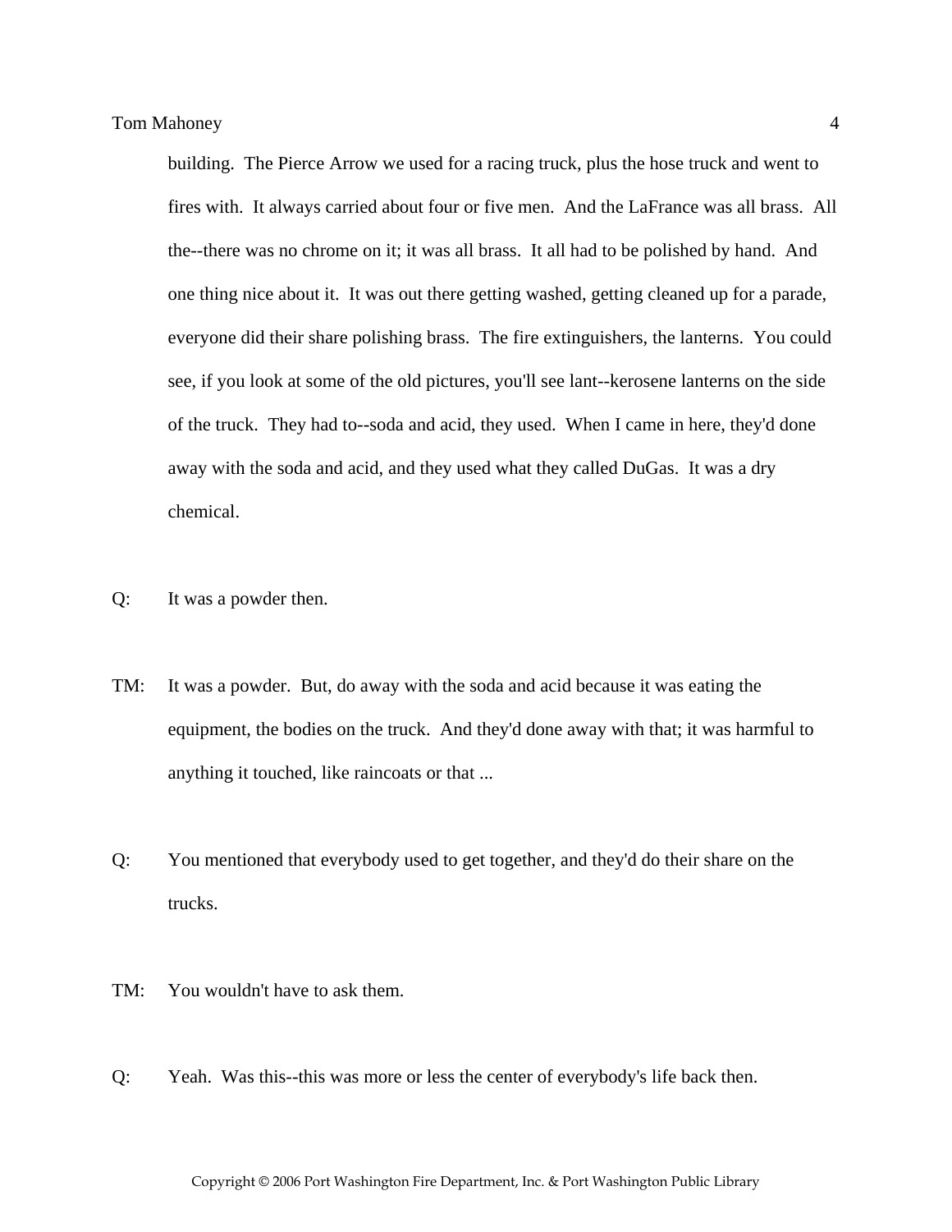building. The Pierce Arrow we used for a racing truck, plus the hose truck and went to fires with. It always carried about four or five men. And the LaFrance was all brass. All the--there was no chrome on it; it was all brass. It all had to be polished by hand. And one thing nice about it. It was out there getting washed, getting cleaned up for a parade, everyone did their share polishing brass. The fire extinguishers, the lanterns. You could see, if you look at some of the old pictures, you'll see lant--kerosene lanterns on the side of the truck. They had to--soda and acid, they used. When I came in here, they'd done away with the soda and acid, and they used what they called DuGas. It was a dry chemical.

Q: It was a powder then.

TM: It was a powder. But, do away with the soda and acid because it was eating the equipment, the bodies on the truck. And they'd done away with that; it was harmful to anything it touched, like raincoats or that ...

Q: You mentioned that everybody used to get together, and they'd do their share on the trucks.

TM: You wouldn't have to ask them.

Q: Yeah. Was this--this was more or less the center of everybody's life back then.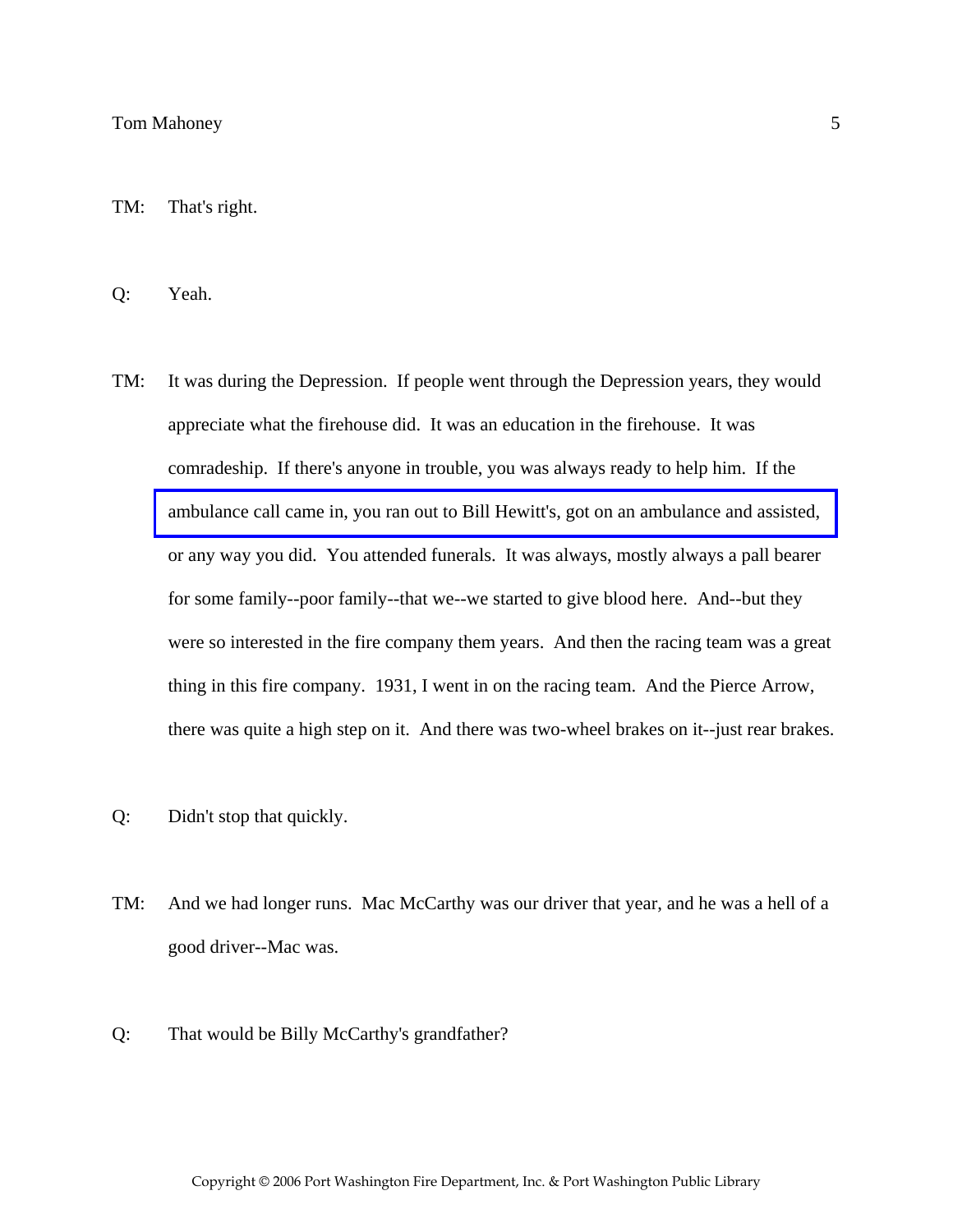TM: That's right.

Q: Yeah.

TM: It was during the Depression. If people went through the Depression years, they would appreciate what the firehouse did. It was an education in the firehouse. It was comradeship. If there's anyone in trouble, you was always ready to help him. If the ambulance call came in, you ran out to Bill Hewitt's, got on an ambulance and assisted, or any way you did. You attended funerals. It was always, mostly always a pall bearer for some family--poor family--that we--we started to give blood here. And--but they were so interested in the fire company them years. And then the racing team was a great thing in this fire company. 1931, I went in on the racing team. And the Pierce Arrow, there was quite a high step on it. And there was two-wheel brakes on it--just rear brakes.

Q: Didn't stop that quickly.

TM: And we had longer runs. Mac McCarthy was our driver that year, and he was a hell of a good driver--Mac was.

Q: That would be Billy McCarthy's grandfather?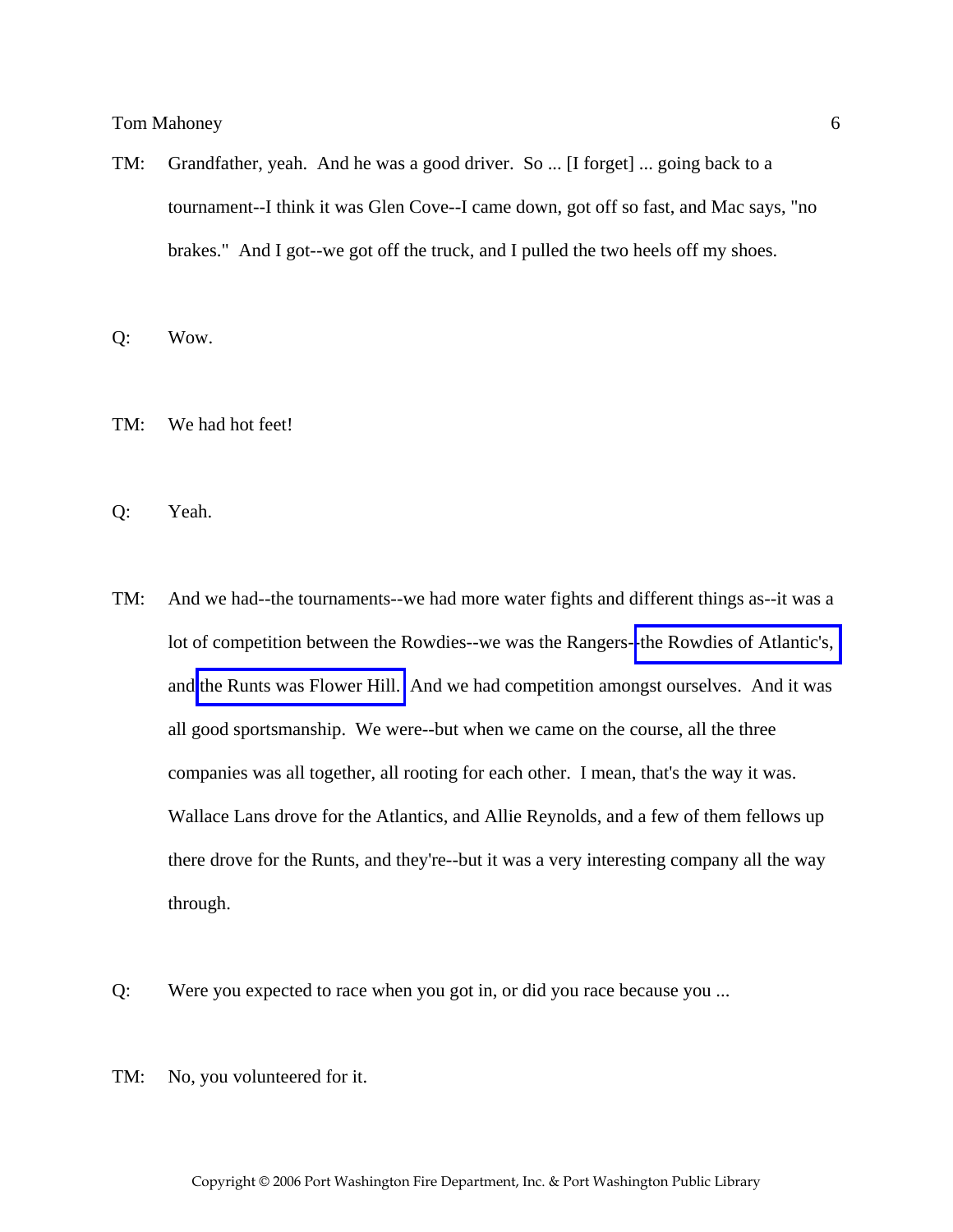TM: Grandfather, yeah. And he was a good driver. So ... [I forget] ... going back to a tournament--I think it was Glen Cove--I came down, got off so fast, and Mac says, "no brakes." And I got--we got off the truck, and I pulled the two heels off my shoes.

Q: Wow.

TM: We had hot feet!

Q: Yeah.

TM: And we had--the tournaments--we had more water fights and different things as--it was a lot of competition between the Rowdies--we was the Rangers--the Rowdies of Atlantic's, and the Runts was Flower Hill. And we had competition amongst ourselves. And it was all good sportsmanship. We were--but when we came on the course, all the three companies was all together, all rooting for each other. I mean, that's the way it was. Wallace Lans drove for the Atlantics, and Allie Reynolds, and a few of them fellows up there drove for the Runts, and they're--but it was a very interesting company all the way through.

Q: Were you expected to race when you got in, or did you race because you ...

TM: No, you volunteered for it.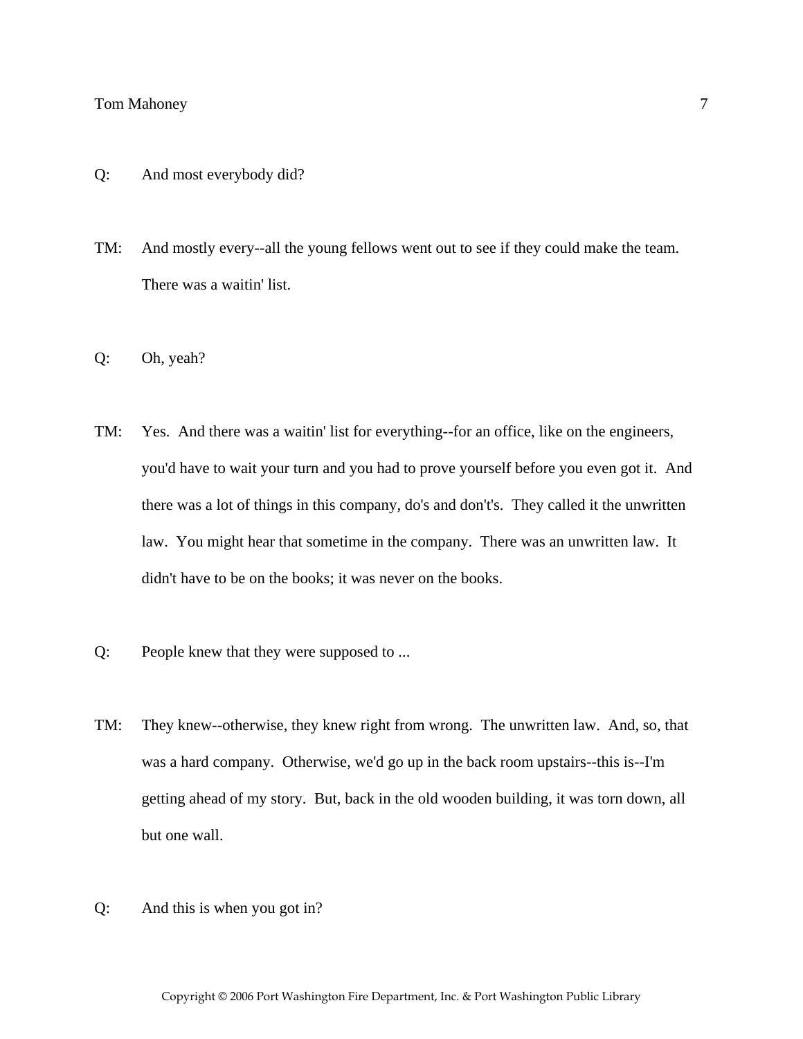Q: And most everybody did?

TM: And mostly every--all the young fellows went out to see if they could make the team. There was a waitin' list.

Q: Oh, yeah?

TM: Yes. And there was a waitin' list for everything--for an office, like on the engineers, you'd have to wait your turn and you had to prove yourself before you even got it. And there was a lot of things in this company, do's and don't's. They called it the unwritten law. You might hear that sometime in the company. There was an unwritten law. It didn't have to be on the books; it was never on the books.

Q: People knew that they were supposed to ...

TM: They knew--otherwise, they knew right from wrong. The unwritten law. And, so, that was a hard company. Otherwise, we'd go up in the back room upstairs--this is--I'm getting ahead of my story. But, back in the old wooden building, it was torn down, all but one wall.

Q: And this is when you got in?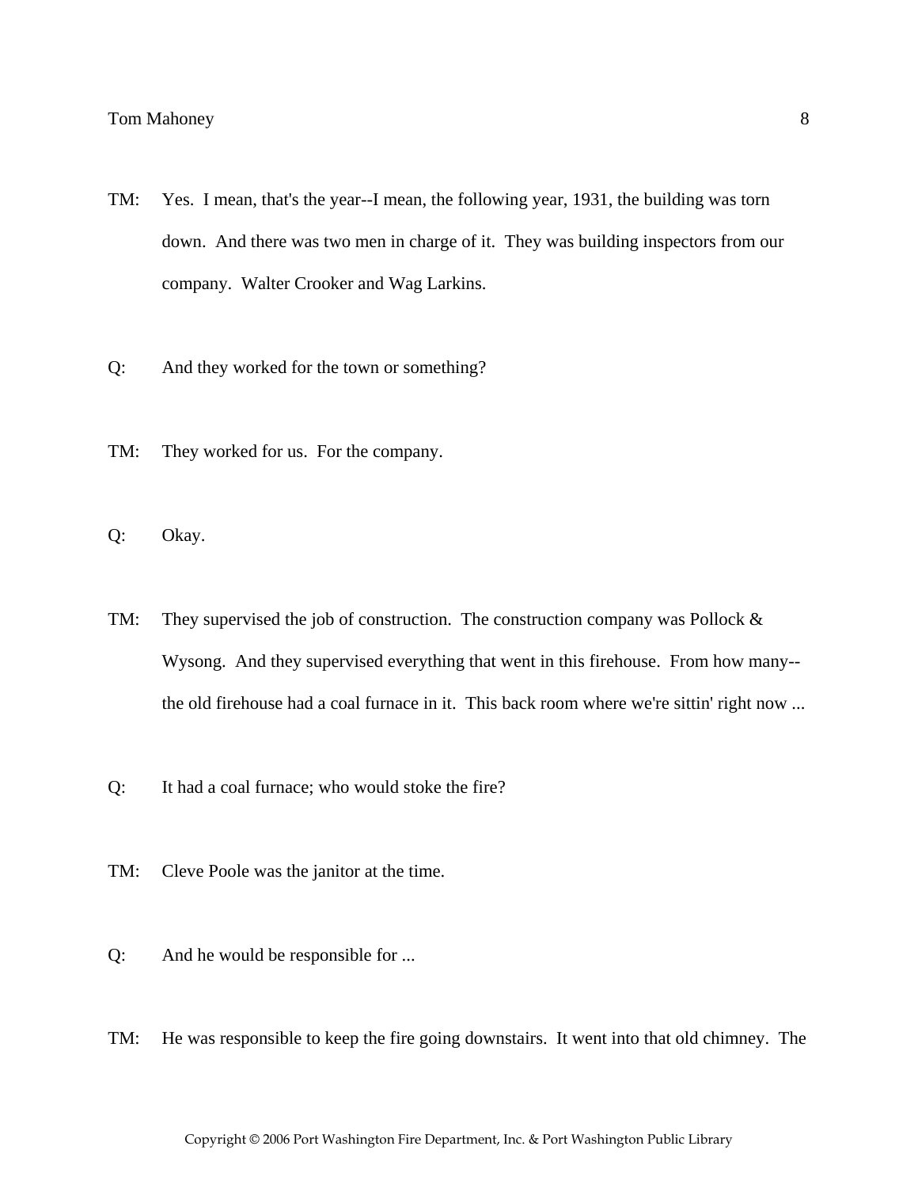TM: Yes. I mean, that's the year--I mean, the following year, 1931, the building was torn down. And there was two men in charge of it. They was building inspectors from our company. Walter Crooker and Wag Larkins.

Q: And they worked for the town or something?

TM: They worked for us. For the company.

Q: Okay.

TM: They supervised the job of construction. The construction company was Pollock & Wysong. And they supervised everything that went in this firehouse. From how many--the old firehouse had a coal furnace in it. This back room where we're sittin' right now ...

Q: It had a coal furnace; who would stoke the fire?

TM: Cleve Poole was the janitor at the time.

Q: And he would be responsible for ...

TM: He was responsible to keep the fire going downstairs. It went into that old chimney. The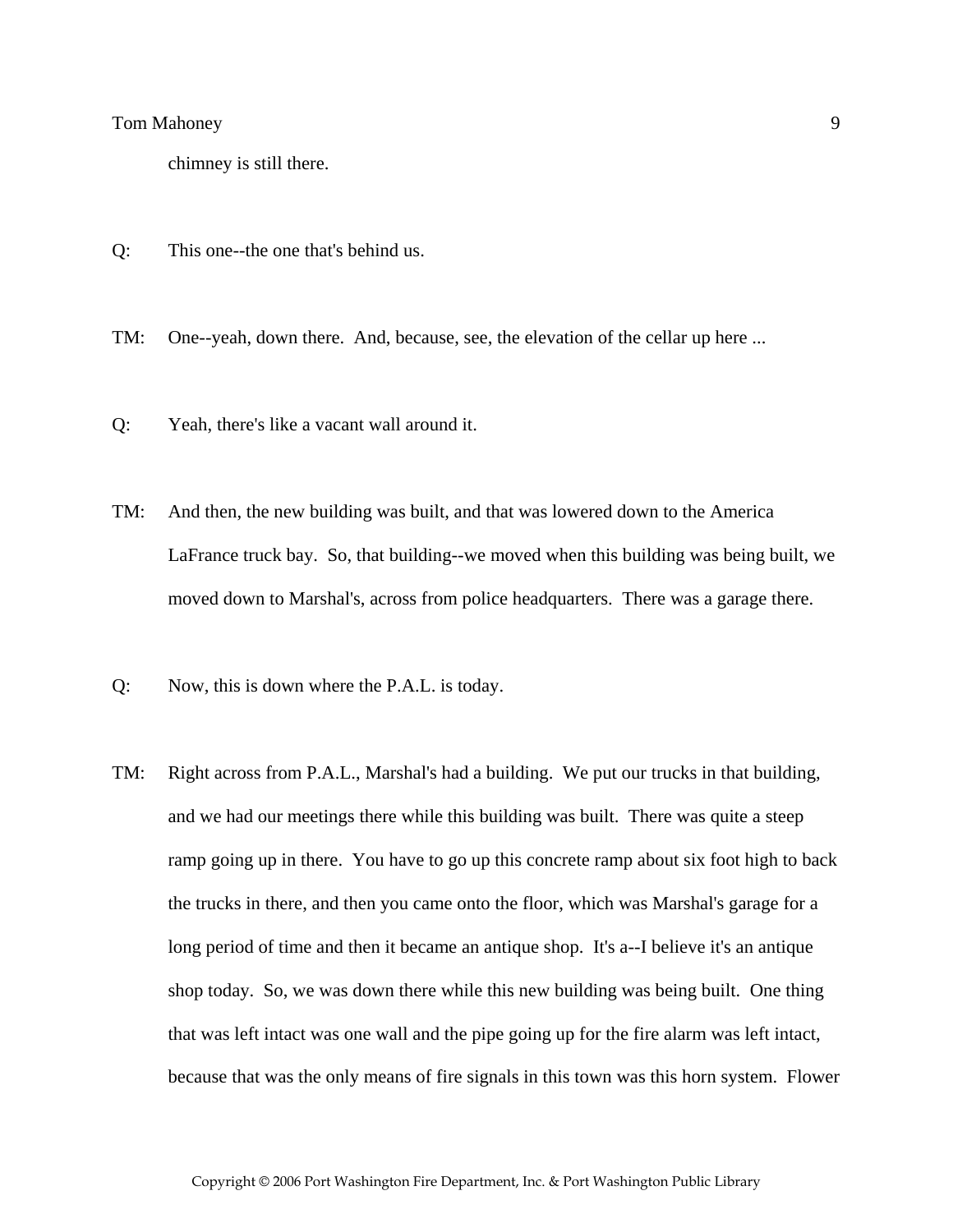chimney is still there.

Q: This one--the one that's behind us.

TM: One--yeah, down there. And, because, see, the elevation of the cellar up here ...

Q: Yeah, there's like a vacant wall around it.

TM: And then, the new building was built, and that was lowered down to the America LaFrance truck bay. So, that building--we moved when this building was being built, we moved down to Marshal's, across from police headquarters. There was a garage there.

Q: Now, this is down where the P.A.L. is today.

TM: Right across from P.A.L., Marshal's had a building. We put our trucks in that building, and we had our meetings there while this building was built. There was quite a steep ramp going up in there. You have to go up this concrete ramp about six foot high to back the trucks in there, and then you came onto the floor, which was Marshal's garage for a long period of time and then it became an antique shop. It's a--I believe it's an antique shop today. So, we was down there while this new building was being built. One thing that was left intact was one wall and the pipe going up for the fire alarm was left intact, because that was the only means of fire signals in this town was this horn system. Flower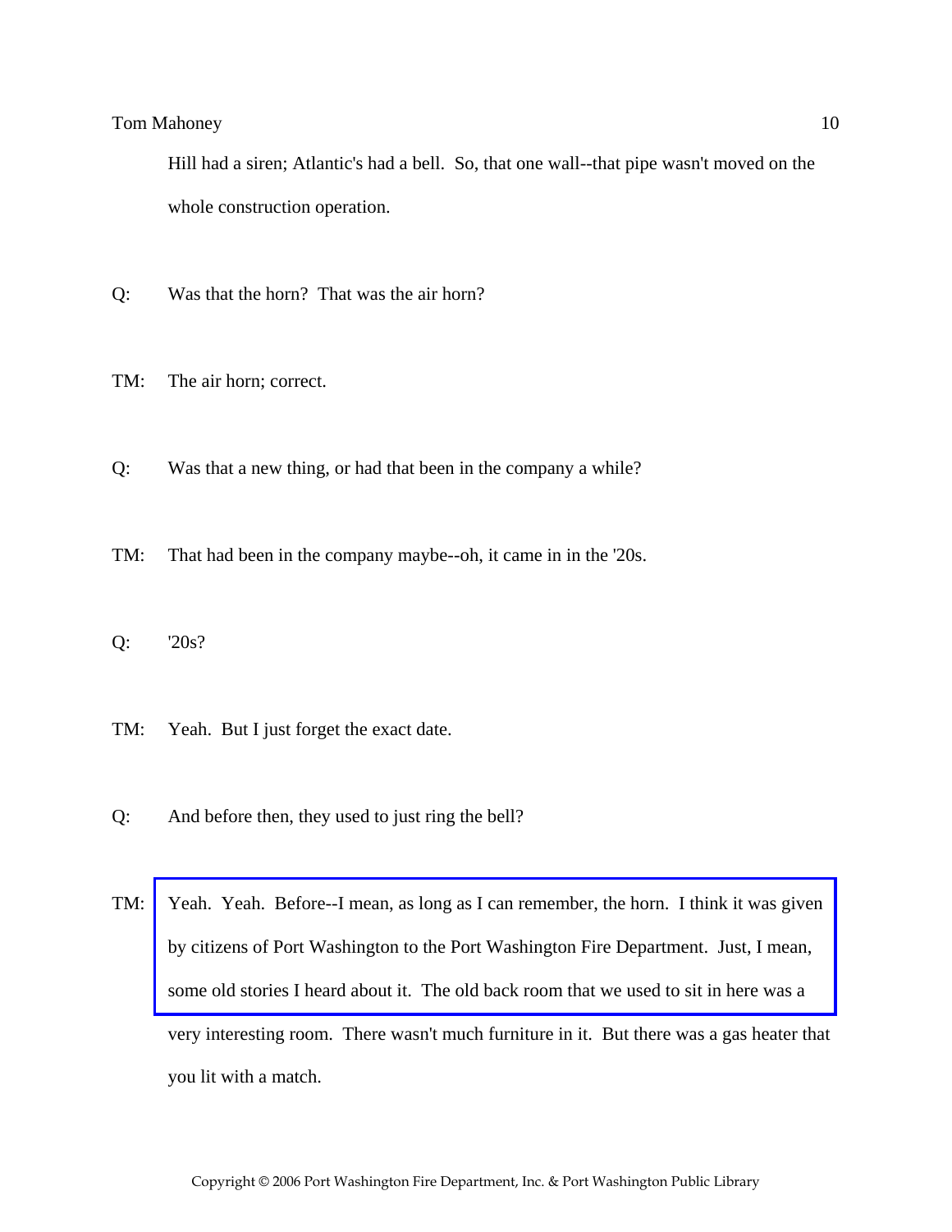Hill had a siren; Atlantic's had a bell. So, that one wall--that pipe wasn't moved on the whole construction operation.

Q: Was that the horn? That was the air horn?

TM: The air horn; correct.

Q: Was that a new thing, or had that been in the company a while?

TM: That had been in the company maybe--oh, it came in in the '20s.

Q: '20s?

TM: Yeah. But I just forget the exact date.

Q: And before then, they used to just ring the bell?

TM: Yeah. Yeah. Before--I mean, as long as I can remember, the horn. I think it was given by citizens of Port Washington to the Port Washington Fire Department. Just, I mean, some old stories I heard about it. The old back room that we used to sit in here was a very interesting room. There wasn't much furniture in it. But there was a gas heater that you lit with a match.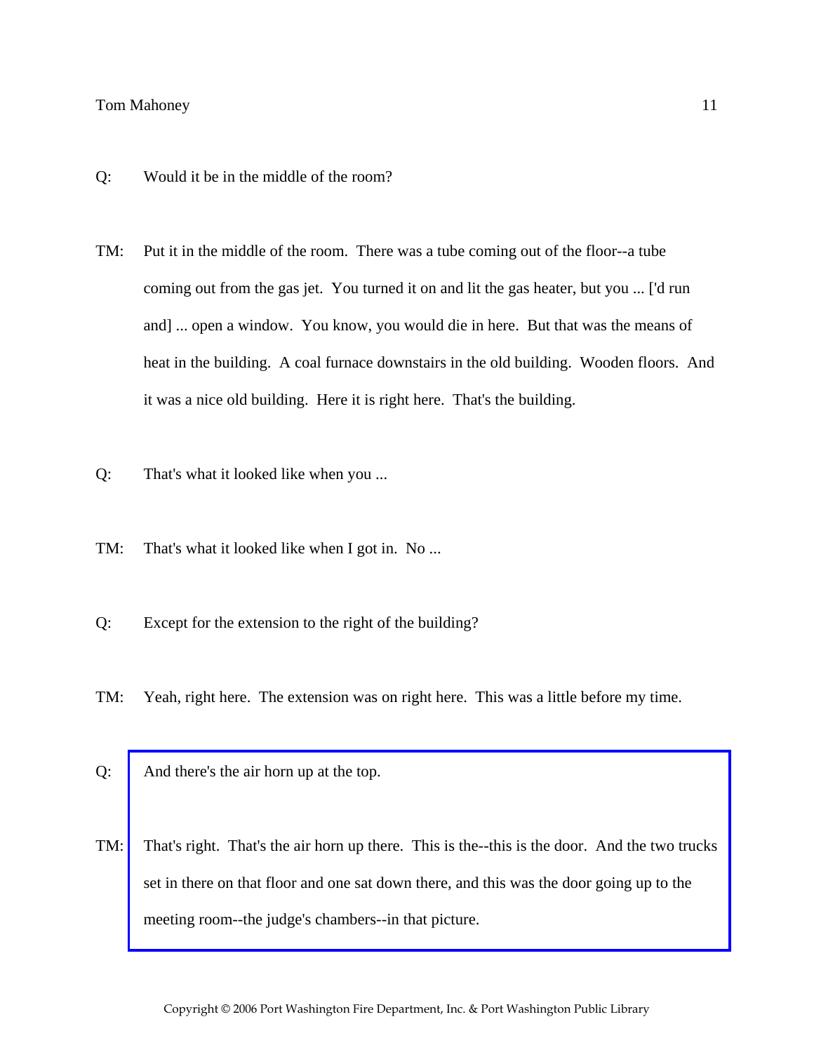Q: Would it be in the middle of the room?

TM: Put it in the middle of the room. There was a tube coming out of the floor--a tube coming out from the gas jet. You turned it on and lit the gas heater, but you ... ['d run and] ... open a window. You know, you would die in here. But that was the means of heat in the building. A coal furnace downstairs in the old building. Wooden floors. And it was a nice old building. Here it is right here. That's the building.

Q: That's what it looked like when you ...

TM: That's what it looked like when I got in. No ...

Q: Except for the extension to the right of the building?

TM: Yeah, right here. The extension was on right here. This was a little before my time.

Q: And there's the air horn up at the top.

TM: That's right. That's the air horn up there. This is the--this is the door. And the two trucks set in there on that floor and one sat down there, and this was the door going up to the meeting room--the judge's chambers--in that picture.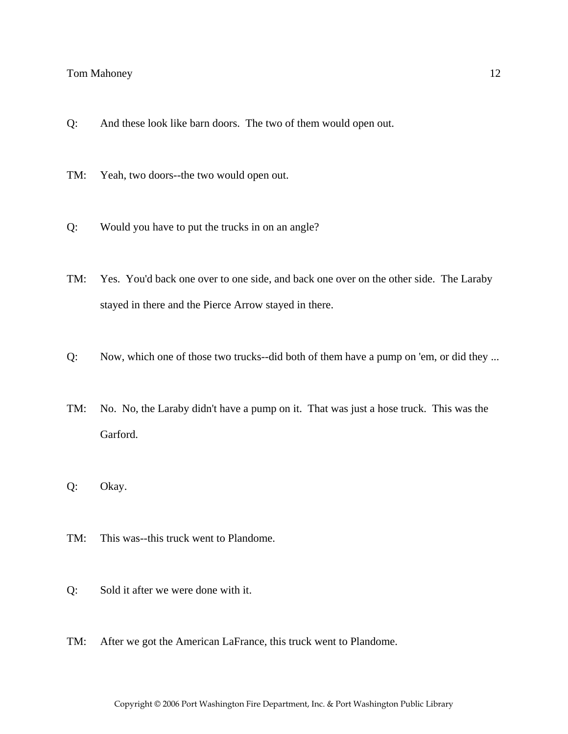Q: And these look like barn doors. The two of them would open out.

TM: Yeah, two doors--the two would open out.

Q: Would you have to put the trucks in on an angle?

TM: Yes. You'd back one over to one side, and back one over on the other side. The Laraby stayed in there and the Pierce Arrow stayed in there.

Q: Now, which one of those two trucks--did both of them have a pump on 'em, or did they ...

TM: No. No, the Laraby didn't have a pump on it. That was just a hose truck. This was the Garford.

Q: Okay.

TM: This was--this truck went to Plandome.

Q: Sold it after we were done with it.

TM: After we got the American LaFrance, this truck went to Plandome.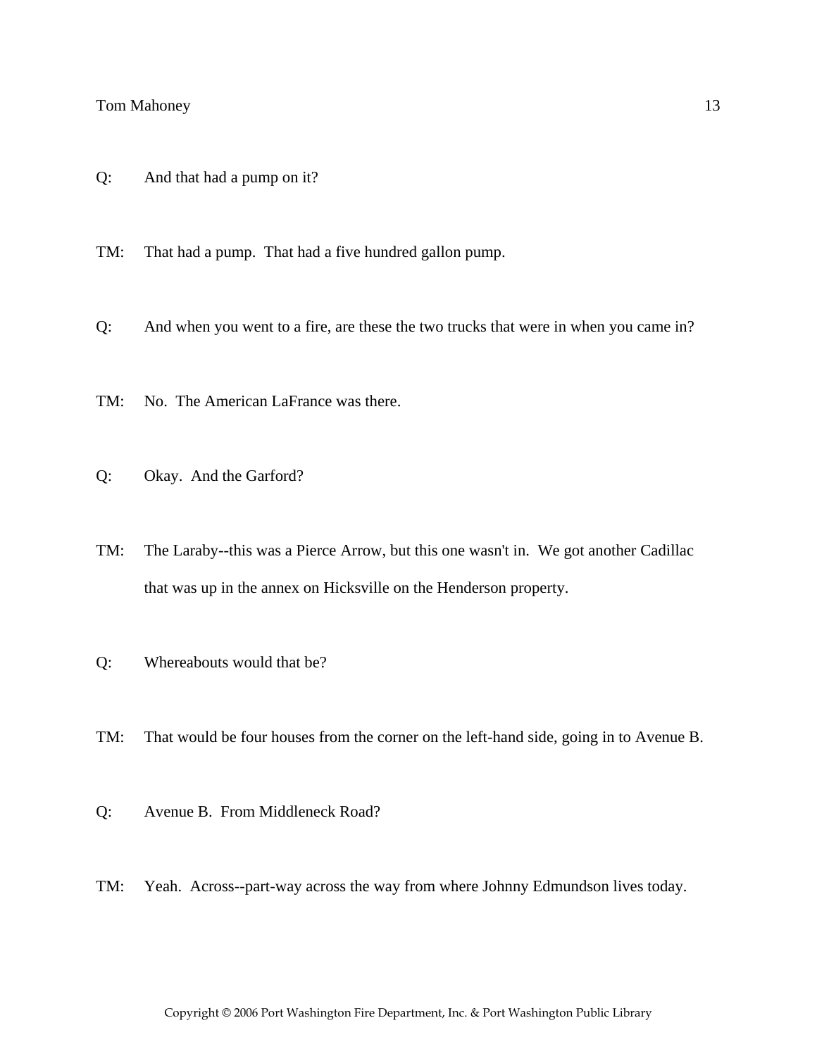Q: And that had a pump on it?

TM: That had a pump. That had a five hundred gallon pump.

Q: And when you went to a fire, are these the two trucks that were in when you came in?

TM: No. The American LaFrance was there.

Q: Okay. And the Garford?

TM: The Laraby--this was a Pierce Arrow, but this one wasn't in. We got another Cadillac that was up in the annex on Hicksville on the Henderson property.

Q: Whereabouts would that be?

TM: That would be four houses from the corner on the left-hand side, going in to Avenue B.

Q: Avenue B. From Middleneck Road?

TM: Yeah. Across--part-way across the way from where Johnny Edmundson lives today.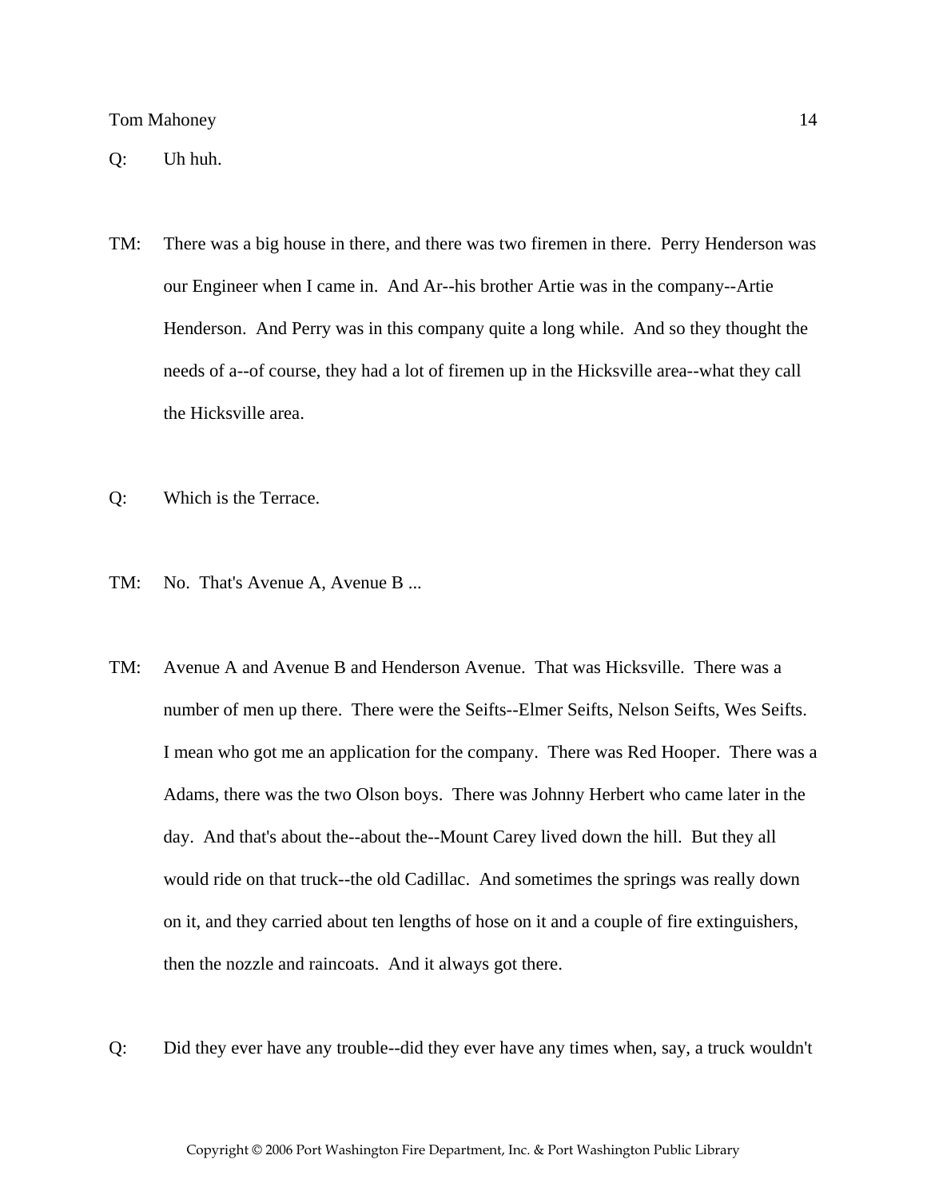Q: Uh huh.

TM: There was a big house in there, and there was two firemen in there. Perry Henderson was our Engineer when I came in. And Ar--his brother Artie was in the company--Artie Henderson. And Perry was in this company quite a long while. And so they thought the needs of a--of course, they had a lot of firemen up in the Hicksville area--what they call the Hicksville area.

Q: Which is the Terrace.

TM: No. That's Avenue A, Avenue B ...

TM: Avenue A and Avenue B and Henderson Avenue. That was Hicksville. There was a number of men up there. There were the Seifts--Elmer Seifts, Nelson Seifts, Wes Seifts. I mean who got me an application for the company. There was Red Hooper. There was a Adams, there was the two Olson boys. There was Johnny Herbert who came later in the day. And that's about the--about the--Mount Carey lived down the hill. But they all would ride on that truck--the old Cadillac. And sometimes the springs was really down on it, and they carried about ten lengths of hose on it and a couple of fire extinguishers, then the nozzle and raincoats. And it always got there.

Q: Did they ever have any trouble--did they ever have any times when, say, a truck wouldn't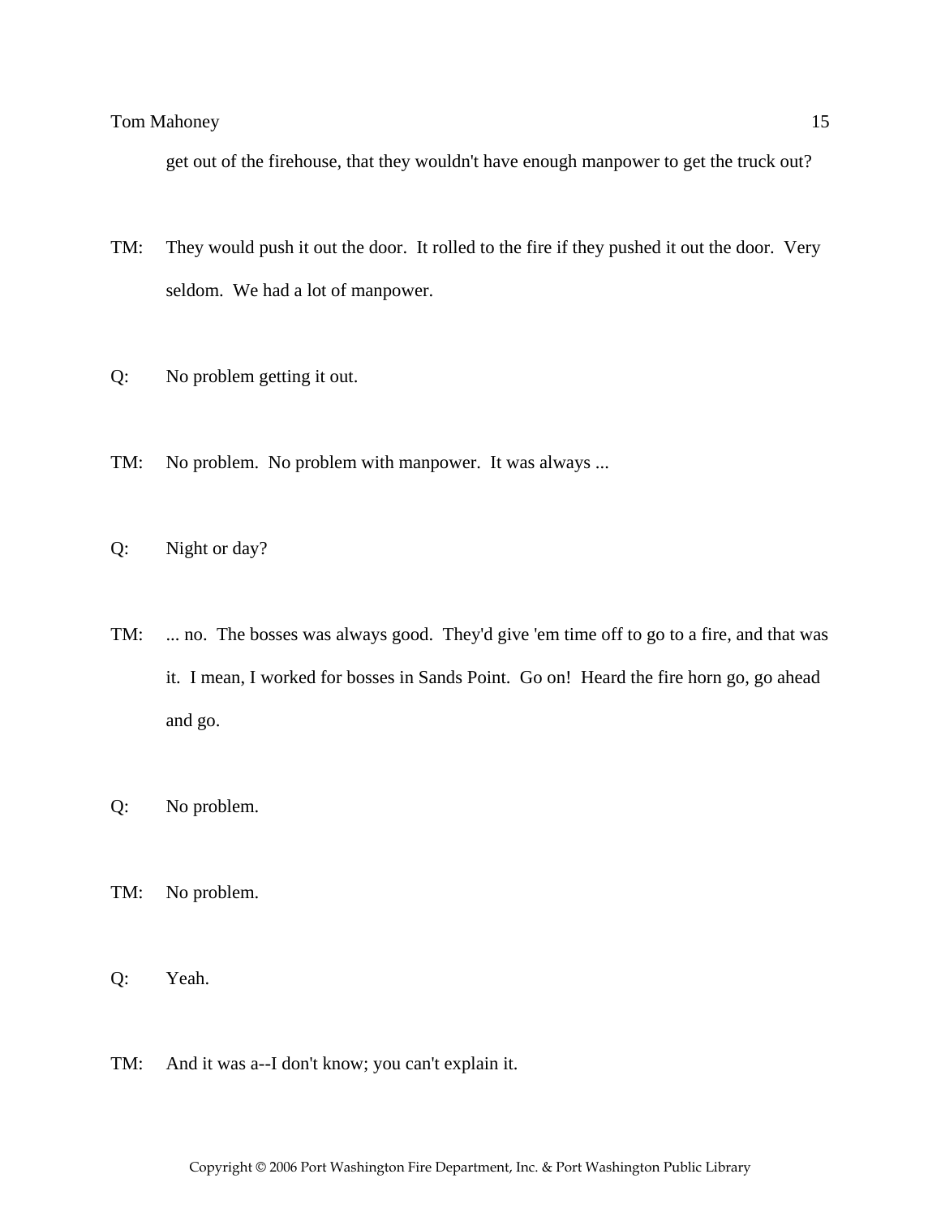get out of the firehouse, that they wouldn't have enough manpower to get the truck out?

TM: They would push it out the door. It rolled to the fire if they pushed it out the door. Very seldom. We had a lot of manpower.

Q: No problem getting it out.

TM: No problem. No problem with manpower. It was always ...

Q: Night or day?

TM: ... no. The bosses was always good. They'd give 'em time off to go to a fire, and that was it. I mean, I worked for bosses in Sands Point. Go on! Heard the fire horn go, go ahead and go.

Q: No problem.

TM: No problem.

Q: Yeah.

TM: And it was a--I don't know; you can't explain it.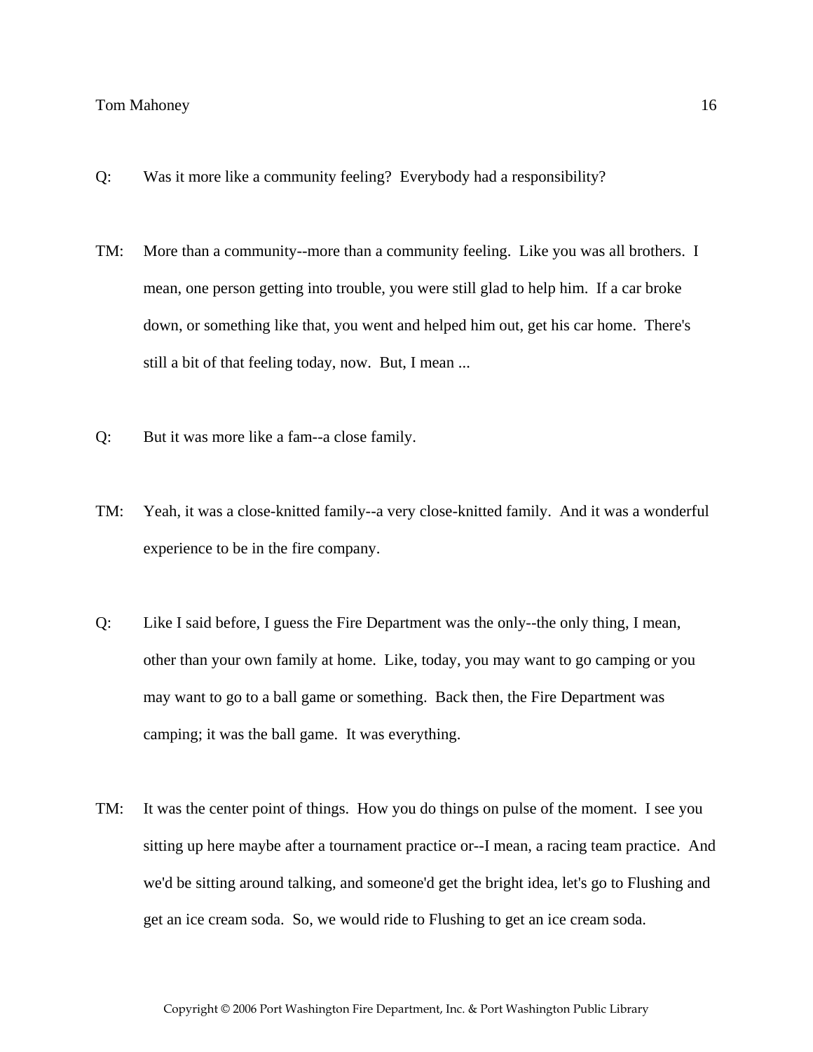Q: Was it more like a community feeling? Everybody had a responsibility?

TM: More than a community--more than a community feeling. Like you was all brothers. I mean, one person getting into trouble, you were still glad to help him. If a car broke down, or something like that, you went and helped him out, get his car home. There's still a bit of that feeling today, now. But, I mean ...

Q: But it was more like a fam--a close family.

TM: Yeah, it was a close-knitted family--a very close-knitted family. And it was a wonderful experience to be in the fire company.

Q: Like I said before, I guess the Fire Department was the only--the only thing, I mean, other than your own family at home. Like, today, you may want to go camping or you may want to go to a ball game or something. Back then, the Fire Department was camping; it was the ball game. It was everything.

TM: It was the center point of things. How you do things on pulse of the moment. I see you sitting up here maybe after a tournament practice or--I mean, a racing team practice. And we'd be sitting around talking, and someone'd get the bright idea, let's go to Flushing and get an ice cream soda. So, we would ride to Flushing to get an ice cream soda.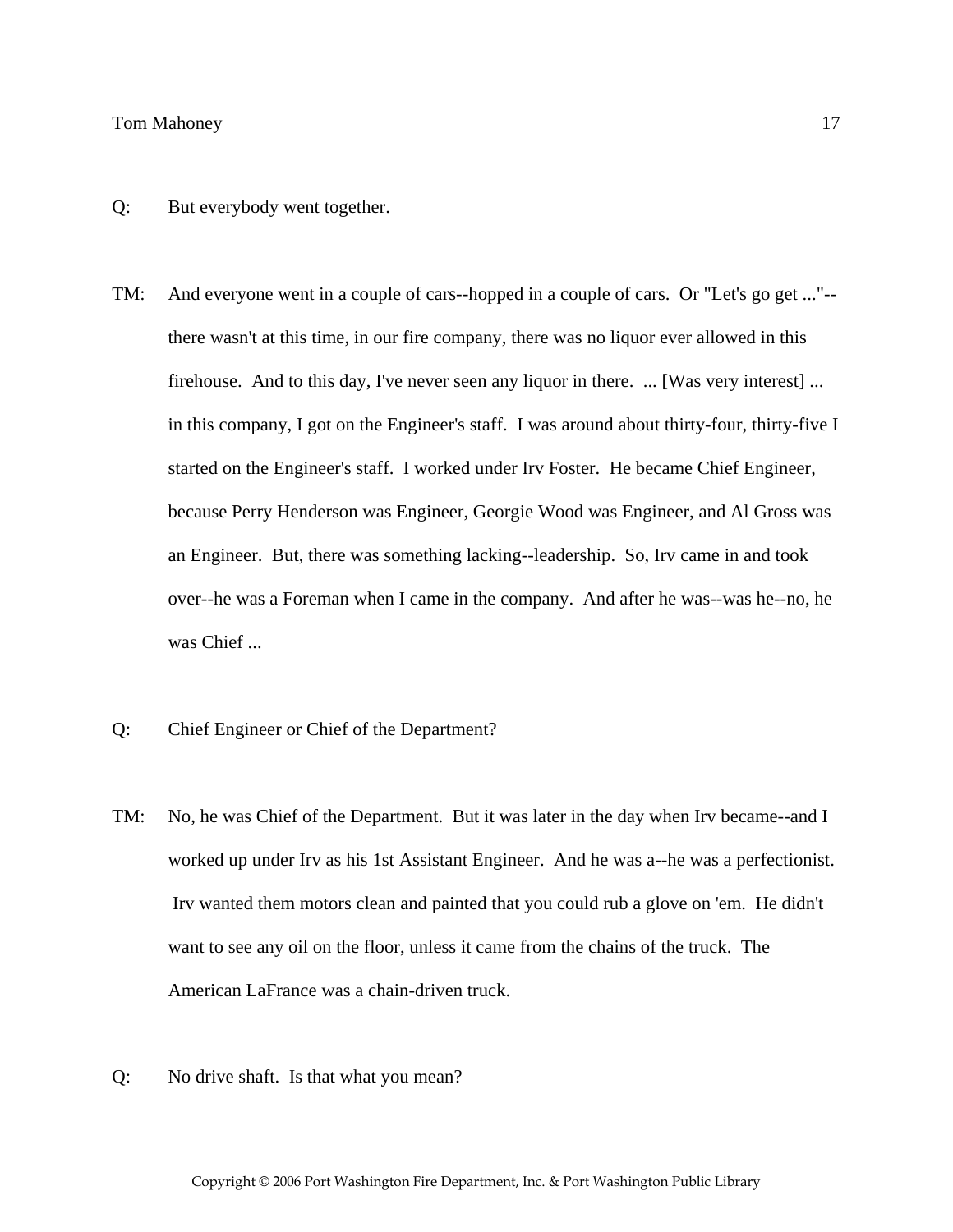Q: But everybody went together.

TM: And everyone went in a couple of cars--hopped in a couple of cars. Or "Let's go get ..."--there wasn't at this time, in our fire company, there was no liquor ever allowed in this firehouse. And to this day, I've never seen any liquor in there. ... [Was very interest] ... in this company, I got on the Engineer's staff. I was around about thirty-four, thirty-five I started on the Engineer's staff. I worked under Irv Foster. He became Chief Engineer, because Perry Henderson was Engineer, Georgie Wood was Engineer, and Al Gross was an Engineer. But, there was something lacking--leadership. So, Irv came in and took over--he was a Foreman when I came in the company. And after he was--was he--no, he was Chief ...

Q: Chief Engineer or Chief of the Department?

TM: No, he was Chief of the Department. But it was later in the day when Irv became--and I worked up under Irv as his 1st Assistant Engineer. And he was a--he was a perfectionist. Irv wanted them motors clean and painted that you could rub a glove on 'em. He didn't want to see any oil on the floor, unless it came from the chains of the truck. The American LaFrance was a chain-driven truck.

Q: No drive shaft. Is that what you mean?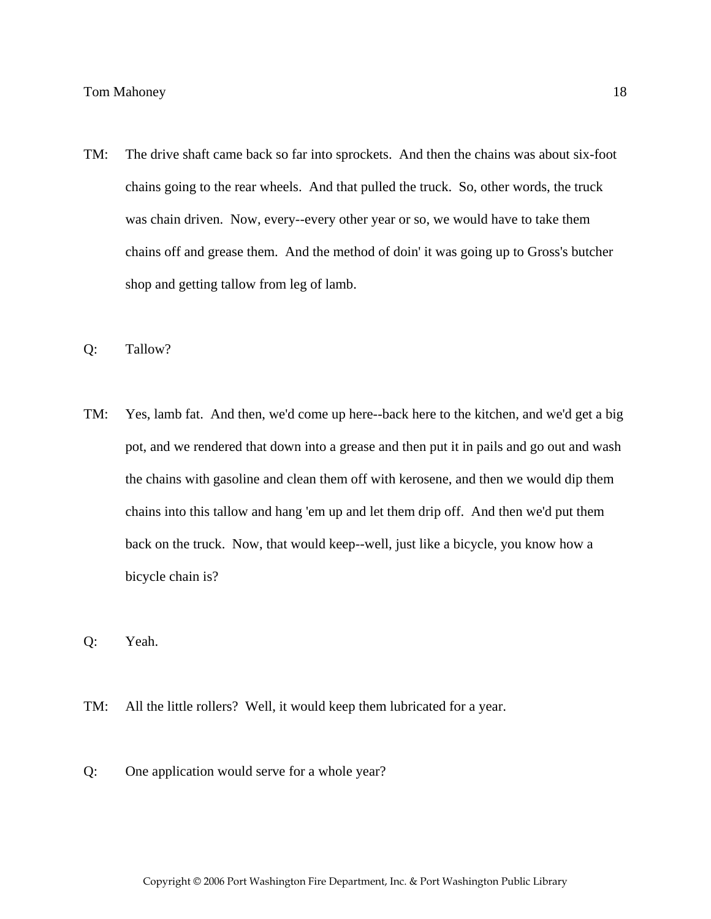TM: The drive shaft came back so far into sprockets. And then the chains was about six-foot chains going to the rear wheels. And that pulled the truck. So, other words, the truck was chain driven. Now, every--every other year or so, we would have to take them chains off and grease them. And the method of doin' it was going up to Gross's butcher shop and getting tallow from leg of lamb.

Q: Tallow?

TM: Yes, lamb fat. And then, we'd come up here--back here to the kitchen, and we'd get a big pot, and we rendered that down into a grease and then put it in pails and go out and wash the chains with gasoline and clean them off with kerosene, and then we would dip them chains into this tallow and hang 'em up and let them drip off. And then we'd put them back on the truck. Now, that would keep--well, just like a bicycle, you know how a bicycle chain is?

Q: Yeah.

TM: All the little rollers? Well, it would keep them lubricated for a year.

Q: One application would serve for a whole year?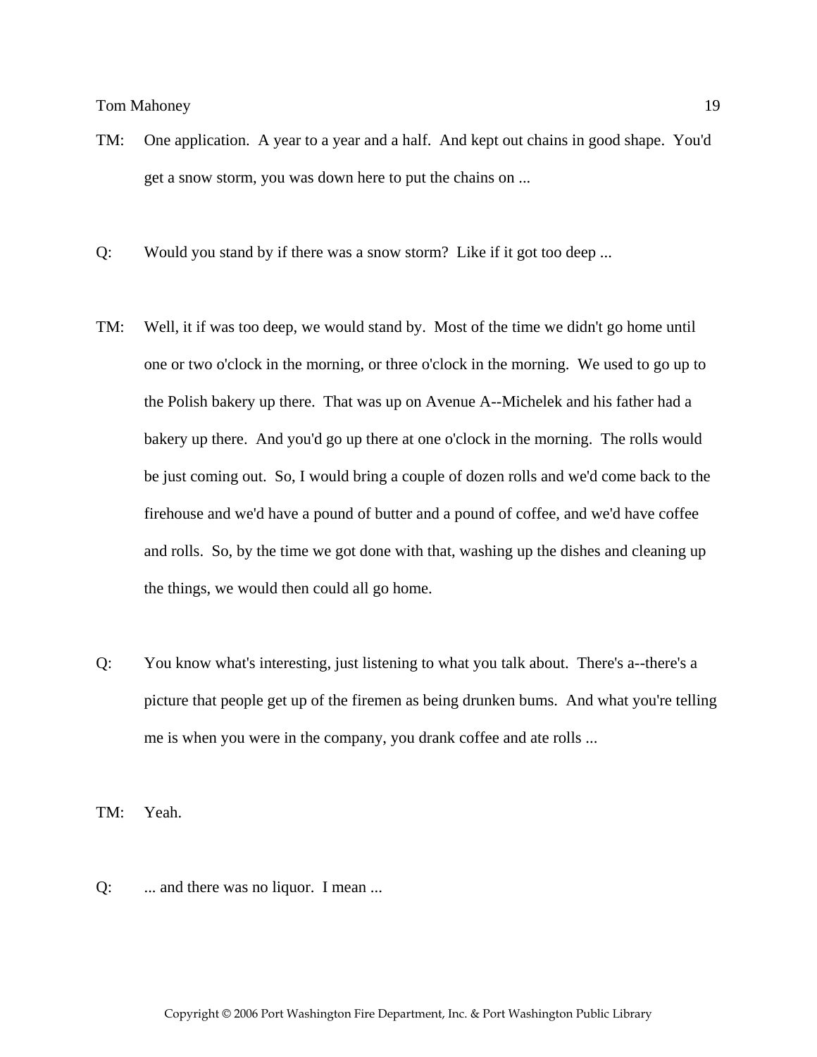TM: One application. A year to a year and a half. And kept out chains in good shape. You'd get a snow storm, you was down here to put the chains on ...

Q: Would you stand by if there was a snow storm? Like if it got too deep ...

TM: Well, it if was too deep, we would stand by. Most of the time we didn't go home until one or two o'clock in the morning, or three o'clock in the morning. We used to go up to the Polish bakery up there. That was up on Avenue A--Michelek and his father had a bakery up there. And you'd go up there at one o'clock in the morning. The rolls would be just coming out. So, I would bring a couple of dozen rolls and we'd come back to the firehouse and we'd have a pound of butter and a pound of coffee, and we'd have coffee and rolls. So, by the time we got done with that, washing up the dishes and cleaning up the things, we would then could all go home.

Q: You know what's interesting, just listening to what you talk about. There's a--there's a picture that people get up of the firemen as being drunken bums. And what you're telling me is when you were in the company, you drank coffee and ate rolls ...

TM: Yeah.

Q: ... and there was no liquor. I mean ...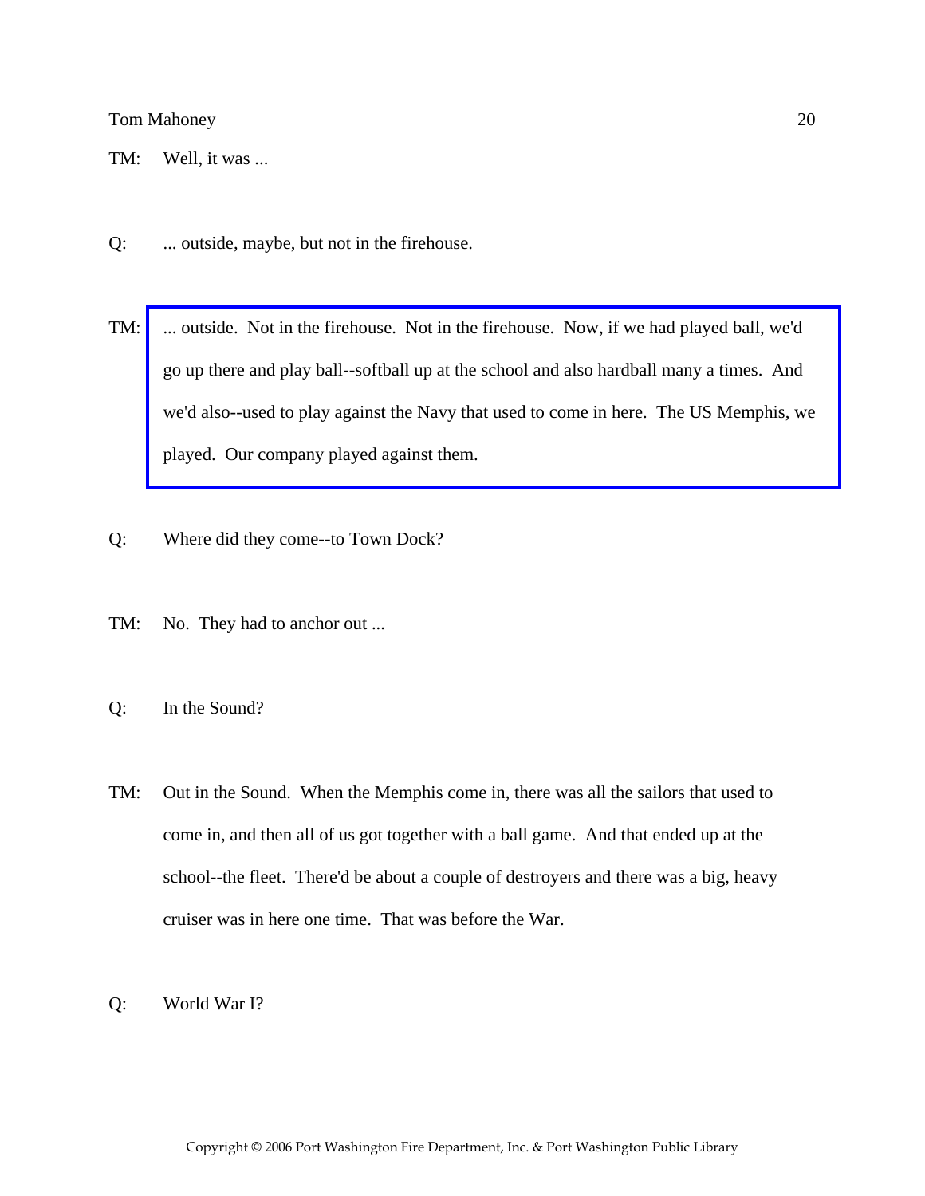TM: Well, it was ...

Q: ... outside, maybe, but not in the firehouse.

TM: ... outside. Not in the firehouse. Not in the firehouse. Now, if we had played ball, we'd go up there and play ball--softball up at the school and also hardball many a times. And we'd also--used to play against the Navy that used to come in here. The US Memphis, we played. Our company played against them.

Q: Where did they come--to Town Dock?

TM: No. They had to anchor out ...

Q: In the Sound?

TM: Out in the Sound. When the Memphis come in, there was all the sailors that used to come in, and then all of us got together with a ball game. And that ended up at the school--the fleet. There'd be about a couple of destroyers and there was a big, heavy cruiser was in here one time. That was before the War.

Q: World War I?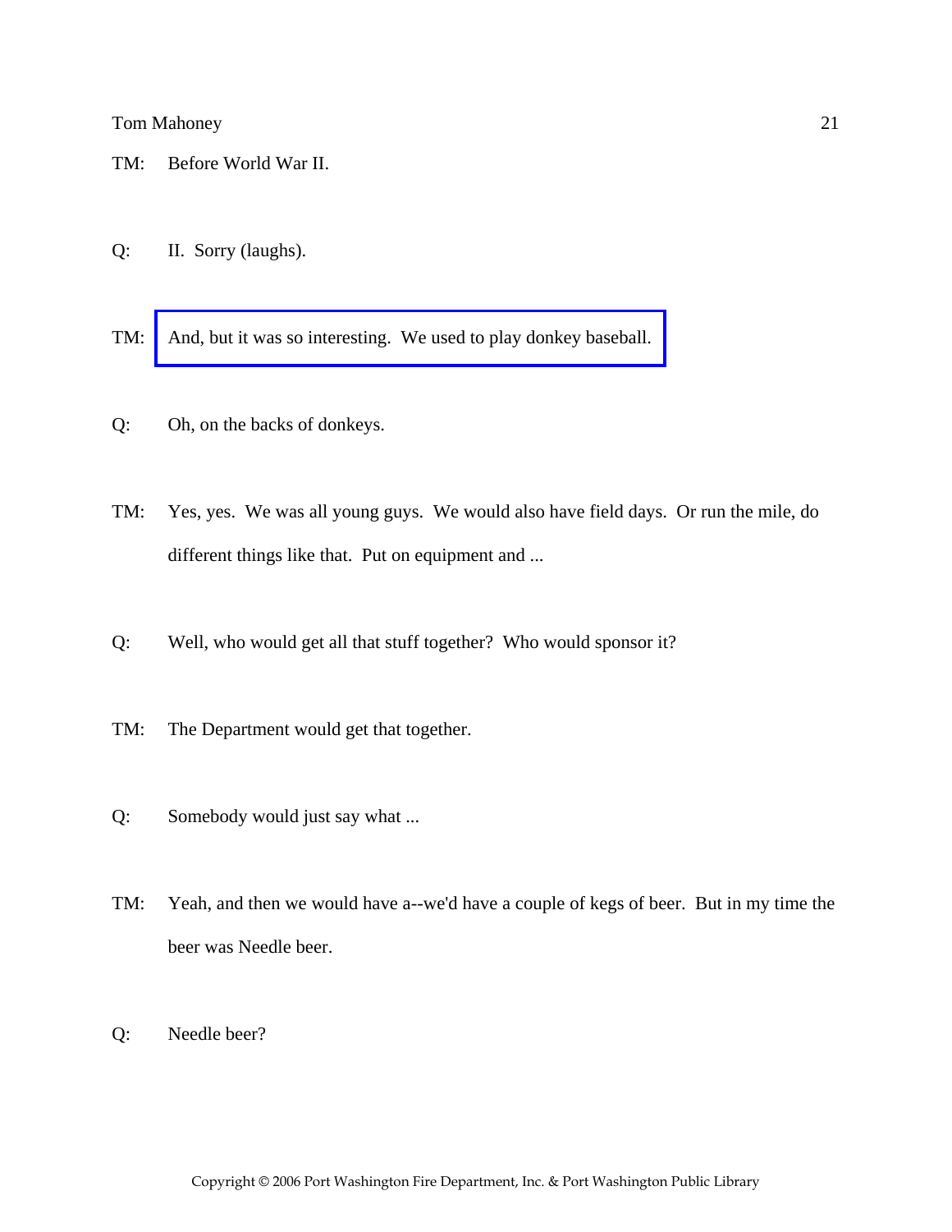TM: Before World War II.

Q: II. Sorry (laughs).

TM: And, but it was so interesting. We used to play donkey baseball.

Q: Oh, on the backs of donkeys.

TM: Yes, yes. We was all young guys. We would also have field days. Or run the mile, do different things like that. Put on equipment and ...

Q: Well, who would get all that stuff together? Who would sponsor it?

TM: The Department would get that together.

Q: Somebody would just say what ...

TM: Yeah, and then we would have a--we'd have a couple of kegs of beer. But in my time the beer was Needle beer.

Q: Needle beer?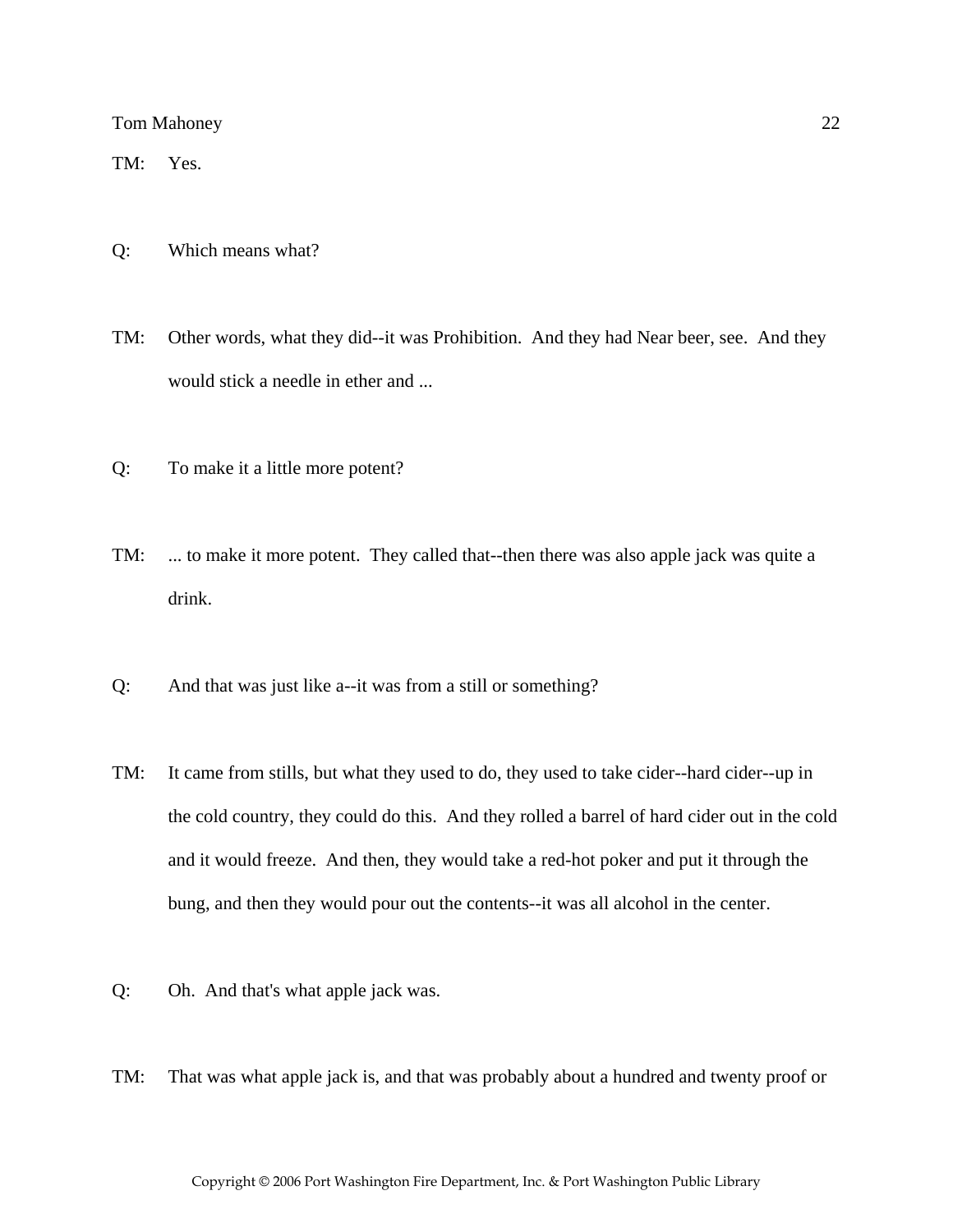TM: Yes.

Q: Which means what?

TM: Other words, what they did--it was Prohibition. And they had Near beer, see. And they would stick a needle in ether and ...

Q: To make it a little more potent?

TM: ... to make it more potent. They called that--then there was also apple jack was quite a drink.

Q: And that was just like a--it was from a still or something?

TM: It came from stills, but what they used to do, they used to take cider--hard cider--up in the cold country, they could do this. And they rolled a barrel of hard cider out in the cold and it would freeze. And then, they would take a red-hot poker and put it through the bung, and then they would pour out the contents--it was all alcohol in the center.

Q: Oh. And that's what apple jack was.

TM: That was what apple jack is, and that was probably about a hundred and twenty proof or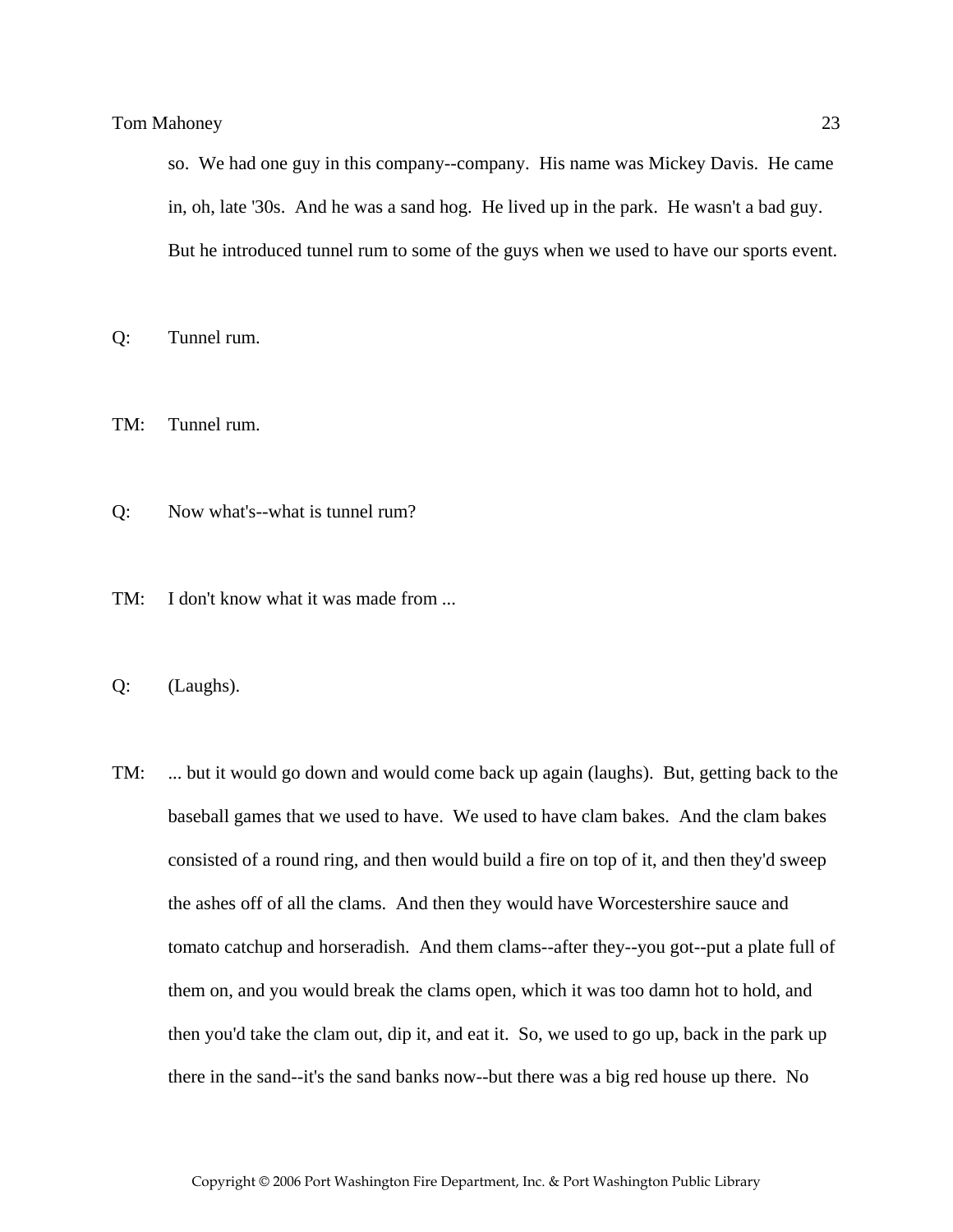so. We had one guy in this company--company. His name was Mickey Davis. He came in, oh, late '30s. And he was a sand hog. He lived up in the park. He wasn't a bad guy. But he introduced tunnel rum to some of the guys when we used to have our sports event.

Q: Tunnel rum.

TM: Tunnel rum.

Q: Now what's--what is tunnel rum?

TM: I don't know what it was made from ...

Q: (Laughs).

TM: ... but it would go down and would come back up again (laughs). But, getting back to the baseball games that we used to have. We used to have clam bakes. And the clam bakes consisted of a round ring, and then would build a fire on top of it, and then they'd sweep the ashes off of all the clams. And then they would have Worcestershire sauce and tomato catchup and horseradish. And them clams--after they--you got--put a plate full of them on, and you would break the clams open, which it was too damn hot to hold, and then you'd take the clam out, dip it, and eat it. So, we used to go up, back in the park up there in the sand--it's the sand banks now--but there was a big red house up there. No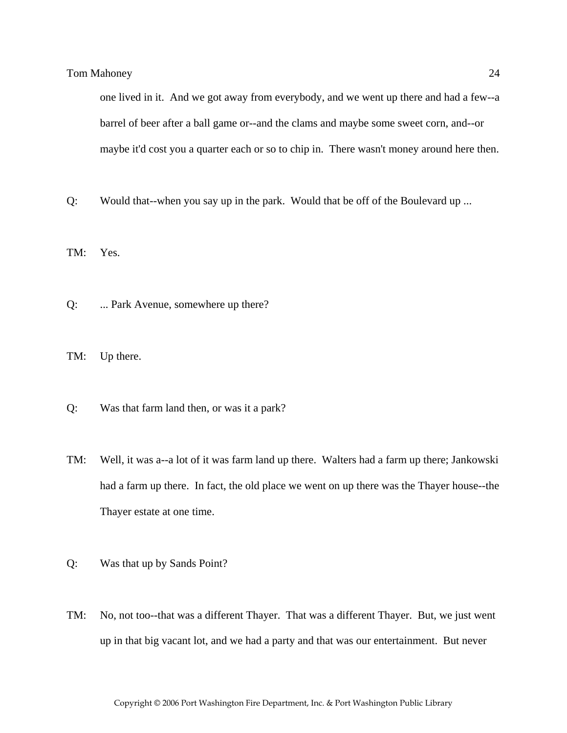one lived in it. And we got away from everybody, and we went up there and had a few--a barrel of beer after a ball game or--and the clams and maybe some sweet corn, and--or maybe it'd cost you a quarter each or so to chip in. There wasn't money around here then.

Q: Would that--when you say up in the park. Would that be off of the Boulevard up ...

TM: Yes.

Q: ... Park Avenue, somewhere up there?

TM: Up there.

Q: Was that farm land then, or was it a park?

TM: Well, it was a--a lot of it was farm land up there. Walters had a farm up there; Jankowski had a farm up there. In fact, the old place we went on up there was the Thayer house--the Thayer estate at one time.

Q: Was that up by Sands Point?

TM: No, not too--that was a different Thayer. That was a different Thayer. But, we just went up in that big vacant lot, and we had a party and that was our entertainment. But never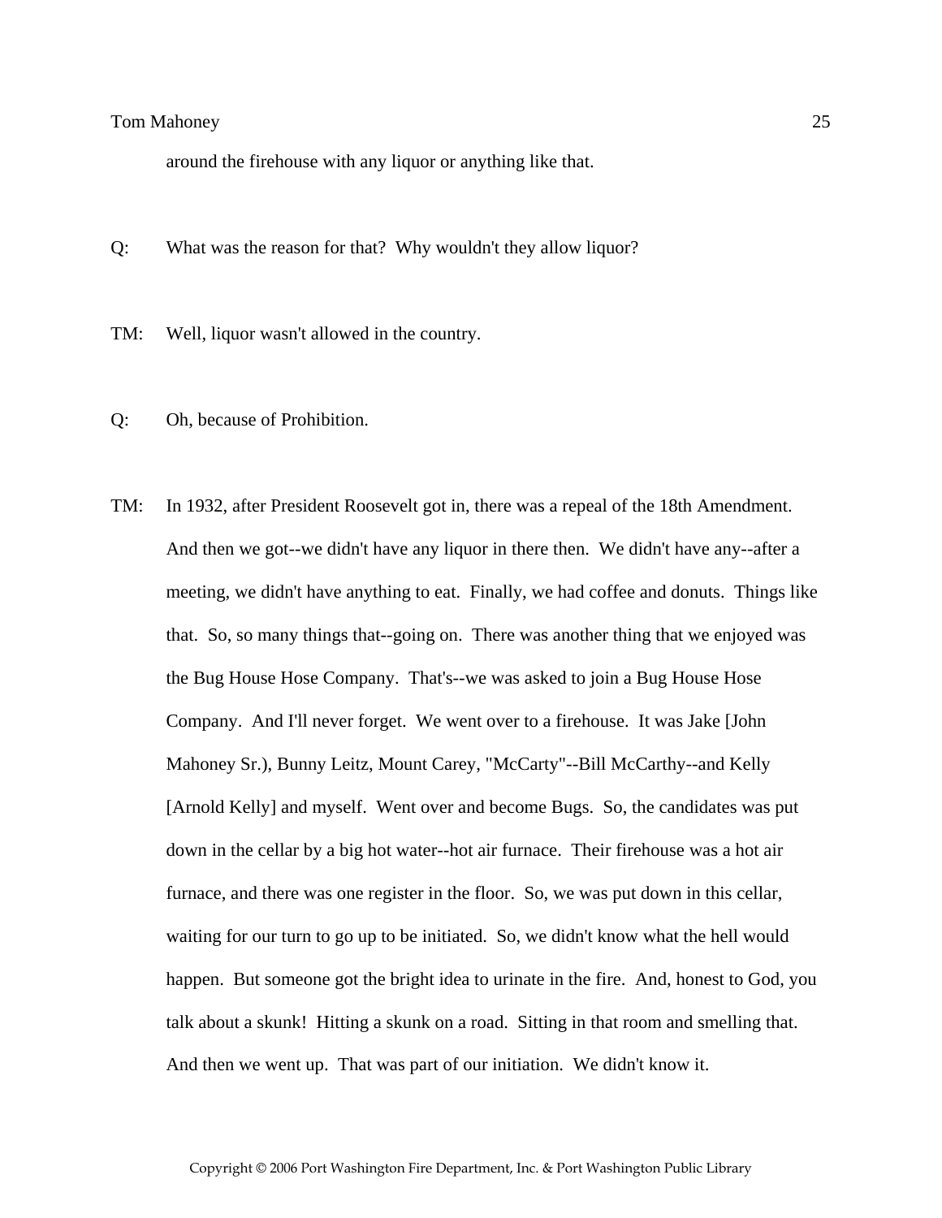around the firehouse with any liquor or anything like that.

Q: What was the reason for that? Why wouldn't they allow liquor?

TM: Well, liquor wasn't allowed in the country.

Q: Oh, because of Prohibition.

TM: In 1932, after President Roosevelt got in, there was a repeal of the 18th Amendment. And then we got--we didn't have any liquor in there then. We didn't have any--after a meeting, we didn't have anything to eat. Finally, we had coffee and donuts. Things like that. So, so many things that--going on. There was another thing that we enjoyed was the Bug House Hose Company. That's--we was asked to join a Bug House Hose Company. And I'll never forget. We went over to a firehouse. It was Jake [John Mahoney Sr.), Bunny Leitz, Mount Carey, "McCarty"--Bill McCarthy--and Kelly [Arnold Kelly] and myself. Went over and become Bugs. So, the candidates was put down in the cellar by a big hot water--hot air furnace. Their firehouse was a hot air furnace, and there was one register in the floor. So, we was put down in this cellar, waiting for our turn to go up to be initiated. So, we didn't know what the hell would happen. But someone got the bright idea to urinate in the fire. And, honest to God, you talk about a skunk! Hitting a skunk on a road. Sitting in that room and smelling that. And then we went up. That was part of our initiation. We didn't know it.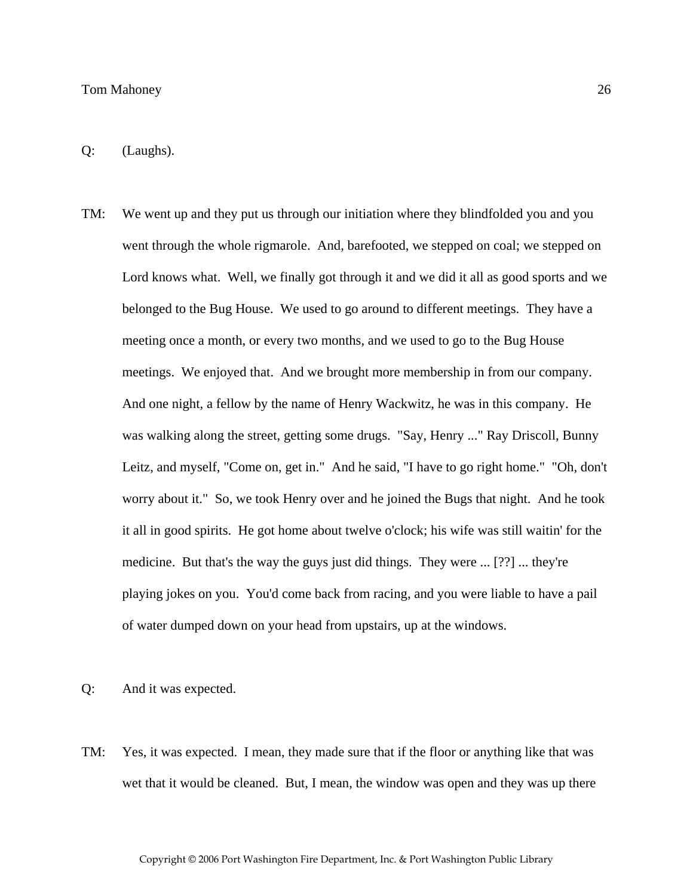Q: (Laughs).

TM: We went up and they put us through our initiation where they blindfolded you and you went through the whole rigmarole. And, barefooted, we stepped on coal; we stepped on Lord knows what. Well, we finally got through it and we did it all as good sports and we belonged to the Bug House. We used to go around to different meetings. They have a meeting once a month, or every two months, and we used to go to the Bug House meetings. We enjoyed that. And we brought more membership in from our company. And one night, a fellow by the name of Henry Wackwitz, he was in this company. He was walking along the street, getting some drugs. "Say, Henry ..." Ray Driscoll, Bunny Leitz, and myself, "Come on, get in." And he said, "I have to go right home." "Oh, don't worry about it." So, we took Henry over and he joined the Bugs that night. And he took it all in good spirits. He got home about twelve o'clock; his wife was still waitin' for the medicine. But that's the way the guys just did things. They were ... [??] ... they're playing jokes on you. You'd come back from racing, and you were liable to have a pail of water dumped down on your head from upstairs, up at the windows.

Q: And it was expected.

TM: Yes, it was expected. I mean, they made sure that if the floor or anything like that was wet that it would be cleaned. But, I mean, the window was open and they was up there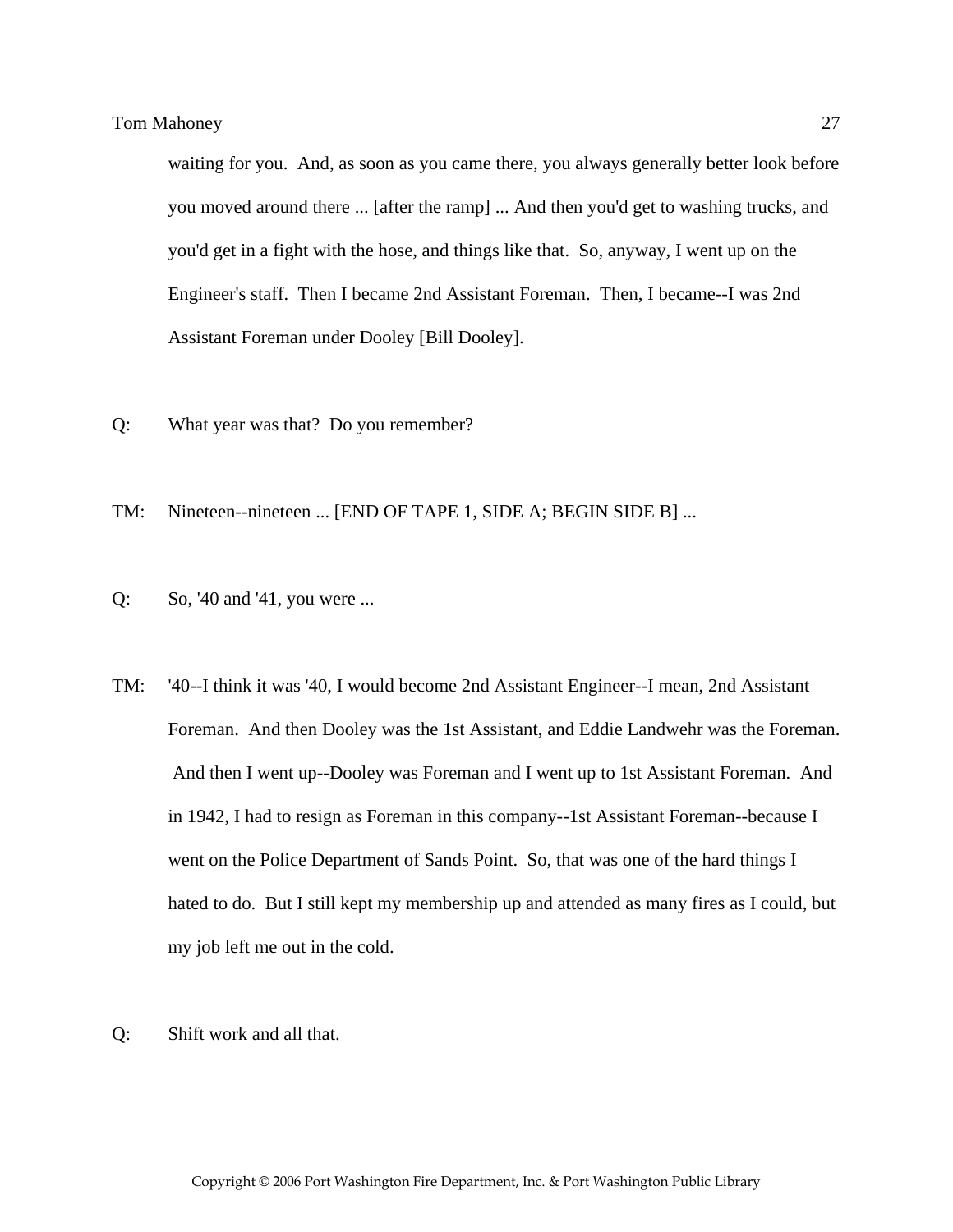waiting for you. And, as soon as you came there, you always generally better look before you moved around there ... [after the ramp] ... And then you'd get to washing trucks, and you'd get in a fight with the hose, and things like that. So, anyway, I went up on the Engineer's staff. Then I became 2nd Assistant Foreman. Then, I became--I was 2nd Assistant Foreman under Dooley [Bill Dooley].

Q: What year was that? Do you remember?

TM: Nineteen--nineteen ... [END OF TAPE 1, SIDE A; BEGIN SIDE B] ...

Q: So, '40 and '41, you were ...

TM: '40--I think it was '40, I would become 2nd Assistant Engineer--I mean, 2nd Assistant Foreman. And then Dooley was the 1st Assistant, and Eddie Landwehr was the Foreman. And then I went up--Dooley was Foreman and I went up to 1st Assistant Foreman. And in 1942, I had to resign as Foreman in this company--1st Assistant Foreman--because I went on the Police Department of Sands Point. So, that was one of the hard things I hated to do. But I still kept my membership up and attended as many fires as I could, but my job left me out in the cold.

Q: Shift work and all that.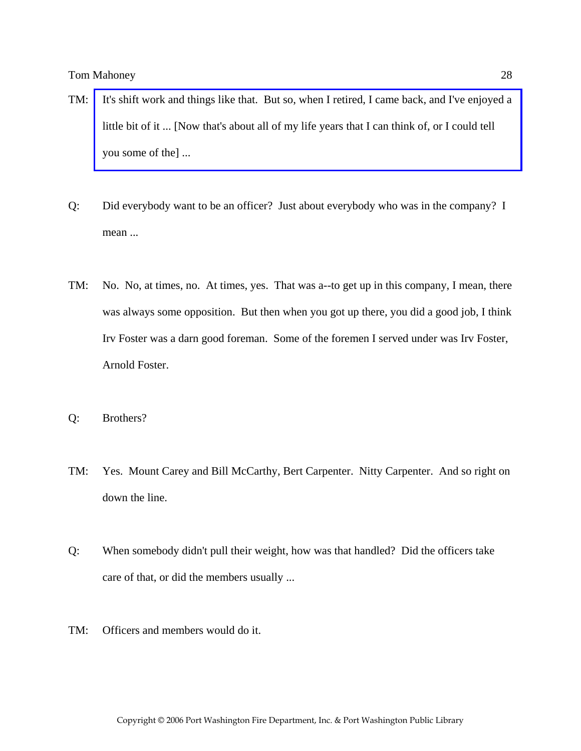TM: It's shift work and things like that. But so, when I retired, I came back, and I've enjoyed a little bit of it ... [Now that's about all of my life years that I can think of, or I could tell you some of the] ...

Q: Did everybody want to be an officer? Just about everybody who was in the company? I mean ...

TM: No. No, at times, no. At times, yes. That was a--to get up in this company, I mean, there was always some opposition. But then when you got up there, you did a good job, I think Irv Foster was a darn good foreman. Some of the foremen I served under was Irv Foster, Arnold Foster.

Q: Brothers?

TM: Yes. Mount Carey and Bill McCarthy, Bert Carpenter. Nitty Carpenter. And so right on down the line.

Q: When somebody didn't pull their weight, how was that handled? Did the officers take care of that, or did the members usually ...

TM: Officers and members would do it.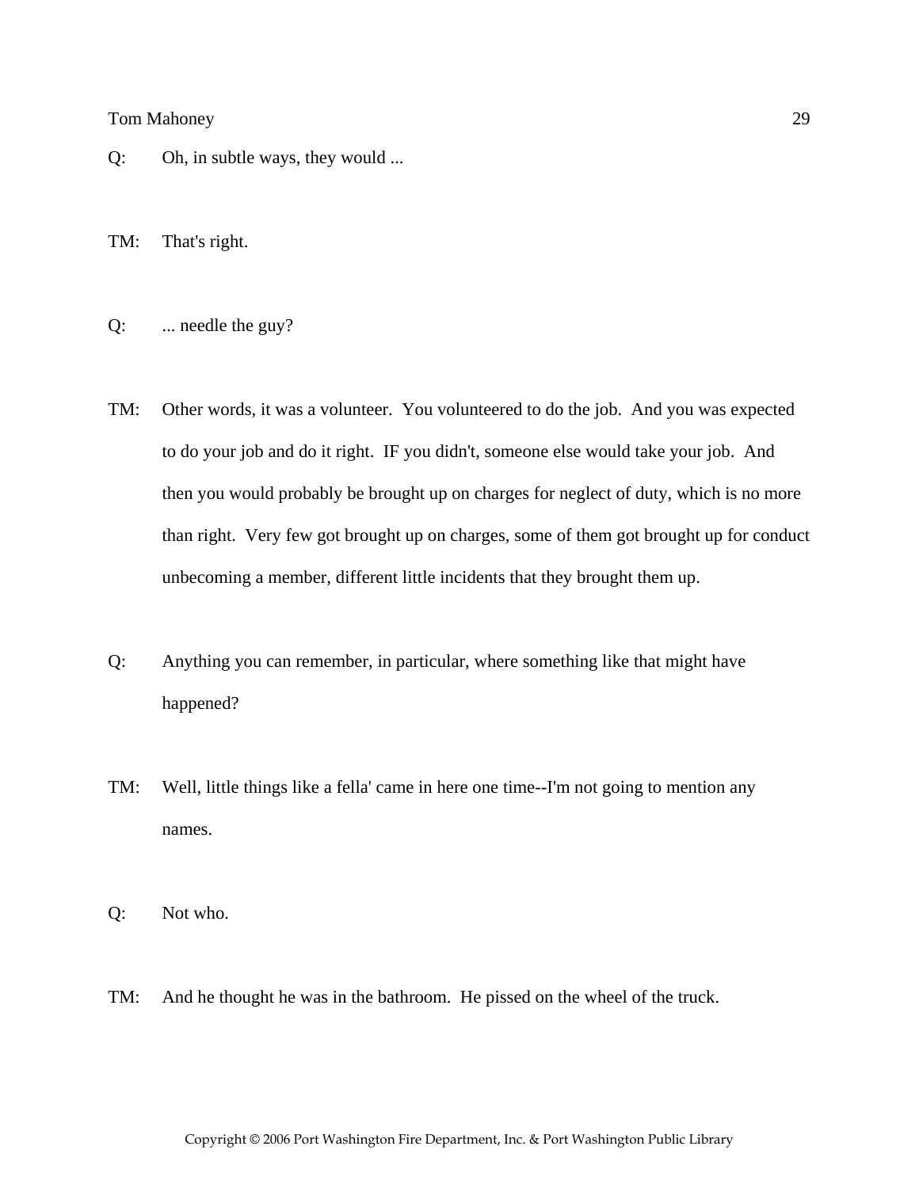Q: Oh, in subtle ways, they would ...

TM: That's right.

Q: ... needle the guy?

TM: Other words, it was a volunteer. You volunteered to do the job. And you was expected to do your job and do it right. IF you didn't, someone else would take your job. And then you would probably be brought up on charges for neglect of duty, which is no more than right. Very few got brought up on charges, some of them got brought up for conduct unbecoming a member, different little incidents that they brought them up.

Q: Anything you can remember, in particular, where something like that might have happened?

TM: Well, little things like a fella' came in here one time--I'm not going to mention any names.

Q: Not who.

TM: And he thought he was in the bathroom. He pissed on the wheel of the truck.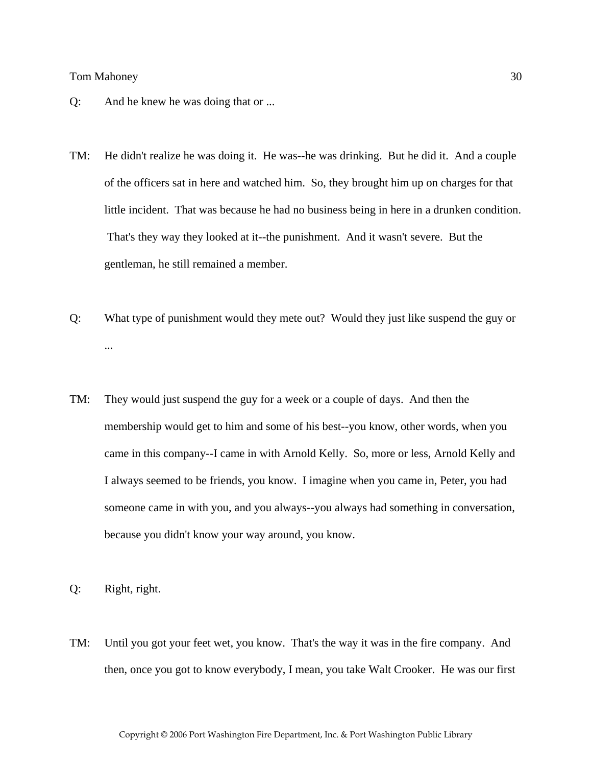Q: And he knew he was doing that or ...

TM: He didn't realize he was doing it. He was--he was drinking. But he did it. And a couple of the officers sat in here and watched him. So, they brought him up on charges for that little incident. That was because he had no business being in here in a drunken condition. That's they way they looked at it--the punishment. And it wasn't severe. But the gentleman, he still remained a member.

Q: What type of punishment would they mete out? Would they just like suspend the guy or ...

TM: They would just suspend the guy for a week or a couple of days. And then the membership would get to him and some of his best--you know, other words, when you came in this company--I came in with Arnold Kelly. So, more or less, Arnold Kelly and I always seemed to be friends, you know. I imagine when you came in, Peter, you had someone came in with you, and you always--you always had something in conversation, because you didn't know your way around, you know.

Q: Right, right.

TM: Until you got your feet wet, you know. That's the way it was in the fire company. And then, once you got to know everybody, I mean, you take Walt Crooker. He was our first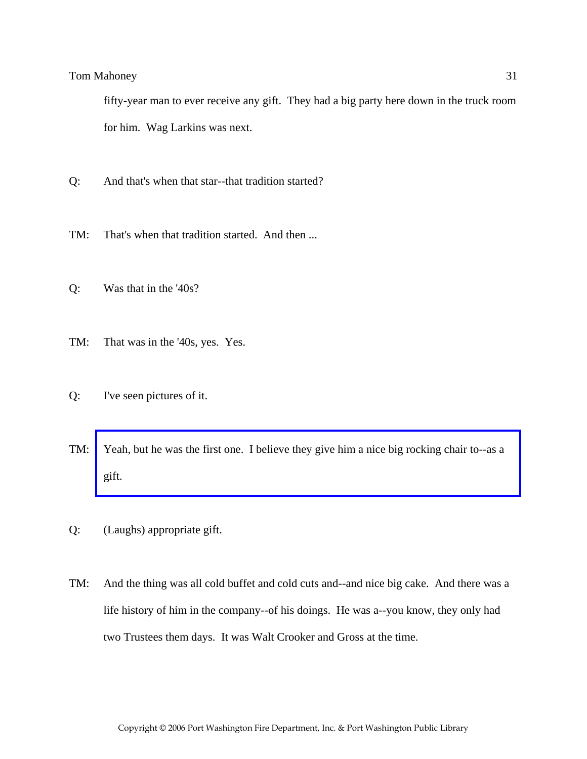fifty-year man to ever receive any gift. They had a big party here down in the truck room for him. Wag Larkins was next.

Q: And that's when that star--that tradition started?

TM: That's when that tradition started. And then ...

Q: Was that in the '40s?

TM: That was in the '40s, yes. Yes.

Q: I've seen pictures of it.

TM: Yeah, but he was the first one. I believe they give him a nice big rocking chair to--as a gift.

Q: (Laughs) appropriate gift.

TM: And the thing was all cold buffet and cold cuts and--and nice big cake. And there was a life history of him in the company--of his doings. He was a--you know, they only had two Trustees them days. It was Walt Crooker and Gross at the time.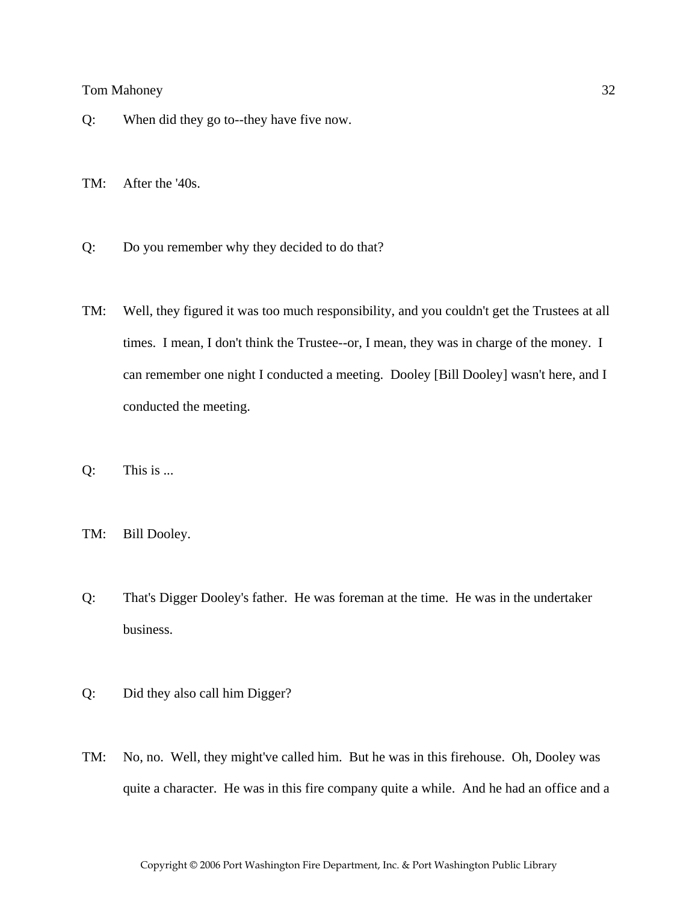Q: When did they go to--they have five now.

TM: After the '40s.

Q: Do you remember why they decided to do that?

TM: Well, they figured it was too much responsibility, and you couldn't get the Trustees at all times. I mean, I don't think the Trustee--or, I mean, they was in charge of the money. I can remember one night I conducted a meeting. Dooley [Bill Dooley] wasn't here, and I conducted the meeting.

Q: This is ...

TM: Bill Dooley.

Q: That's Digger Dooley's father. He was foreman at the time. He was in the undertaker business.

Q: Did they also call him Digger?

TM: No, no. Well, they might've called him. But he was in this firehouse. Oh, Dooley was quite a character. He was in this fire company quite a while. And he had an office and a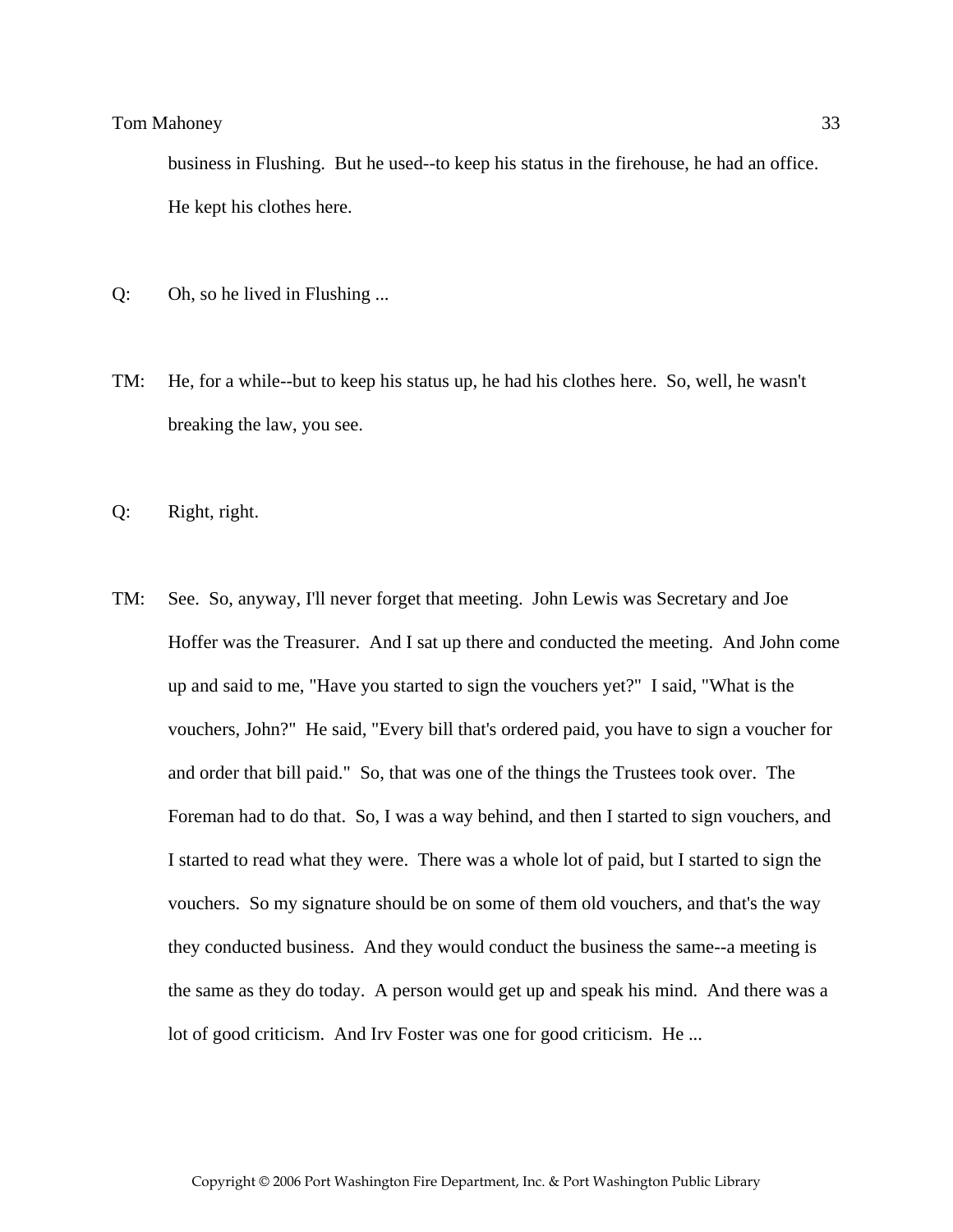business in Flushing. But he used--to keep his status in the firehouse, he had an office. He kept his clothes here.

Q: Oh, so he lived in Flushing ...

TM: He, for a while--but to keep his status up, he had his clothes here. So, well, he wasn't breaking the law, you see.

Q: Right, right.

TM: See. So, anyway, I'll never forget that meeting. John Lewis was Secretary and Joe Hoffer was the Treasurer. And I sat up there and conducted the meeting. And John come up and said to me, "Have you started to sign the vouchers yet?" I said, "What is the vouchers, John?" He said, "Every bill that's ordered paid, you have to sign a voucher for and order that bill paid." So, that was one of the things the Trustees took over. The Foreman had to do that. So, I was a way behind, and then I started to sign vouchers, and I started to read what they were. There was a whole lot of paid, but I started to sign the vouchers. So my signature should be on some of them old vouchers, and that's the way they conducted business. And they would conduct the business the same--a meeting is the same as they do today. A person would get up and speak his mind. And there was a lot of good criticism. And Irv Foster was one for good criticism. He ...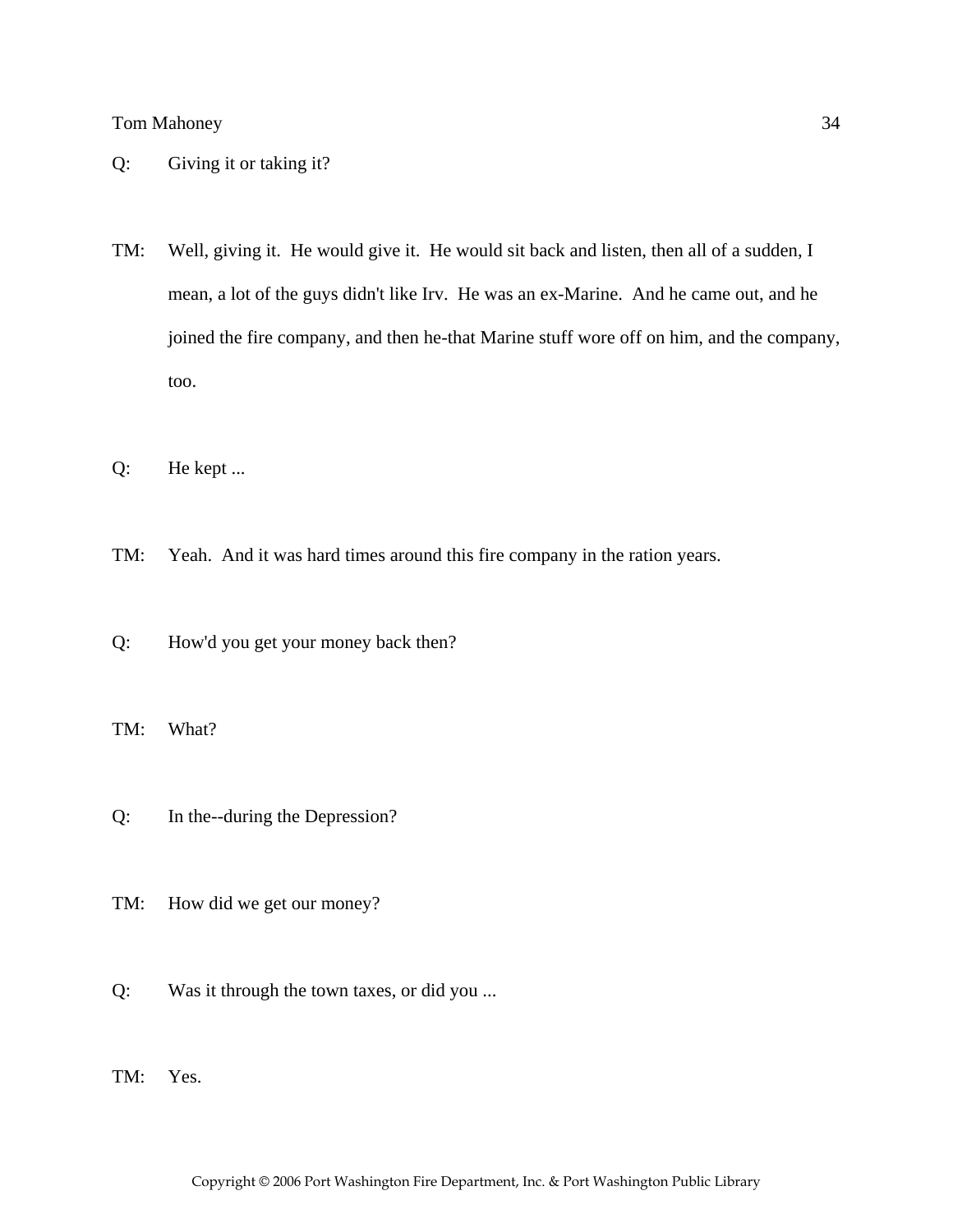Q: Giving it or taking it?

TM: Well, giving it. He would give it. He would sit back and listen, then all of a sudden, I mean, a lot of the guys didn't like Irv. He was an ex-Marine. And he came out, and he joined the fire company, and then he-that Marine stuff wore off on him, and the company, too.

Q: He kept ...

TM: Yeah. And it was hard times around this fire company in the ration years.

Q: How'd you get your money back then?

TM: What?

Q: In the--during the Depression?

TM: How did we get our money?

Q: Was it through the town taxes, or did you ...

TM: Yes.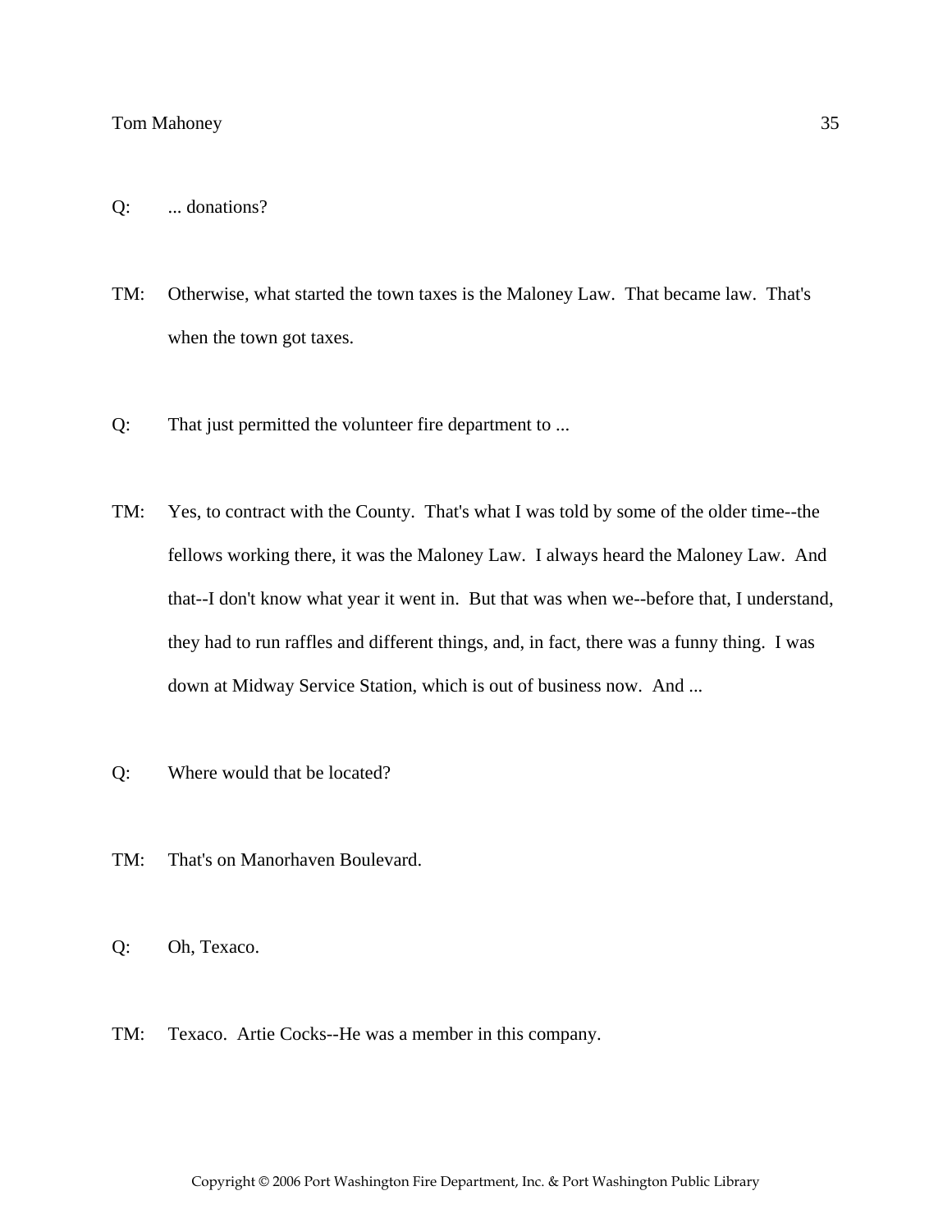Q: ... donations?

TM: Otherwise, what started the town taxes is the Maloney Law. That became law. That's when the town got taxes.

Q: That just permitted the volunteer fire department to ...

TM: Yes, to contract with the County. That's what I was told by some of the older time--the fellows working there, it was the Maloney Law. I always heard the Maloney Law. And that--I don't know what year it went in. But that was when we--before that, I understand, they had to run raffles and different things, and, in fact, there was a funny thing. I was down at Midway Service Station, which is out of business now. And ...

Q: Where would that be located?

TM: That's on Manorhaven Boulevard.

Q: Oh, Texaco.

TM: Texaco. Artie Cocks--He was a member in this company.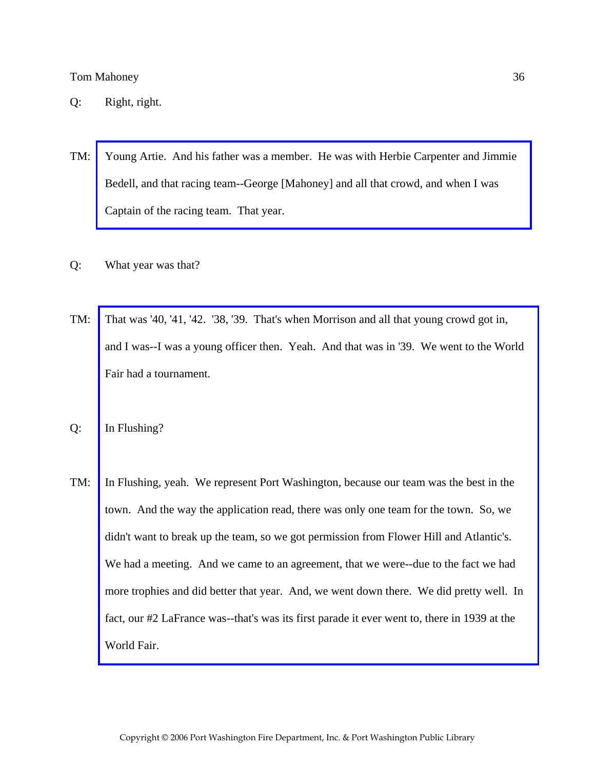Q: Right, right.

TM: Young Artie. And his father was a member. He was with Herbie Carpenter and Jimmie Bedell, and that racing team--George [Mahoney] and all that crowd, and when I was Captain of the racing team. That year.

Q: What year was that?

TM: That was '40, '41, '42. '38, '39. That's when Morrison and all that young crowd got in, and I was--I was a young officer then. Yeah. And that was in '39. We went to the World Fair had a tournament.

Q: In Flushing?

TM: In Flushing, yeah. We represent Port Washington, because our team was the best in the town. And the way the application read, there was only one team for the town. So, we didn't want to break up the team, so we got permission from Flower Hill and Atlantic's. We had a meeting. And we came to an agreement, that we were--due to the fact we had more trophies and did better that year. And, we went down there. We did pretty well. In fact, our #2 LaFrance was--that's was its first parade it ever went to, there in 1939 at the World Fair.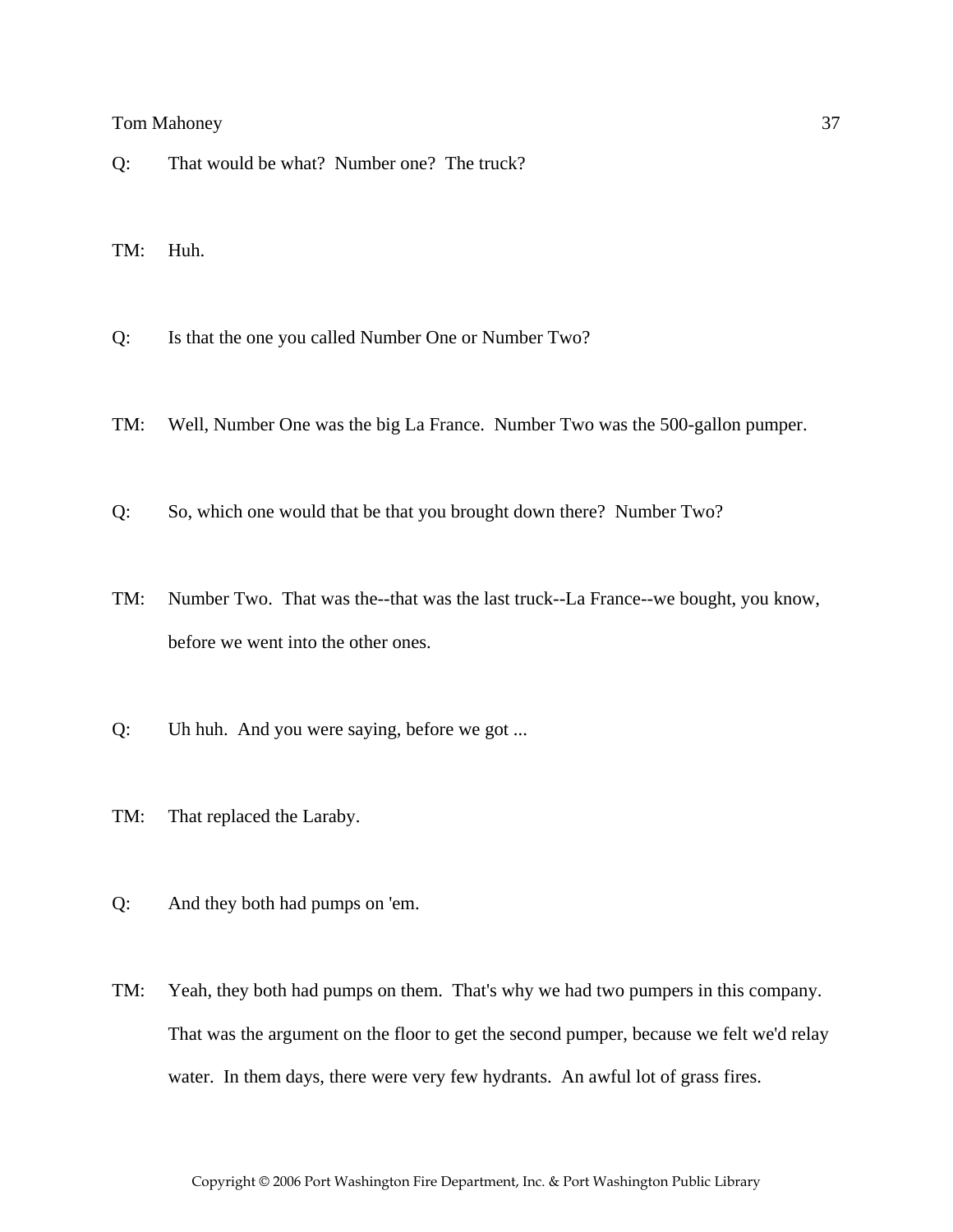Q: That would be what? Number one? The truck?

TM: Huh.

Q: Is that the one you called Number One or Number Two?

TM: Well, Number One was the big La France. Number Two was the 500-gallon pumper.

Q: So, which one would that be that you brought down there? Number Two?

TM: Number Two. That was the--that was the last truck--La France--we bought, you know, before we went into the other ones.

Q: Uh huh. And you were saying, before we got ...

TM: That replaced the Laraby.

Q: And they both had pumps on 'em.

TM: Yeah, they both had pumps on them. That's why we had two pumpers in this company. That was the argument on the floor to get the second pumper, because we felt we'd relay water. In them days, there were very few hydrants. An awful lot of grass fires.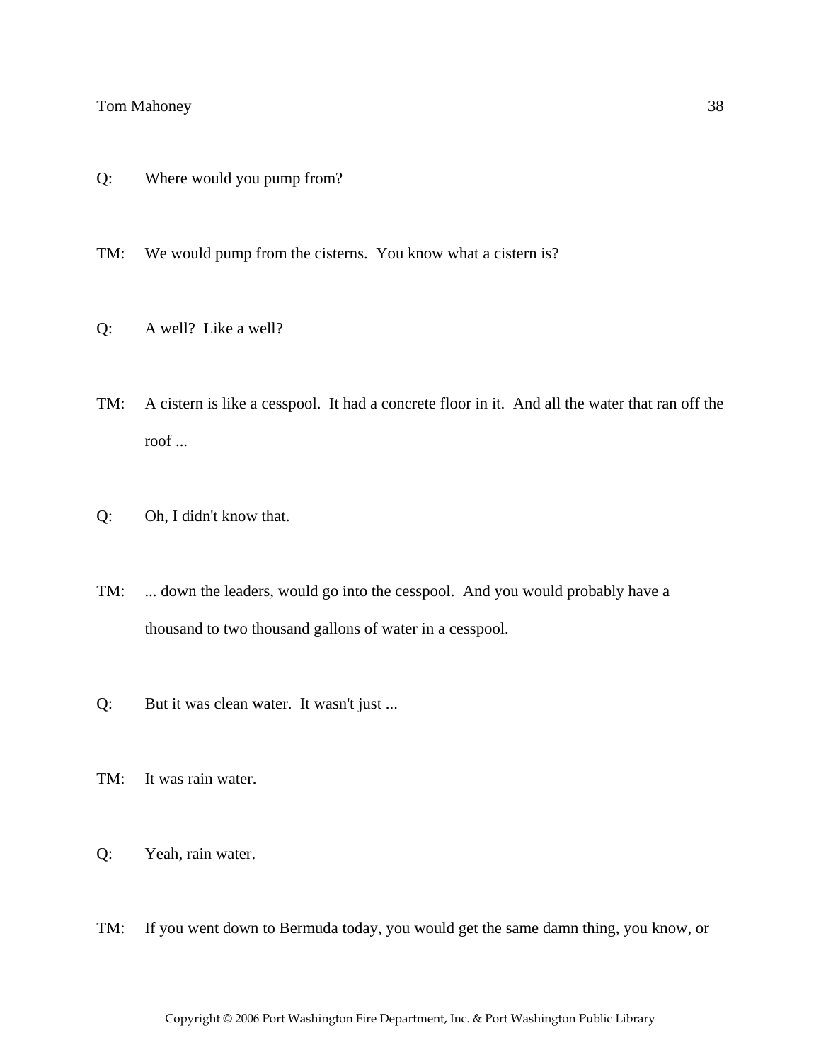Q: Where would you pump from?

TM: We would pump from the cisterns. You know what a cistern is?

Q: A well? Like a well?

TM: A cistern is like a cesspool. It had a concrete floor in it. And all the water that ran off the roof ...

Q: Oh, I didn't know that.

TM: ... down the leaders, would go into the cesspool. And you would probably have a thousand to two thousand gallons of water in a cesspool.

Q: But it was clean water. It wasn't just ...

TM: It was rain water.

Q: Yeah, rain water.

TM: If you went down to Bermuda today, you would get the same damn thing, you know, or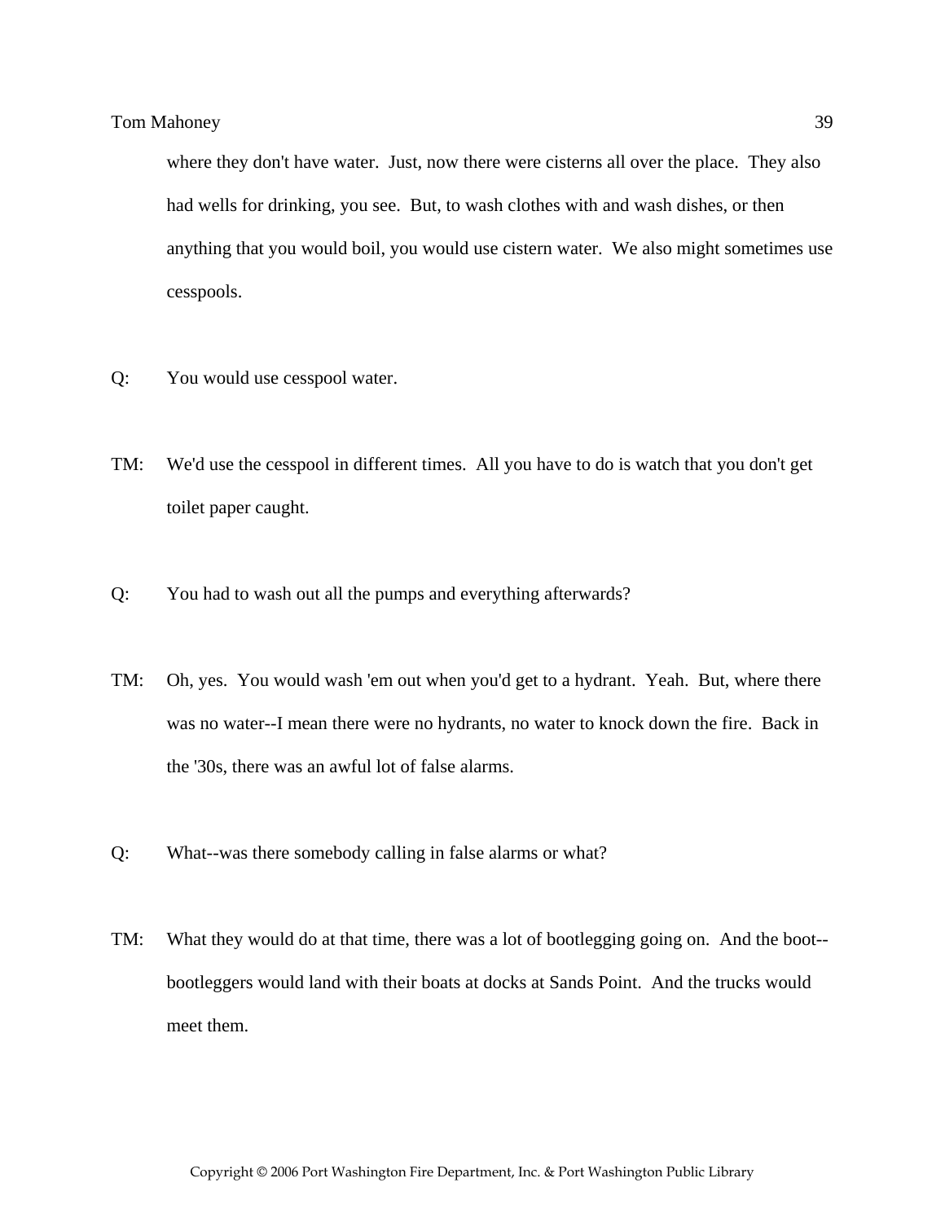where they don't have water. Just, now there were cisterns all over the place. They also had wells for drinking, you see. But, to wash clothes with and wash dishes, or then anything that you would boil, you would use cistern water. We also might sometimes use cesspools.

Q: You would use cesspool water.

TM: We'd use the cesspool in different times. All you have to do is watch that you don't get toilet paper caught.

Q: You had to wash out all the pumps and everything afterwards?

TM: Oh, yes. You would wash 'em out when you'd get to a hydrant. Yeah. But, where there was no water--I mean there were no hydrants, no water to knock down the fire. Back in the '30s, there was an awful lot of false alarms.

Q: What--was there somebody calling in false alarms or what?

TM: What they would do at that time, there was a lot of bootlegging going on. And the boot--bootleggers would land with their boats at docks at Sands Point. And the trucks would meet them.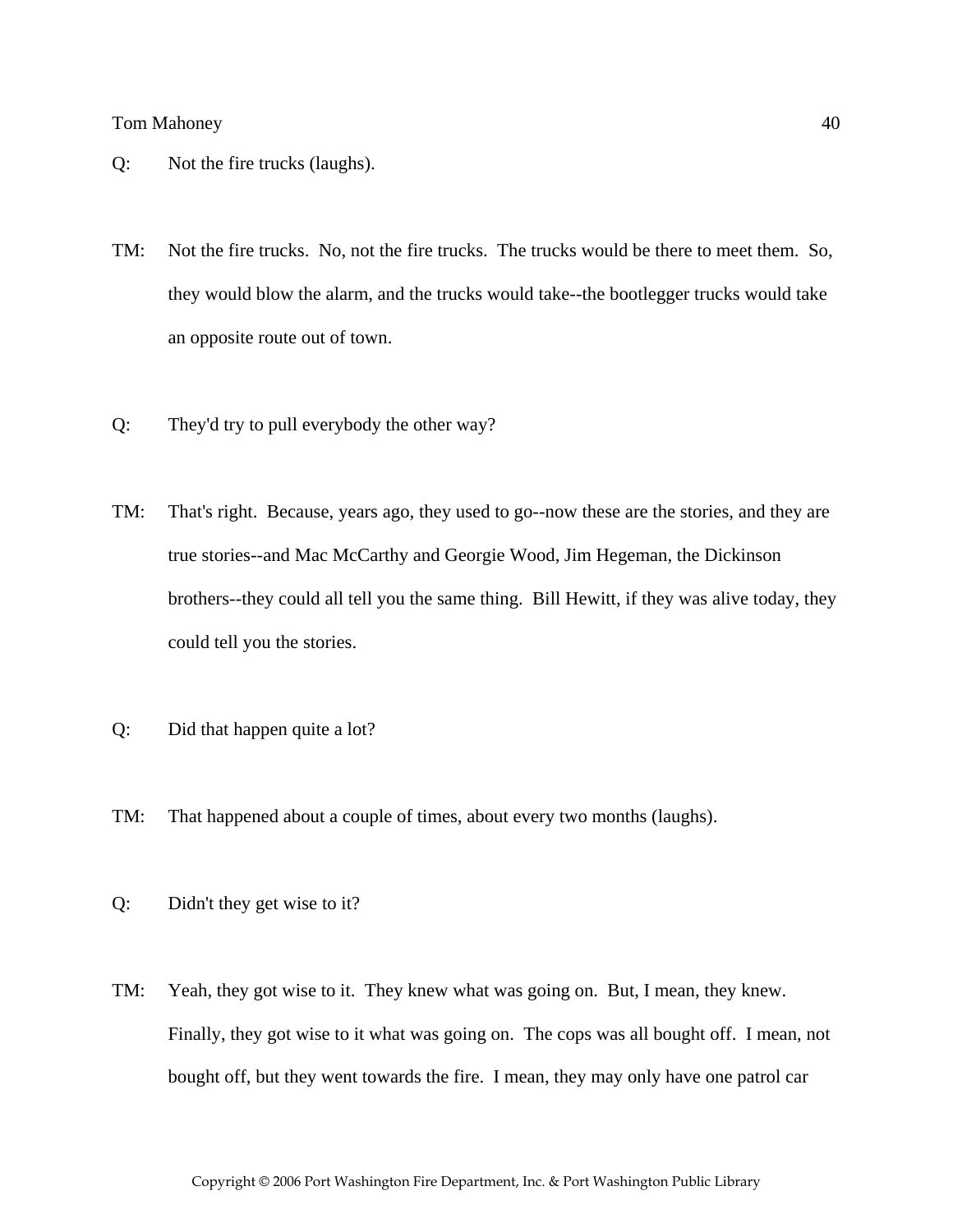Q: Not the fire trucks (laughs).

TM: Not the fire trucks. No, not the fire trucks. The trucks would be there to meet them. So, they would blow the alarm, and the trucks would take--the bootlegger trucks would take an opposite route out of town.

Q: They'd try to pull everybody the other way?

TM: That's right. Because, years ago, they used to go--now these are the stories, and they are true stories--and Mac McCarthy and Georgie Wood, Jim Hegeman, the Dickinson brothers--they could all tell you the same thing. Bill Hewitt, if they was alive today, they could tell you the stories.

Q: Did that happen quite a lot?

TM: That happened about a couple of times, about every two months (laughs).

Q: Didn't they get wise to it?

TM: Yeah, they got wise to it. They knew what was going on. But, I mean, they knew. Finally, they got wise to it what was going on. The cops was all bought off. I mean, not bought off, but they went towards the fire. I mean, they may only have one patrol car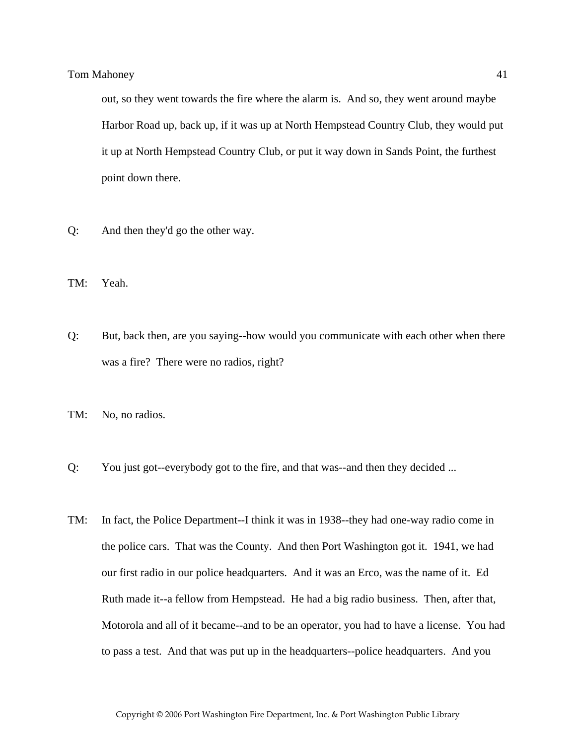out, so they went towards the fire where the alarm is. And so, they went around maybe Harbor Road up, back up, if it was up at North Hempstead Country Club, they would put it up at North Hempstead Country Club, or put it way down in Sands Point, the furthest point down there.

Q: And then they'd go the other way.

TM: Yeah.

Q: But, back then, are you saying--how would you communicate with each other when there was a fire? There were no radios, right?

TM: No, no radios.

Q: You just got--everybody got to the fire, and that was--and then they decided ...

TM: In fact, the Police Department--I think it was in 1938--they had one-way radio come in the police cars. That was the County. And then Port Washington got it. 1941, we had our first radio in our police headquarters. And it was an Erco, was the name of it. Ed Ruth made it--a fellow from Hempstead. He had a big radio business. Then, after that, Motorola and all of it became--and to be an operator, you had to have a license. You had to pass a test. And that was put up in the headquarters--police headquarters. And you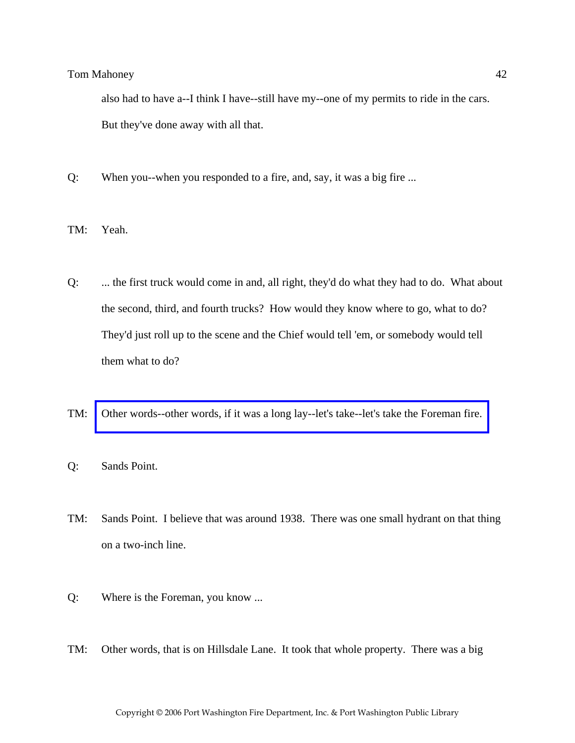also had to have a--I think I have--still have my--one of my permits to ride in the cars. But they've done away with all that.

Q: When you--when you responded to a fire, and, say, it was a big fire ...

TM: Yeah.

Q: ... the first truck would come in and, all right, they'd do what they had to do. What about the second, third, and fourth trucks? How would they know where to go, what to do? They'd just roll up to the scene and the Chief would tell 'em, or somebody would tell them what to do?

TM: Other words--other words, if it was a long lay--let's take--let's take the Foreman fire.

Q: Sands Point.

TM: Sands Point. I believe that was around 1938. There was one small hydrant on that thing on a two-inch line.

Q: Where is the Foreman, you know ...

TM: Other words, that is on Hillsdale Lane. It took that whole property. There was a big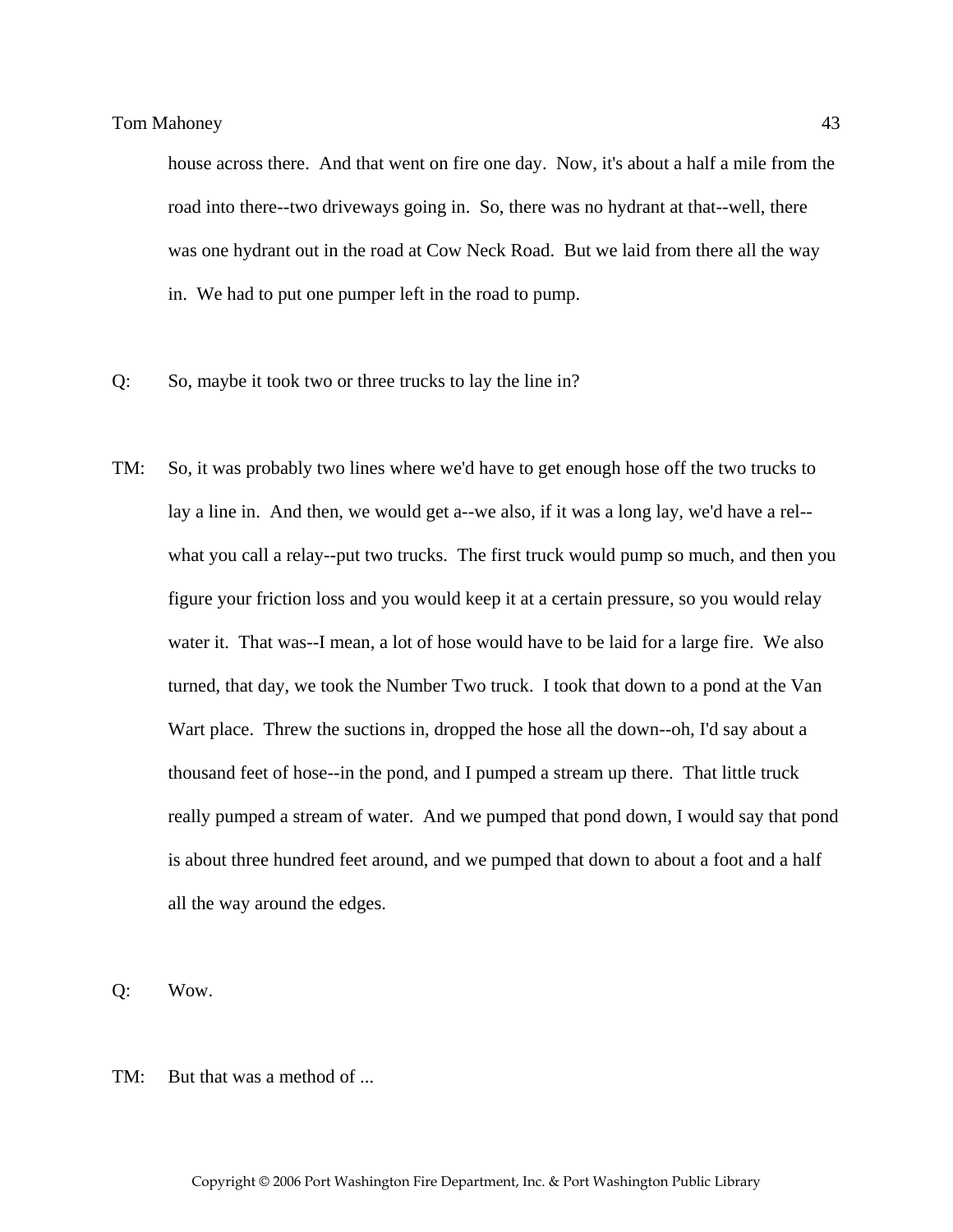house across there.  And that went on fire one day.  Now, it's about a half a mile from the road into there--two driveways going in.  So, there was no hydrant at that--well, there was one hydrant out in the road at Cow Neck Road.  But we laid from there all the way in.  We had to put one pumper left in the road to pump.

Q: So, maybe it took two or three trucks to lay the line in?

TM: So, it was probably two lines where we'd have to get enough hose off the two trucks to lay a line in.  And then, we would get a--we also, if it was a long lay, we'd have a rel--what you call a relay--put two trucks.  The first truck would pump so much, and then you figure your friction loss and you would keep it at a certain pressure, so you would relay water it.  That was--I mean, a lot of hose would have to be laid for a large fire.  We also turned, that day, we took the Number Two truck.  I took that down to a pond at the Van Wart place.  Threw the suctions in, dropped the hose all the down--oh, I'd say about a thousand feet of hose--in the pond, and I pumped a stream up there.  That little truck really pumped a stream of water.  And we pumped that pond down, I would say that pond is about three hundred feet around, and we pumped that down to about a foot and a half all the way around the edges.

Q: Wow.

TM: But that was a method of ...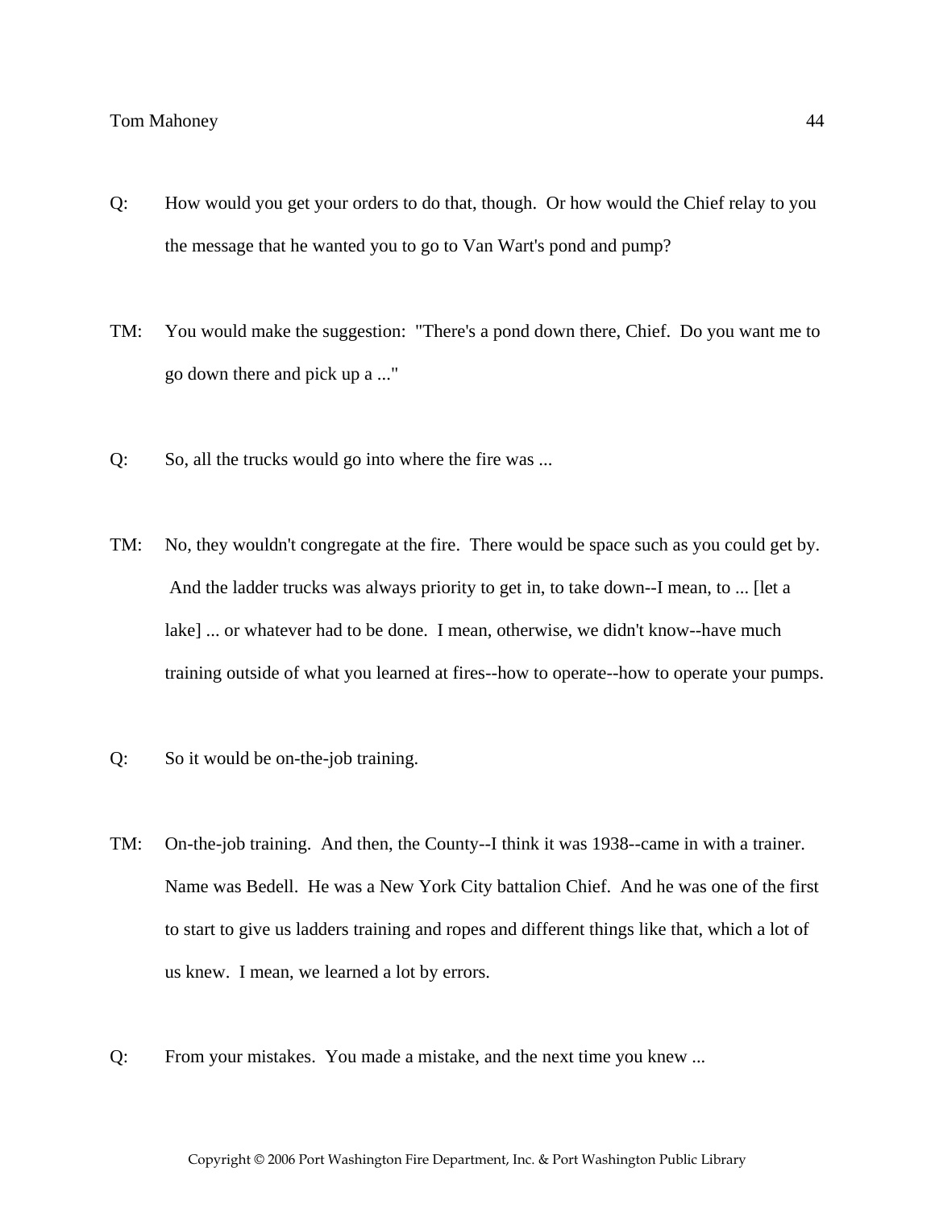Q: How would you get your orders to do that, though. Or how would the Chief relay to you the message that he wanted you to go to Van Wart's pond and pump?

TM: You would make the suggestion: "There's a pond down there, Chief. Do you want me to go down there and pick up a ..."

Q: So, all the trucks would go into where the fire was ...

TM: No, they wouldn't congregate at the fire. There would be space such as you could get by. And the ladder trucks was always priority to get in, to take down--I mean, to ... [let a lake] ... or whatever had to be done. I mean, otherwise, we didn't know--have much training outside of what you learned at fires--how to operate--how to operate your pumps.

Q: So it would be on-the-job training.

TM: On-the-job training. And then, the County--I think it was 1938--came in with a trainer. Name was Bedell. He was a New York City battalion Chief. And he was one of the first to start to give us ladders training and ropes and different things like that, which a lot of us knew. I mean, we learned a lot by errors.

Q: From your mistakes. You made a mistake, and the next time you knew ...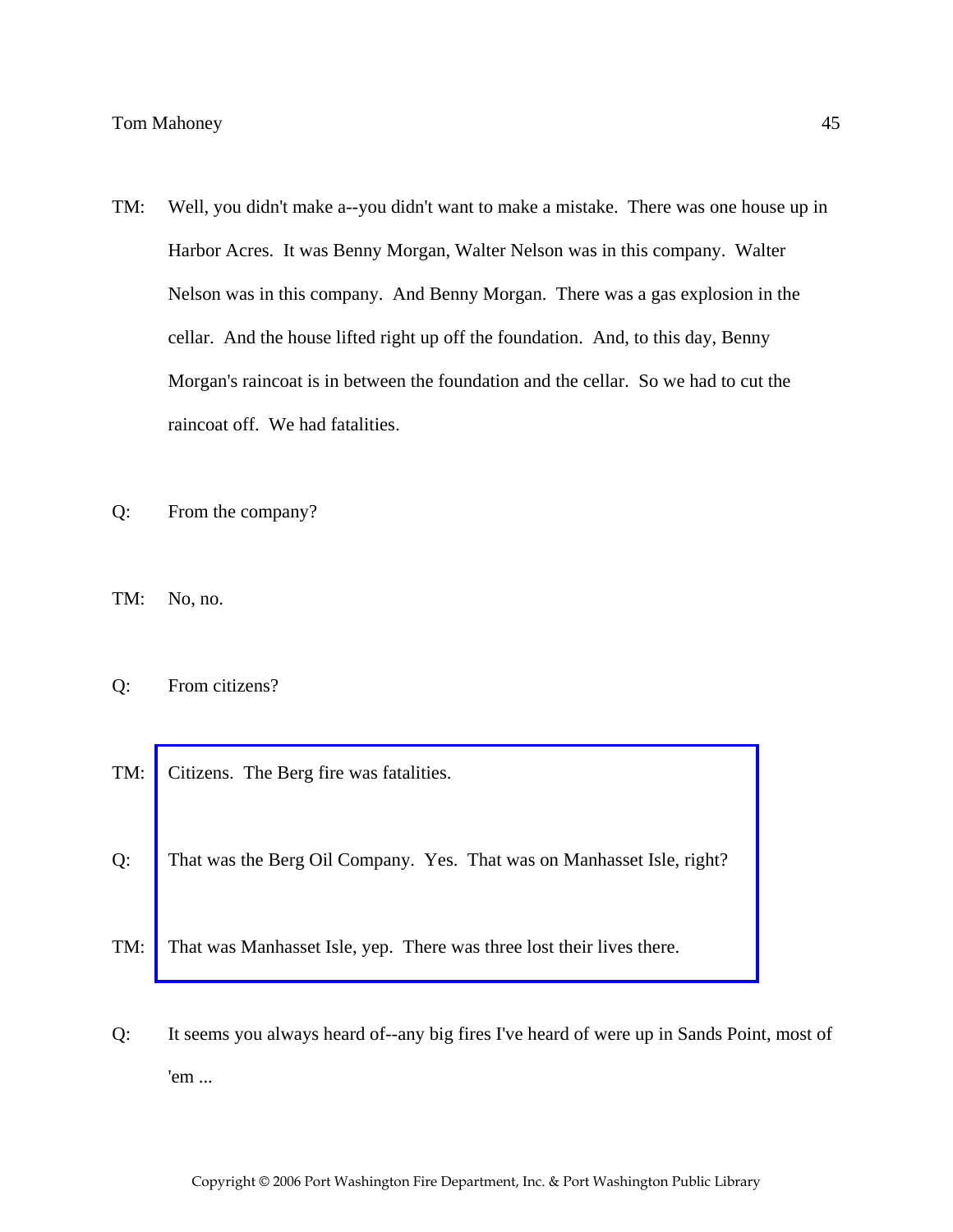TM: Well, you didn't make a--you didn't want to make a mistake. There was one house up in Harbor Acres. It was Benny Morgan, Walter Nelson was in this company. Walter Nelson was in this company. And Benny Morgan. There was a gas explosion in the cellar. And the house lifted right up off the foundation. And, to this day, Benny Morgan's raincoat is in between the foundation and the cellar. So we had to cut the raincoat off. We had fatalities.

Q: From the company?

TM: No, no.

Q: From citizens?

TM: Citizens. The Berg fire was fatalities.

Q: That was the Berg Oil Company. Yes. That was on Manhasset Isle, right?

TM: That was Manhasset Isle, yep. There was three lost their lives there.

Q: It seems you always heard of--any big fires I've heard of were up in Sands Point, most of 'em ...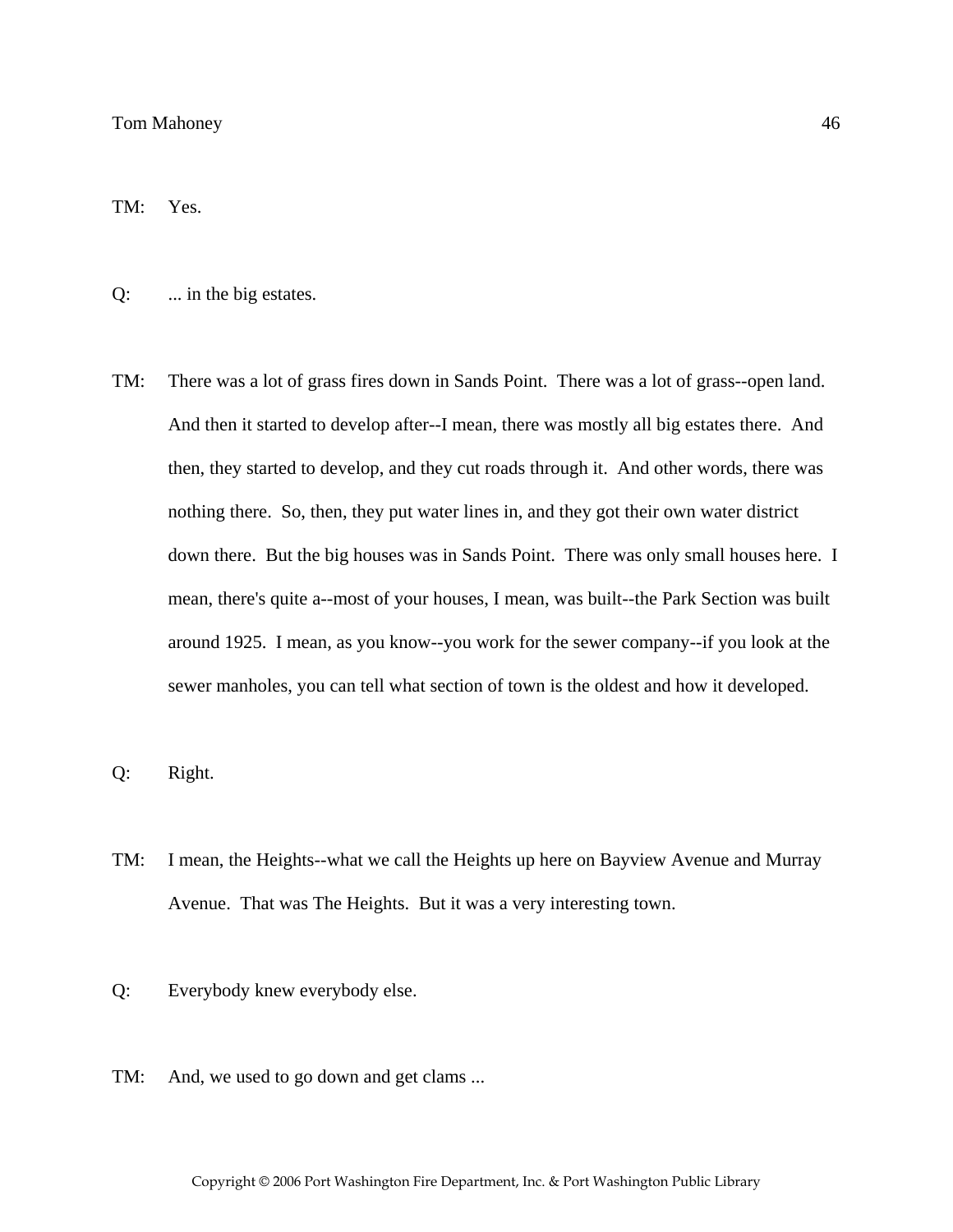TM: Yes.

Q: ... in the big estates.

TM: There was a lot of grass fires down in Sands Point. There was a lot of grass--open land. And then it started to develop after--I mean, there was mostly all big estates there. And then, they started to develop, and they cut roads through it. And other words, there was nothing there. So, then, they put water lines in, and they got their own water district down there. But the big houses was in Sands Point. There was only small houses here. I mean, there's quite a--most of your houses, I mean, was built--the Park Section was built around 1925. I mean, as you know--you work for the sewer company--if you look at the sewer manholes, you can tell what section of town is the oldest and how it developed.

Q: Right.

TM: I mean, the Heights--what we call the Heights up here on Bayview Avenue and Murray Avenue. That was The Heights. But it was a very interesting town.

Q: Everybody knew everybody else.

TM: And, we used to go down and get clams ...

Copyright © 2006 Port Washington Fire Department, Inc. & Port Washington Public Library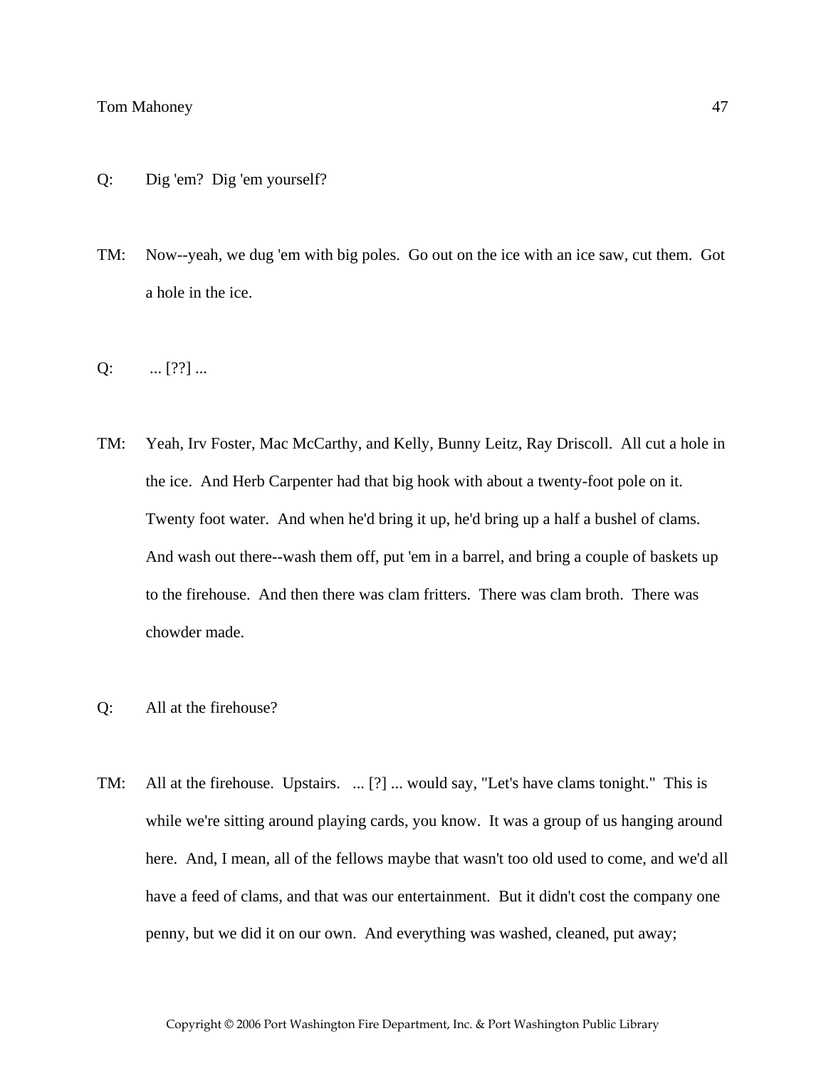Q: Dig 'em? Dig 'em yourself?

TM: Now--yeah, we dug 'em with big poles. Go out on the ice with an ice saw, cut them. Got a hole in the ice.

Q: ... [??] ...

TM: Yeah, Irv Foster, Mac McCarthy, and Kelly, Bunny Leitz, Ray Driscoll. All cut a hole in the ice. And Herb Carpenter had that big hook with about a twenty-foot pole on it. Twenty foot water. And when he'd bring it up, he'd bring up a half a bushel of clams. And wash out there--wash them off, put 'em in a barrel, and bring a couple of baskets up to the firehouse. And then there was clam fritters. There was clam broth. There was chowder made.

Q: All at the firehouse?

TM: All at the firehouse. Upstairs. ... [?] ... would say, "Let's have clams tonight." This is while we're sitting around playing cards, you know. It was a group of us hanging around here. And, I mean, all of the fellows maybe that wasn't too old used to come, and we'd all have a feed of clams, and that was our entertainment. But it didn't cost the company one penny, but we did it on our own. And everything was washed, cleaned, put away;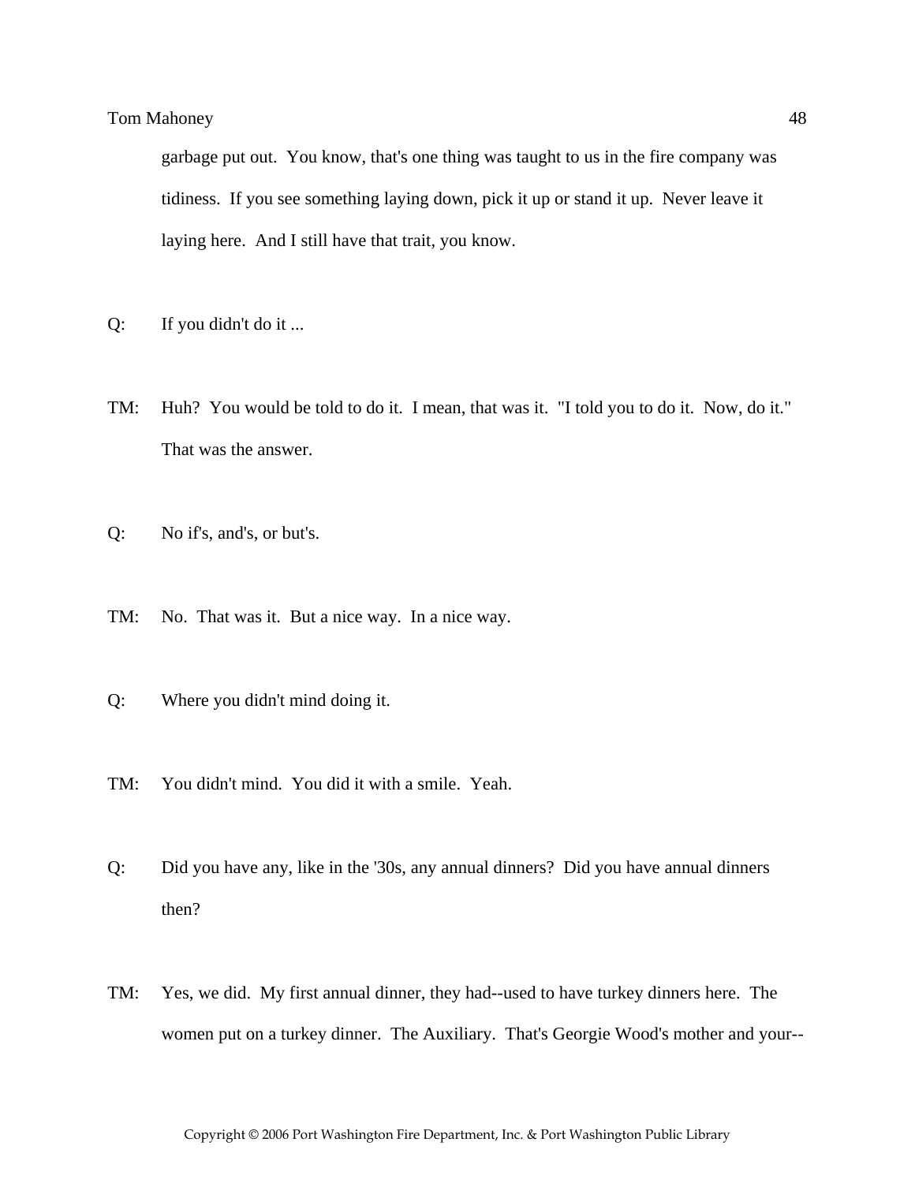garbage put out. You know, that's one thing was taught to us in the fire company was tidiness. If you see something laying down, pick it up or stand it up. Never leave it laying here. And I still have that trait, you know.

Q: If you didn't do it ...

TM: Huh? You would be told to do it. I mean, that was it. "I told you to do it. Now, do it." That was the answer.

Q: No if's, and's, or but's.

TM: No. That was it. But a nice way. In a nice way.

Q: Where you didn't mind doing it.

TM: You didn't mind. You did it with a smile. Yeah.

Q: Did you have any, like in the '30s, any annual dinners? Did you have annual dinners then?

TM: Yes, we did. My first annual dinner, they had--used to have turkey dinners here. The women put on a turkey dinner. The Auxiliary. That's Georgie Wood's mother and your--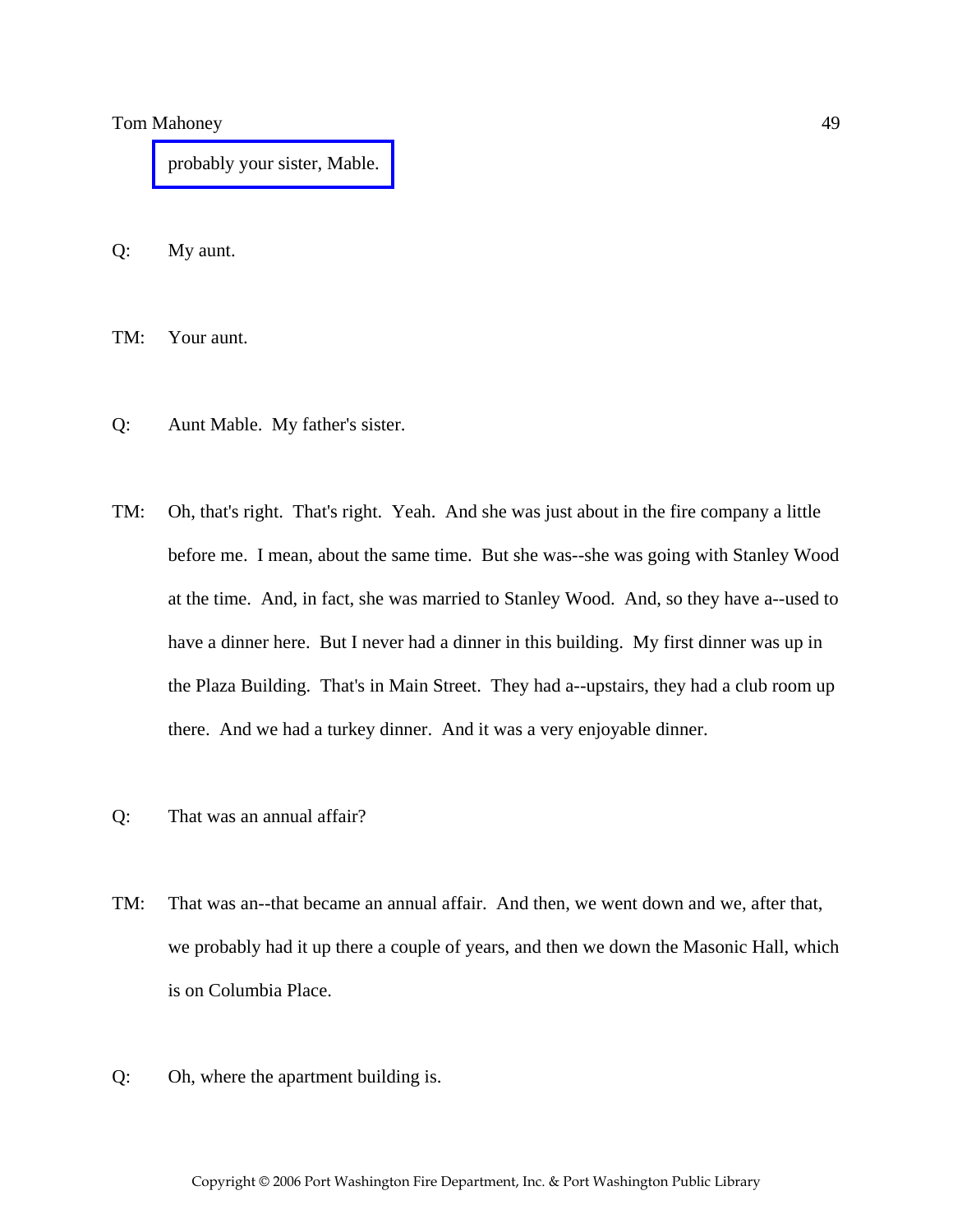probably your sister, Mable.

Q: My aunt.

TM: Your aunt.

Q: Aunt Mable. My father's sister.

TM: Oh, that's right. That's right. Yeah. And she was just about in the fire company a little before me. I mean, about the same time. But she was--she was going with Stanley Wood at the time. And, in fact, she was married to Stanley Wood. And, so they have a--used to have a dinner here. But I never had a dinner in this building. My first dinner was up in the Plaza Building. That's in Main Street. They had a--upstairs, they had a club room up there. And we had a turkey dinner. And it was a very enjoyable dinner.

Q: That was an annual affair?

TM: That was an--that became an annual affair. And then, we went down and we, after that, we probably had it up there a couple of years, and then we down the Masonic Hall, which is on Columbia Place.

Q: Oh, where the apartment building is.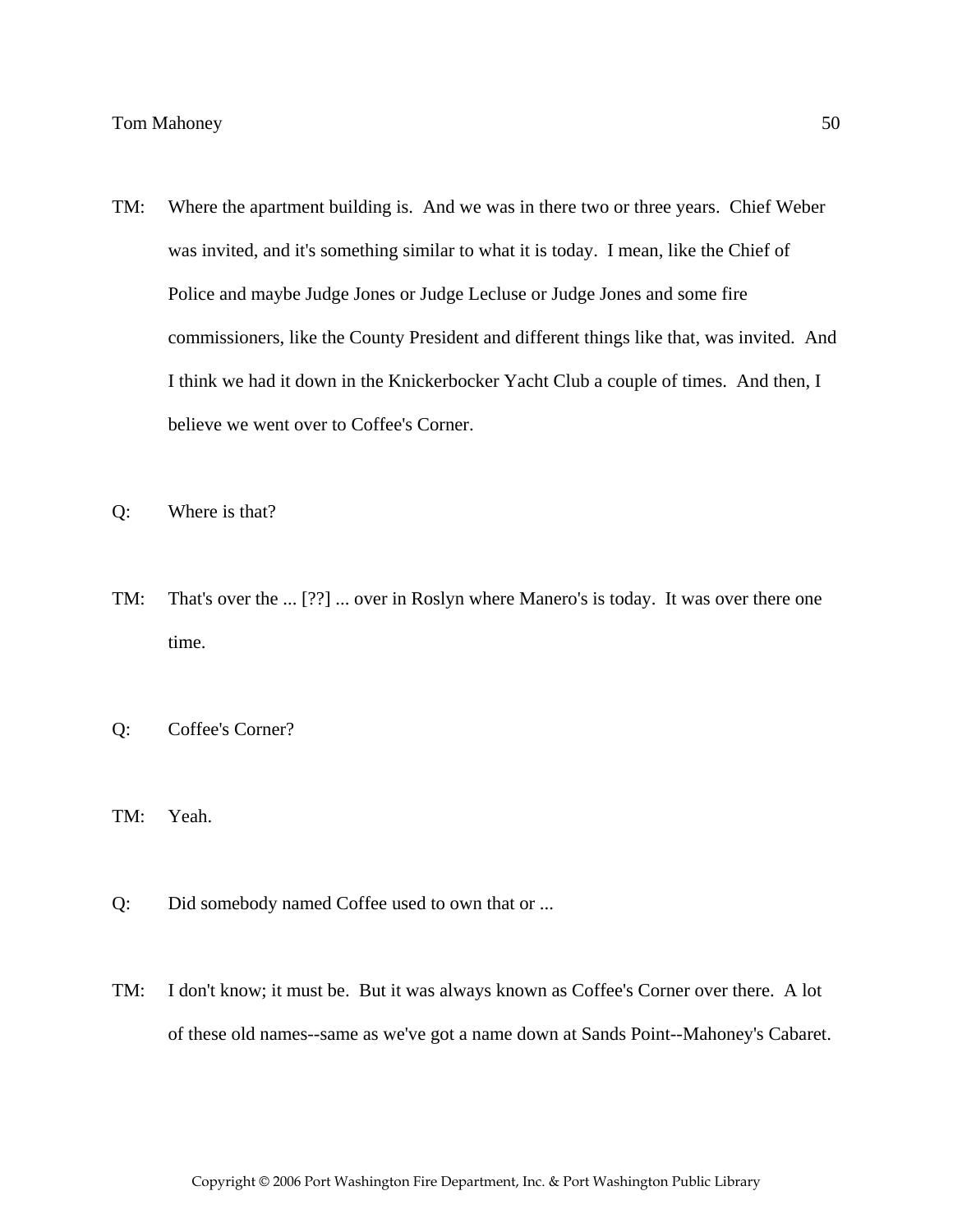TM: Where the apartment building is. And we was in there two or three years. Chief Weber was invited, and it's something similar to what it is today. I mean, like the Chief of Police and maybe Judge Jones or Judge Lecluse or Judge Jones and some fire commissioners, like the County President and different things like that, was invited. And I think we had it down in the Knickerbocker Yacht Club a couple of times. And then, I believe we went over to Coffee's Corner.

Q: Where is that?

TM: That's over the ... [??] ... over in Roslyn where Manero's is today. It was over there one time.

Q: Coffee's Corner?

TM: Yeah.

Q: Did somebody named Coffee used to own that or ...

TM: I don't know; it must be. But it was always known as Coffee's Corner over there. A lot of these old names--same as we've got a name down at Sands Point--Mahoney's Cabaret.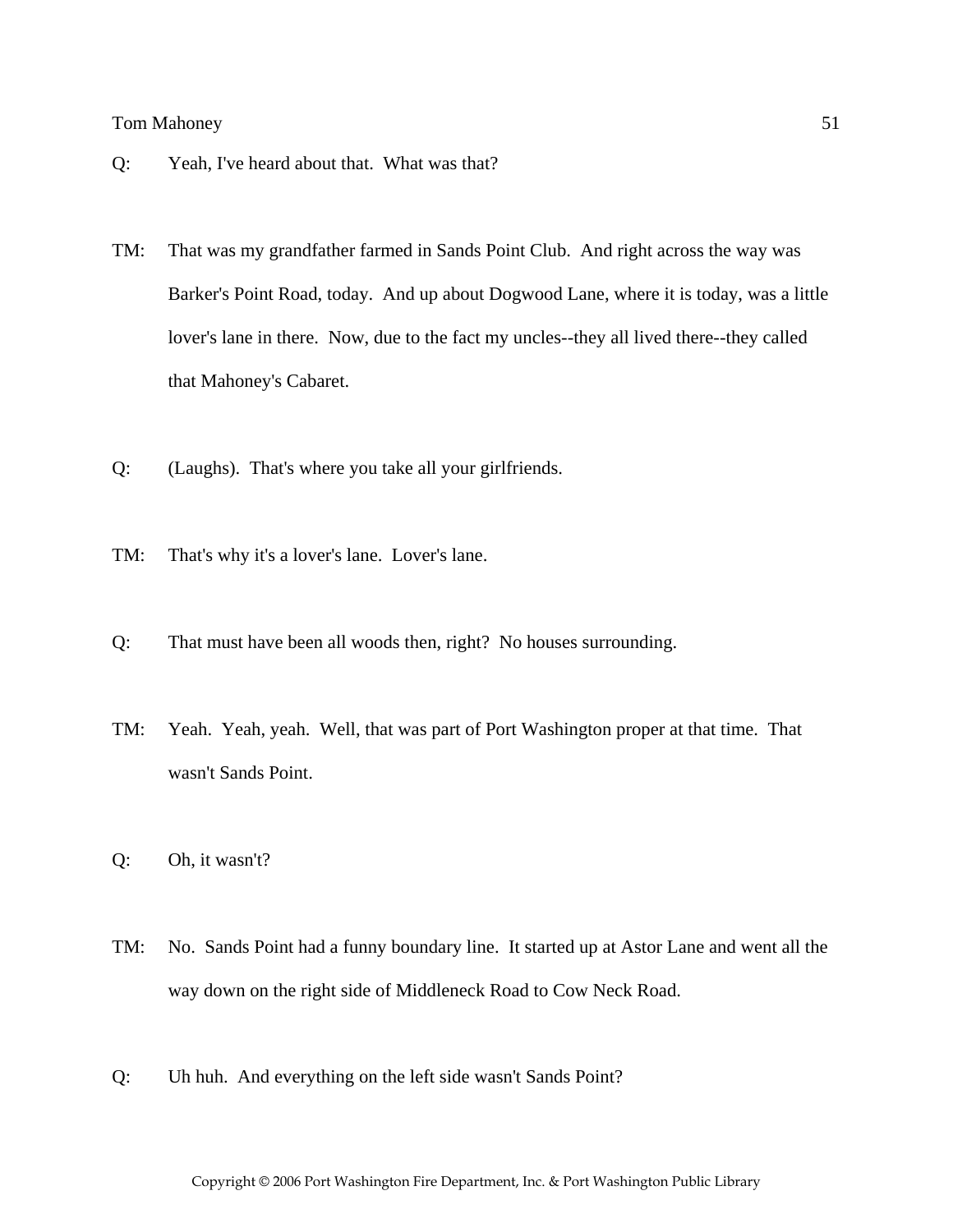Q: Yeah, I've heard about that. What was that?

TM: That was my grandfather farmed in Sands Point Club. And right across the way was Barker's Point Road, today. And up about Dogwood Lane, where it is today, was a little lover's lane in there. Now, due to the fact my uncles--they all lived there--they called that Mahoney's Cabaret.

Q: (Laughs). That's where you take all your girlfriends.

TM: That's why it's a lover's lane. Lover's lane.

Q: That must have been all woods then, right? No houses surrounding.

TM: Yeah. Yeah, yeah. Well, that was part of Port Washington proper at that time. That wasn't Sands Point.

Q: Oh, it wasn't?

TM: No. Sands Point had a funny boundary line. It started up at Astor Lane and went all the way down on the right side of Middleneck Road to Cow Neck Road.

Q: Uh huh. And everything on the left side wasn't Sands Point?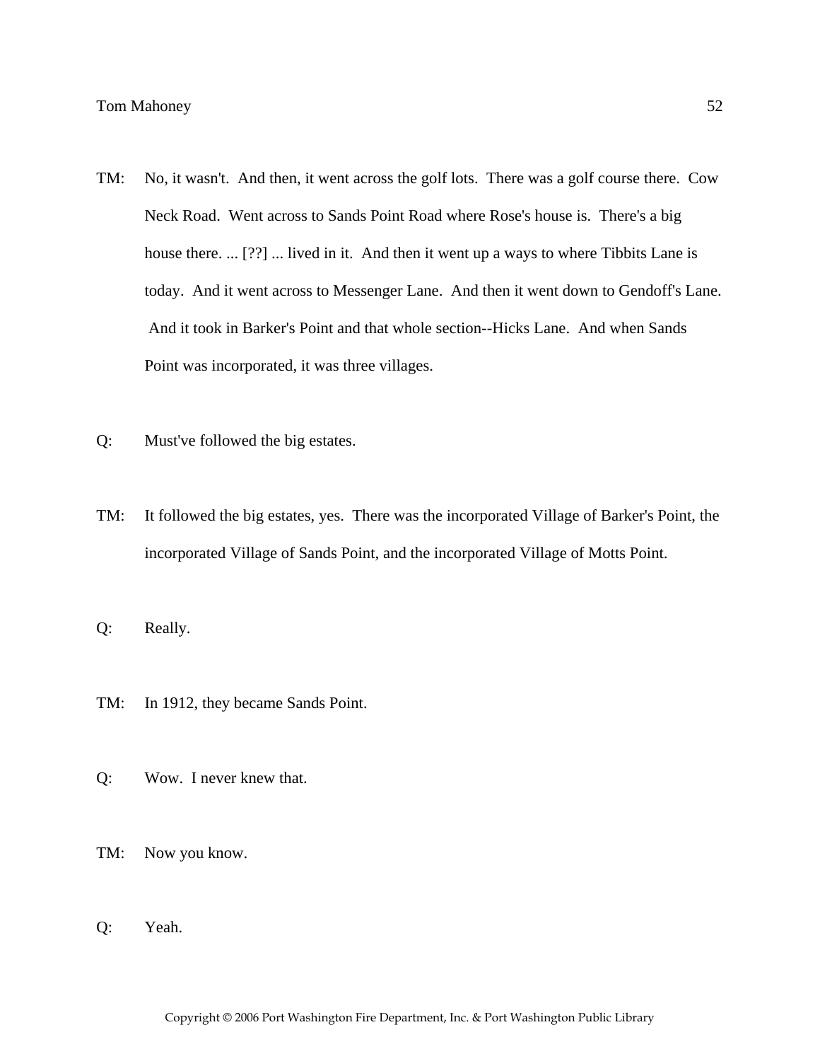TM: No, it wasn't. And then, it went across the golf lots. There was a golf course there. Cow Neck Road. Went across to Sands Point Road where Rose's house is. There's a big house there. ... [??] ... lived in it. And then it went up a ways to where Tibbits Lane is today. And it went across to Messenger Lane. And then it went down to Gendoff's Lane. And it took in Barker's Point and that whole section--Hicks Lane. And when Sands Point was incorporated, it was three villages.

Q: Must've followed the big estates.

TM: It followed the big estates, yes. There was the incorporated Village of Barker's Point, the incorporated Village of Sands Point, and the incorporated Village of Motts Point.

Q: Really.

TM: In 1912, they became Sands Point.

Q: Wow. I never knew that.

TM: Now you know.

Q: Yeah.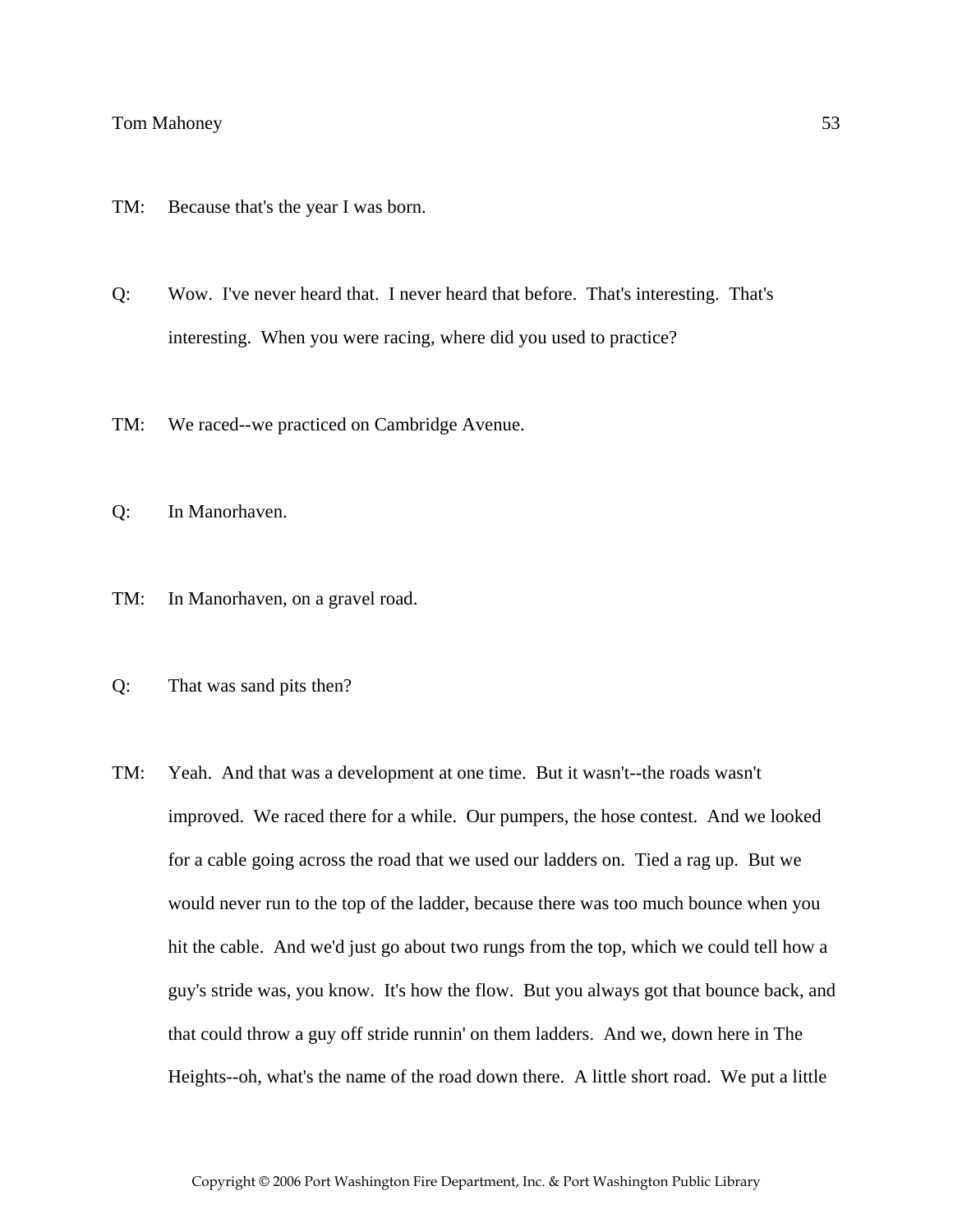TM: Because that's the year I was born.

Q: Wow. I've never heard that. I never heard that before. That's interesting. That's interesting. When you were racing, where did you used to practice?

TM: We raced--we practiced on Cambridge Avenue.

Q: In Manorhaven.

TM: In Manorhaven, on a gravel road.

Q: That was sand pits then?

TM: Yeah. And that was a development at one time. But it wasn't--the roads wasn't improved. We raced there for a while. Our pumpers, the hose contest. And we looked for a cable going across the road that we used our ladders on. Tied a rag up. But we would never run to the top of the ladder, because there was too much bounce when you hit the cable. And we'd just go about two rungs from the top, which we could tell how a guy's stride was, you know. It's how the flow. But you always got that bounce back, and that could throw a guy off stride runnin' on them ladders. And we, down here in The Heights--oh, what's the name of the road down there. A little short road. We put a little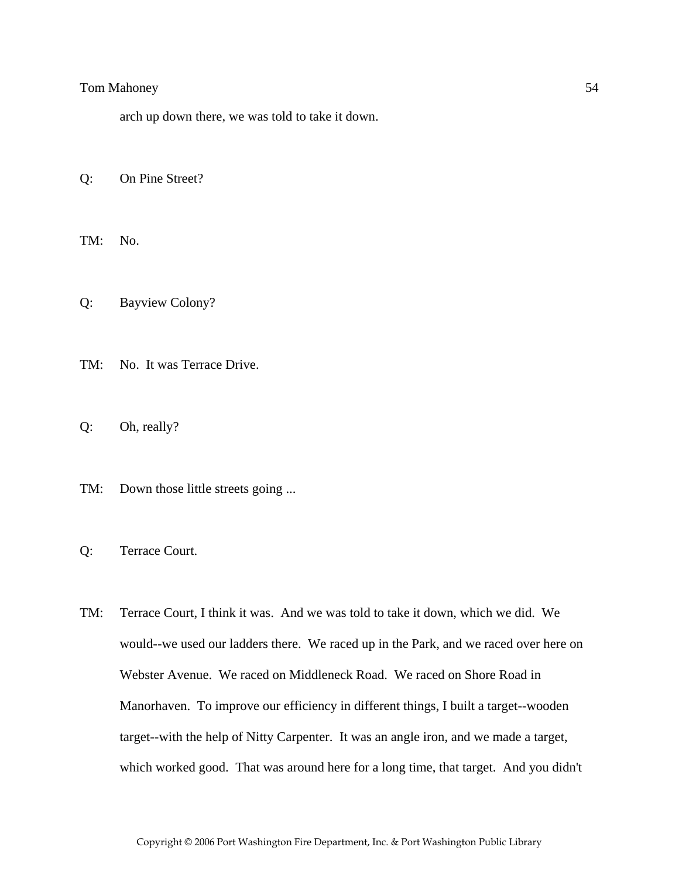arch up down there, we was told to take it down.

Q: On Pine Street?

TM: No.

Q: Bayview Colony?

TM: No. It was Terrace Drive.

Q: Oh, really?

TM: Down those little streets going ...

Q: Terrace Court.

TM: Terrace Court, I think it was. And we was told to take it down, which we did. We would--we used our ladders there. We raced up in the Park, and we raced over here on Webster Avenue. We raced on Middleneck Road. We raced on Shore Road in Manorhaven. To improve our efficiency in different things, I built a target--wooden target--with the help of Nitty Carpenter. It was an angle iron, and we made a target, which worked good. That was around here for a long time, that target. And you didn't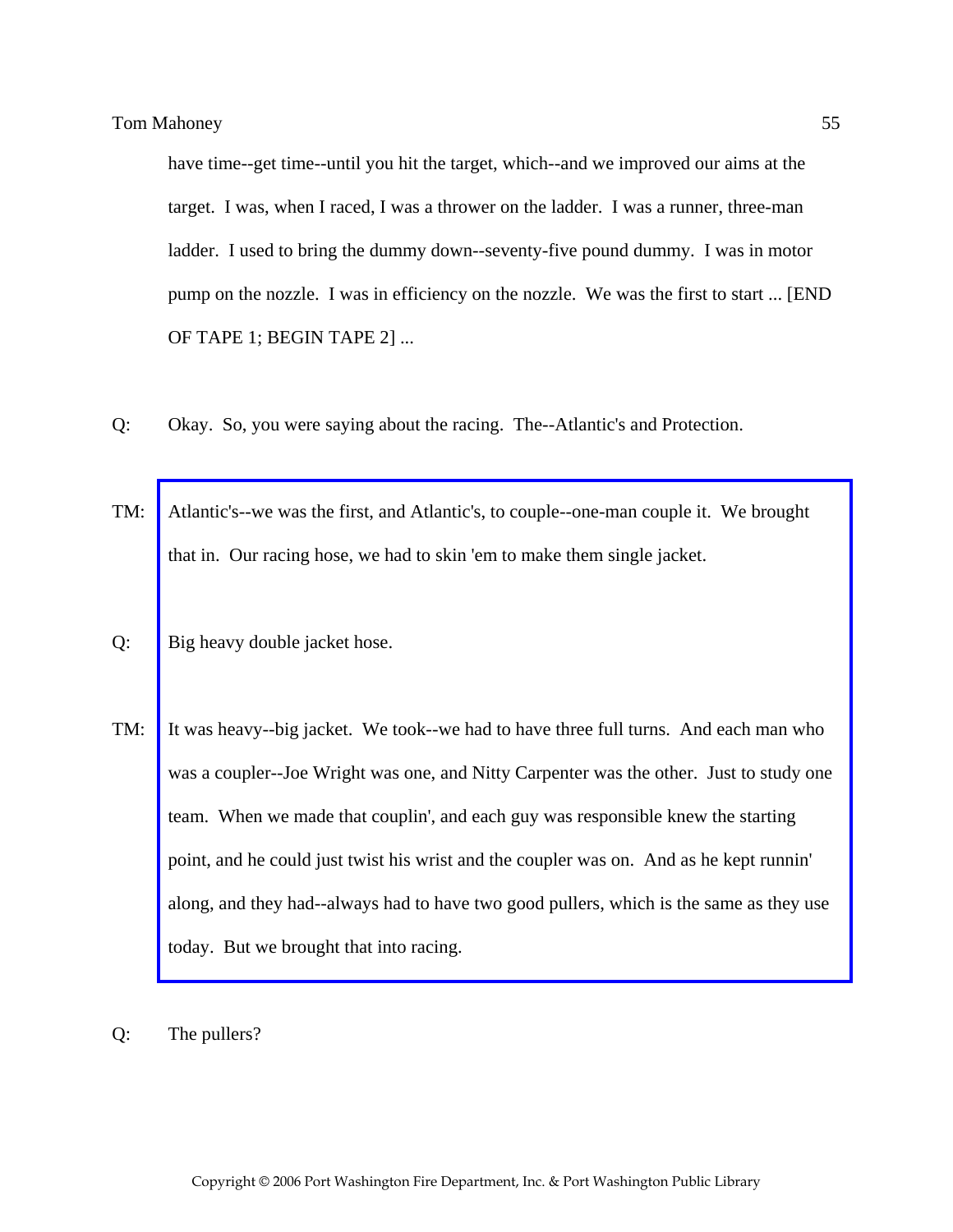have time--get time--until you hit the target, which--and we improved our aims at the target. I was, when I raced, I was a thrower on the ladder. I was a runner, three-man ladder. I used to bring the dummy down--seventy-five pound dummy. I was in motor pump on the nozzle. I was in efficiency on the nozzle. We was the first to start ... [END OF TAPE 1; BEGIN TAPE 2] ...

Q: Okay. So, you were saying about the racing. The--Atlantic's and Protection.

TM: Atlantic's--we was the first, and Atlantic's, to couple--one-man couple it. We brought that in. Our racing hose, we had to skin 'em to make them single jacket.

Q: Big heavy double jacket hose.

TM: It was heavy--big jacket. We took--we had to have three full turns. And each man who was a coupler--Joe Wright was one, and Nitty Carpenter was the other. Just to study one team. When we made that couplin', and each guy was responsible knew the starting point, and he could just twist his wrist and the coupler was on. And as he kept runnin' along, and they had--always had to have two good pullers, which is the same as they use today. But we brought that into racing.

Q: The pullers?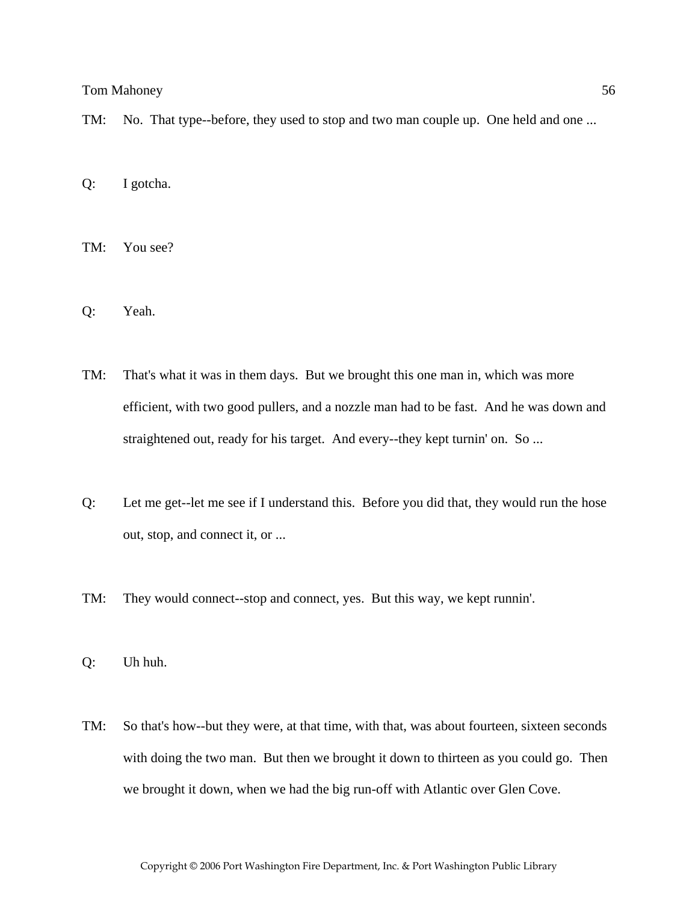TM: No. That type--before, they used to stop and two man couple up. One held and one ...

Q: I gotcha.

TM: You see?

Q: Yeah.

TM: That's what it was in them days. But we brought this one man in, which was more efficient, with two good pullers, and a nozzle man had to be fast. And he was down and straightened out, ready for his target. And every--they kept turnin' on. So ...

Q: Let me get--let me see if I understand this. Before you did that, they would run the hose out, stop, and connect it, or ...

TM: They would connect--stop and connect, yes. But this way, we kept runnin'.

Q: Uh huh.

TM: So that's how--but they were, at that time, with that, was about fourteen, sixteen seconds with doing the two man. But then we brought it down to thirteen as you could go. Then we brought it down, when we had the big run-off with Atlantic over Glen Cove.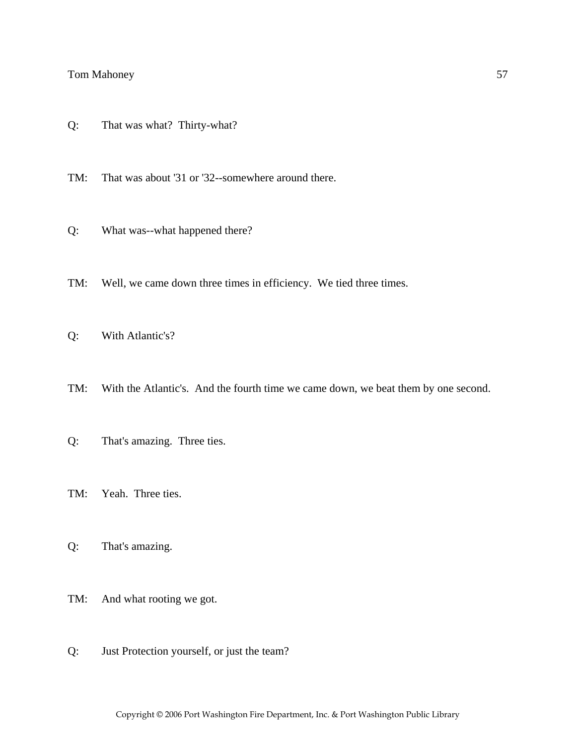Q: That was what? Thirty-what?

TM: That was about '31 or '32--somewhere around there.

Q: What was--what happened there?

TM: Well, we came down three times in efficiency. We tied three times.

Q: With Atlantic's?

TM: With the Atlantic's. And the fourth time we came down, we beat them by one second.

Q: That's amazing. Three ties.

TM: Yeah. Three ties.

Q: That's amazing.

TM: And what rooting we got.

Q: Just Protection yourself, or just the team?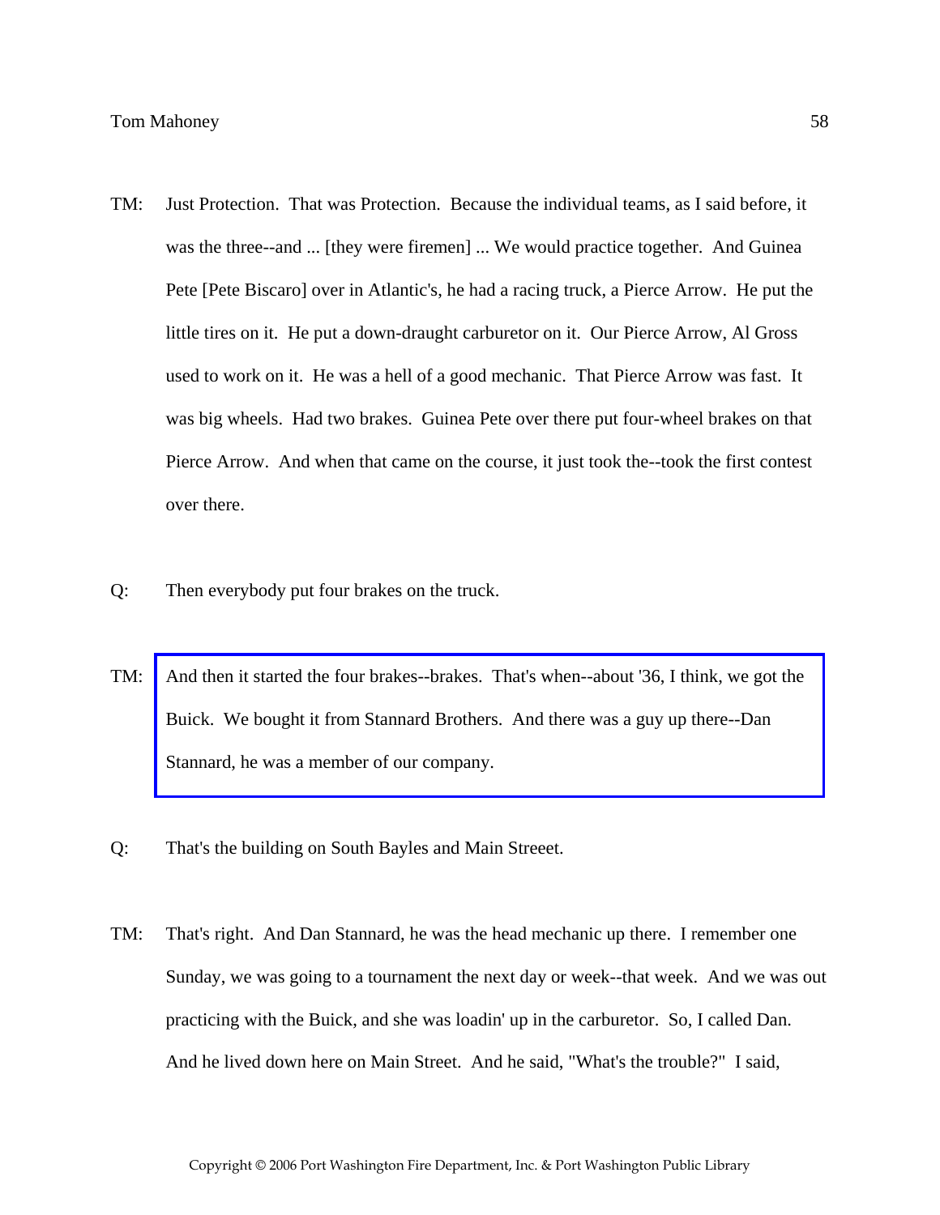TM: Just Protection. That was Protection. Because the individual teams, as I said before, it was the three--and ... [they were firemen] ... We would practice together. And Guinea Pete [Pete Biscaro] over in Atlantic's, he had a racing truck, a Pierce Arrow. He put the little tires on it. He put a down-draught carburetor on it. Our Pierce Arrow, Al Gross used to work on it. He was a hell of a good mechanic. That Pierce Arrow was fast. It was big wheels. Had two brakes. Guinea Pete over there put four-wheel brakes on that Pierce Arrow. And when that came on the course, it just took the--took the first contest over there.

Q: Then everybody put four brakes on the truck.

TM: And then it started the four brakes--brakes. That's when--about '36, I think, we got the Buick. We bought it from Stannard Brothers. And there was a guy up there--Dan Stannard, he was a member of our company.

Q: That's the building on South Bayles and Main Streeet.

TM: That's right. And Dan Stannard, he was the head mechanic up there. I remember one Sunday, we was going to a tournament the next day or week--that week. And we was out practicing with the Buick, and she was loadin' up in the carburetor. So, I called Dan. And he lived down here on Main Street. And he said, "What's the trouble?" I said,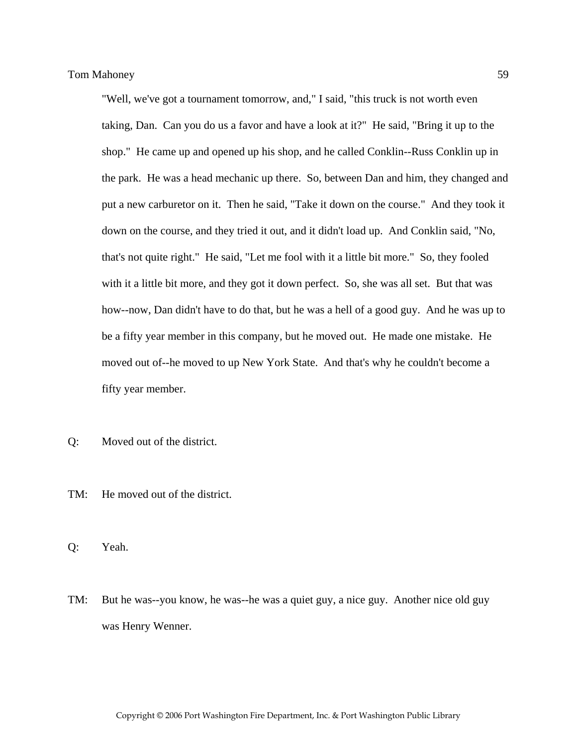"Well, we've got a tournament tomorrow, and," I said, "this truck is not worth even taking, Dan. Can you do us a favor and have a look at it?" He said, "Bring it up to the shop." He came up and opened up his shop, and he called Conklin--Russ Conklin up in the park. He was a head mechanic up there. So, between Dan and him, they changed and put a new carburetor on it. Then he said, "Take it down on the course." And they took it down on the course, and they tried it out, and it didn't load up. And Conklin said, "No, that's not quite right." He said, "Let me fool with it a little bit more." So, they fooled with it a little bit more, and they got it down perfect. So, she was all set. But that was how--now, Dan didn't have to do that, but he was a hell of a good guy. And he was up to be a fifty year member in this company, but he moved out. He made one mistake. He moved out of--he moved to up New York State. And that's why he couldn't become a fifty year member.

Q: Moved out of the district.

TM: He moved out of the district.

Q: Yeah.

TM: But he was--you know, he was--he was a quiet guy, a nice guy. Another nice old guy was Henry Wenner.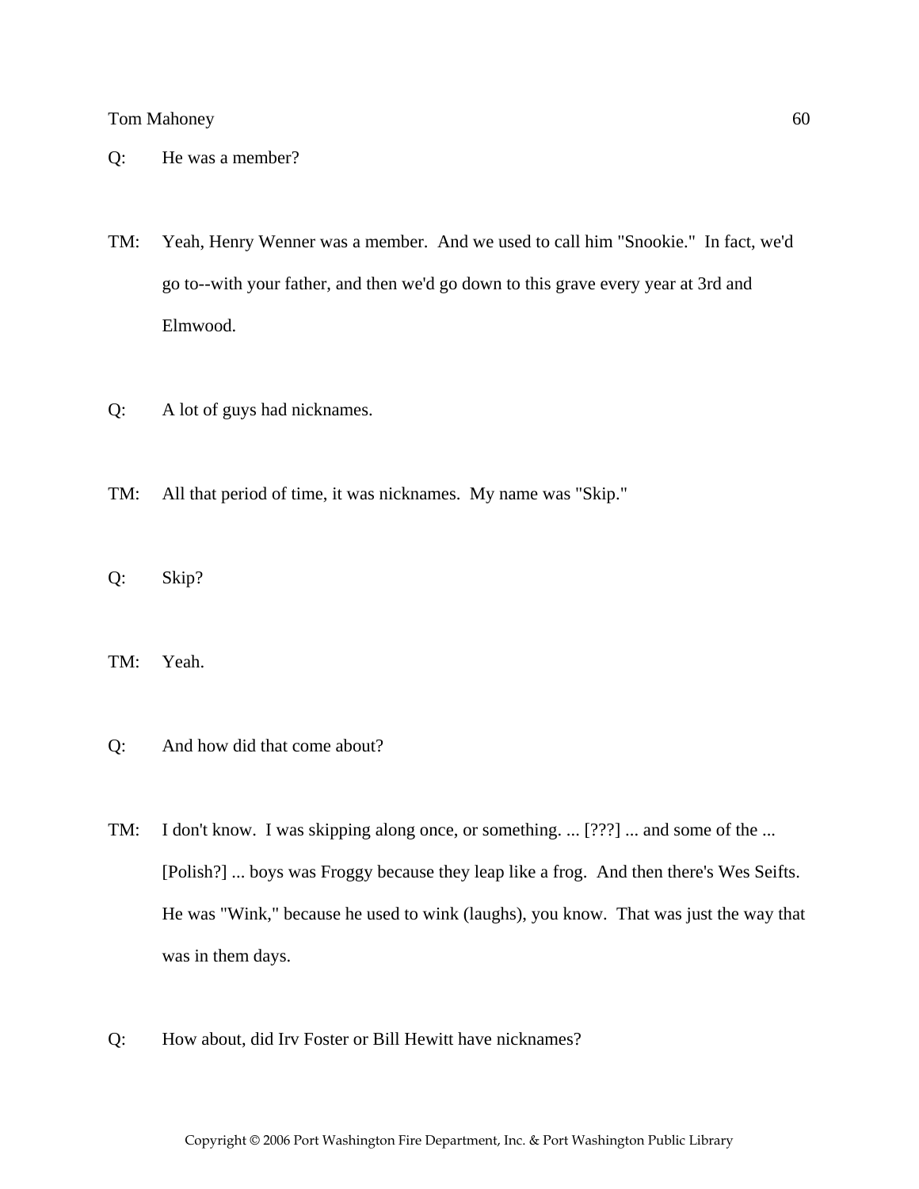Q: He was a member?

TM: Yeah, Henry Wenner was a member. And we used to call him "Snookie." In fact, we'd go to--with your father, and then we'd go down to this grave every year at 3rd and Elmwood.

Q: A lot of guys had nicknames.

TM: All that period of time, it was nicknames. My name was "Skip."

Q: Skip?

TM: Yeah.

Q: And how did that come about?

TM: I don't know. I was skipping along once, or something. ... [???] ... and some of the ... [Polish?] ... boys was Froggy because they leap like a frog. And then there's Wes Seifts. He was "Wink," because he used to wink (laughs), you know. That was just the way that was in them days.

Q: How about, did Irv Foster or Bill Hewitt have nicknames?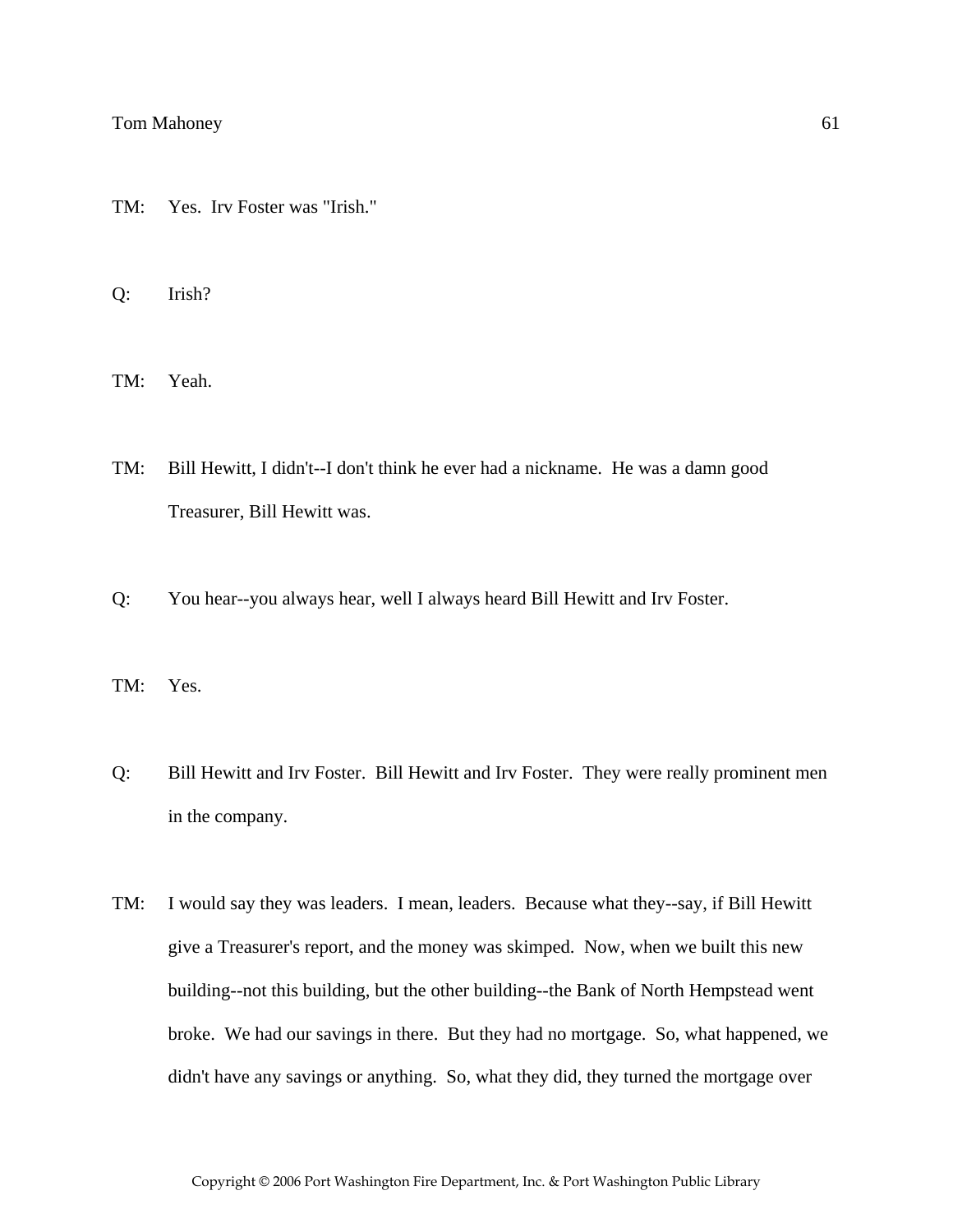TM: Yes. Irv Foster was "Irish."

Q: Irish?

TM: Yeah.

TM: Bill Hewitt, I didn't--I don't think he ever had a nickname. He was a damn good Treasurer, Bill Hewitt was.

Q: You hear--you always hear, well I always heard Bill Hewitt and Irv Foster.

TM: Yes.

Q: Bill Hewitt and Irv Foster. Bill Hewitt and Irv Foster. They were really prominent men in the company.

TM: I would say they was leaders. I mean, leaders. Because what they--say, if Bill Hewitt give a Treasurer's report, and the money was skimped. Now, when we built this new building--not this building, but the other building--the Bank of North Hempstead went broke. We had our savings in there. But they had no mortgage. So, what happened, we didn't have any savings or anything. So, what they did, they turned the mortgage over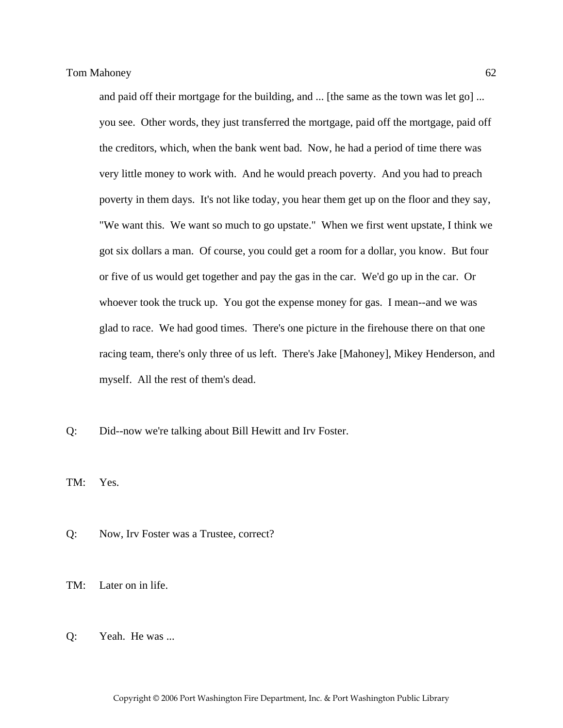and paid off their mortgage for the building, and ... [the same as the town was let go] ... you see. Other words, they just transferred the mortgage, paid off the mortgage, paid off the creditors, which, when the bank went bad. Now, he had a period of time there was very little money to work with. And he would preach poverty. And you had to preach poverty in them days. It's not like today, you hear them get up on the floor and they say, "We want this. We want so much to go upstate." When we first went upstate, I think we got six dollars a man. Of course, you could get a room for a dollar, you know. But four or five of us would get together and pay the gas in the car. We'd go up in the car. Or whoever took the truck up. You got the expense money for gas. I mean--and we was glad to race. We had good times. There's one picture in the firehouse there on that one racing team, there's only three of us left. There's Jake [Mahoney], Mikey Henderson, and myself. All the rest of them's dead.

Q: Did--now we're talking about Bill Hewitt and Irv Foster.

TM: Yes.

Q: Now, Irv Foster was a Trustee, correct?

TM: Later on in life.

Q: Yeah. He was ...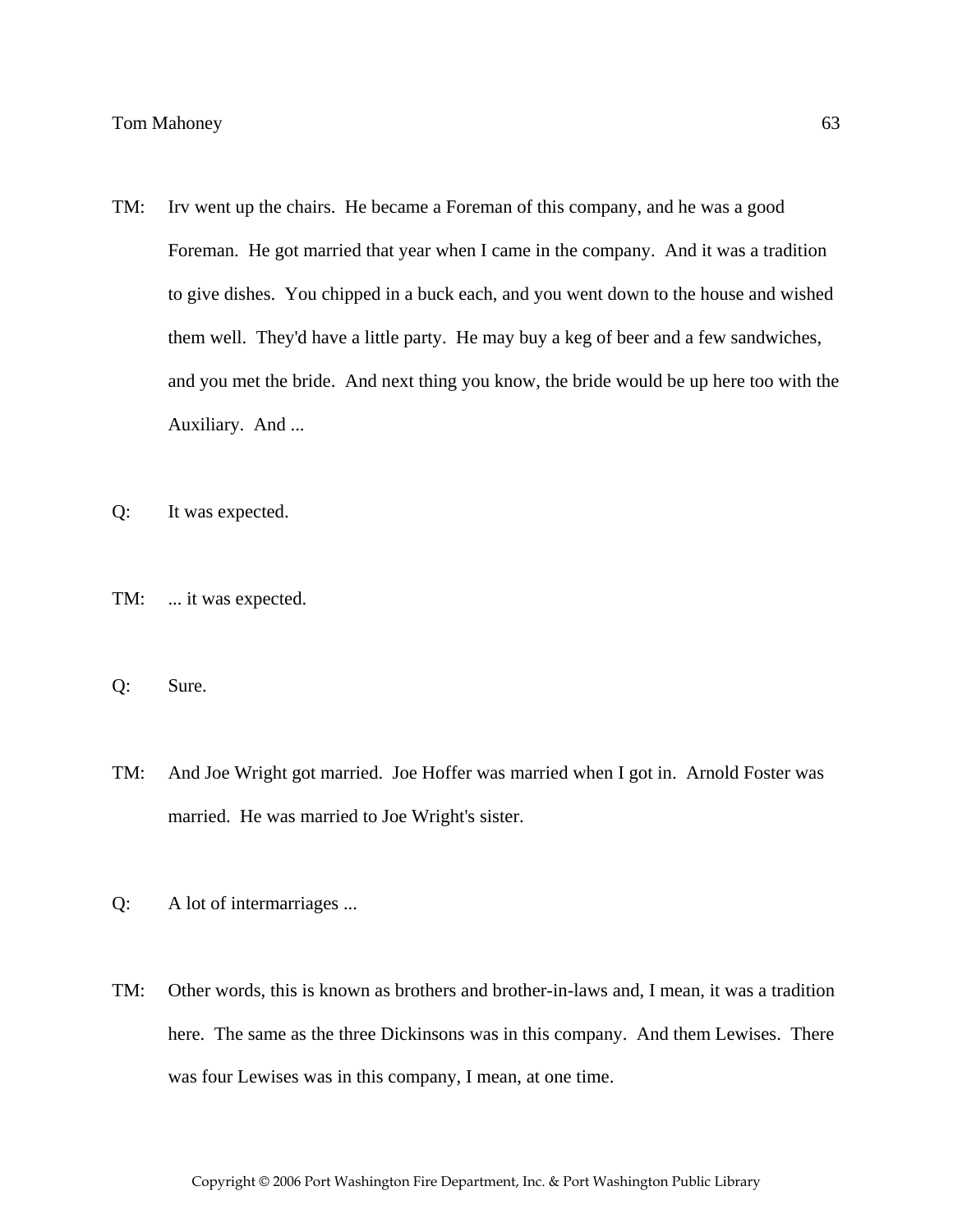TM: Irv went up the chairs. He became a Foreman of this company, and he was a good Foreman. He got married that year when I came in the company. And it was a tradition to give dishes. You chipped in a buck each, and you went down to the house and wished them well. They'd have a little party. He may buy a keg of beer and a few sandwiches, and you met the bride. And next thing you know, the bride would be up here too with the Auxiliary. And ...

Q: It was expected.

TM: ... it was expected.

Q: Sure.

TM: And Joe Wright got married. Joe Hoffer was married when I got in. Arnold Foster was married. He was married to Joe Wright's sister.

Q: A lot of intermarriages ...

TM: Other words, this is known as brothers and brother-in-laws and, I mean, it was a tradition here. The same as the three Dickinsons was in this company. And them Lewises. There was four Lewises was in this company, I mean, at one time.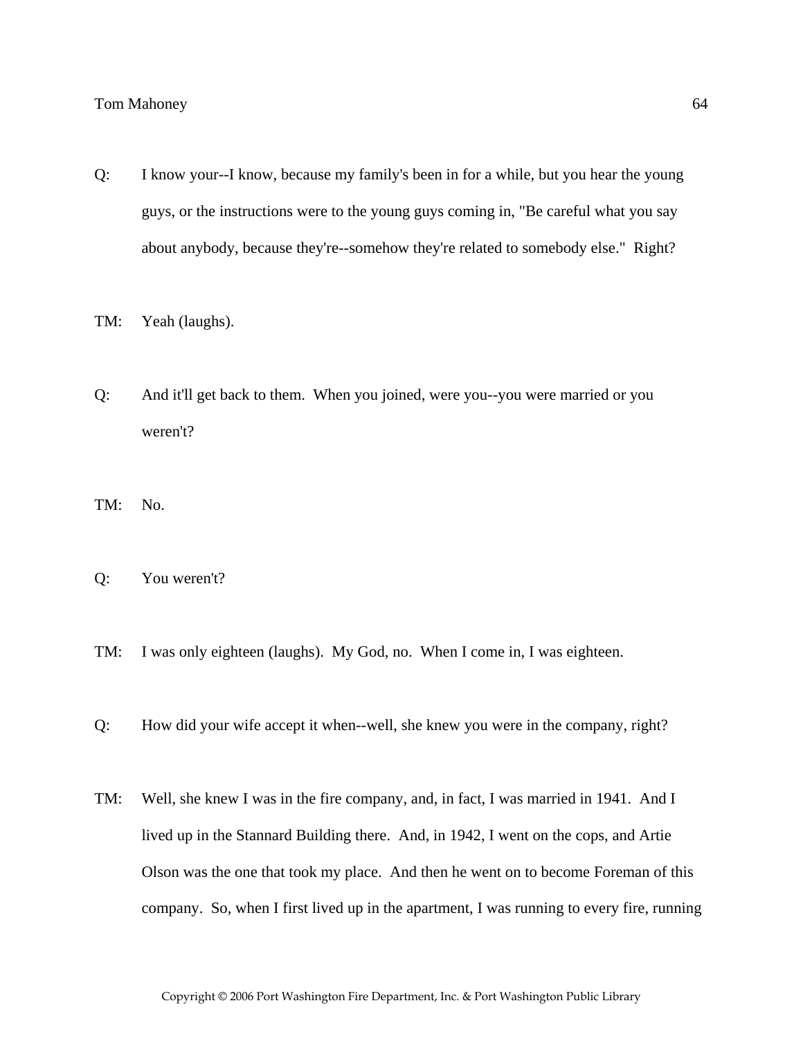Q: I know your--I know, because my family's been in for a while, but you hear the young guys, or the instructions were to the young guys coming in, "Be careful what you say about anybody, because they're--somehow they're related to somebody else." Right?

TM: Yeah (laughs).

Q: And it'll get back to them. When you joined, were you--you were married or you weren't?

TM: No.

Q: You weren't?

TM: I was only eighteen (laughs). My God, no. When I come in, I was eighteen.

Q: How did your wife accept it when--well, she knew you were in the company, right?

TM: Well, she knew I was in the fire company, and, in fact, I was married in 1941. And I lived up in the Stannard Building there. And, in 1942, I went on the cops, and Artie Olson was the one that took my place. And then he went on to become Foreman of this company. So, when I first lived up in the apartment, I was running to every fire, running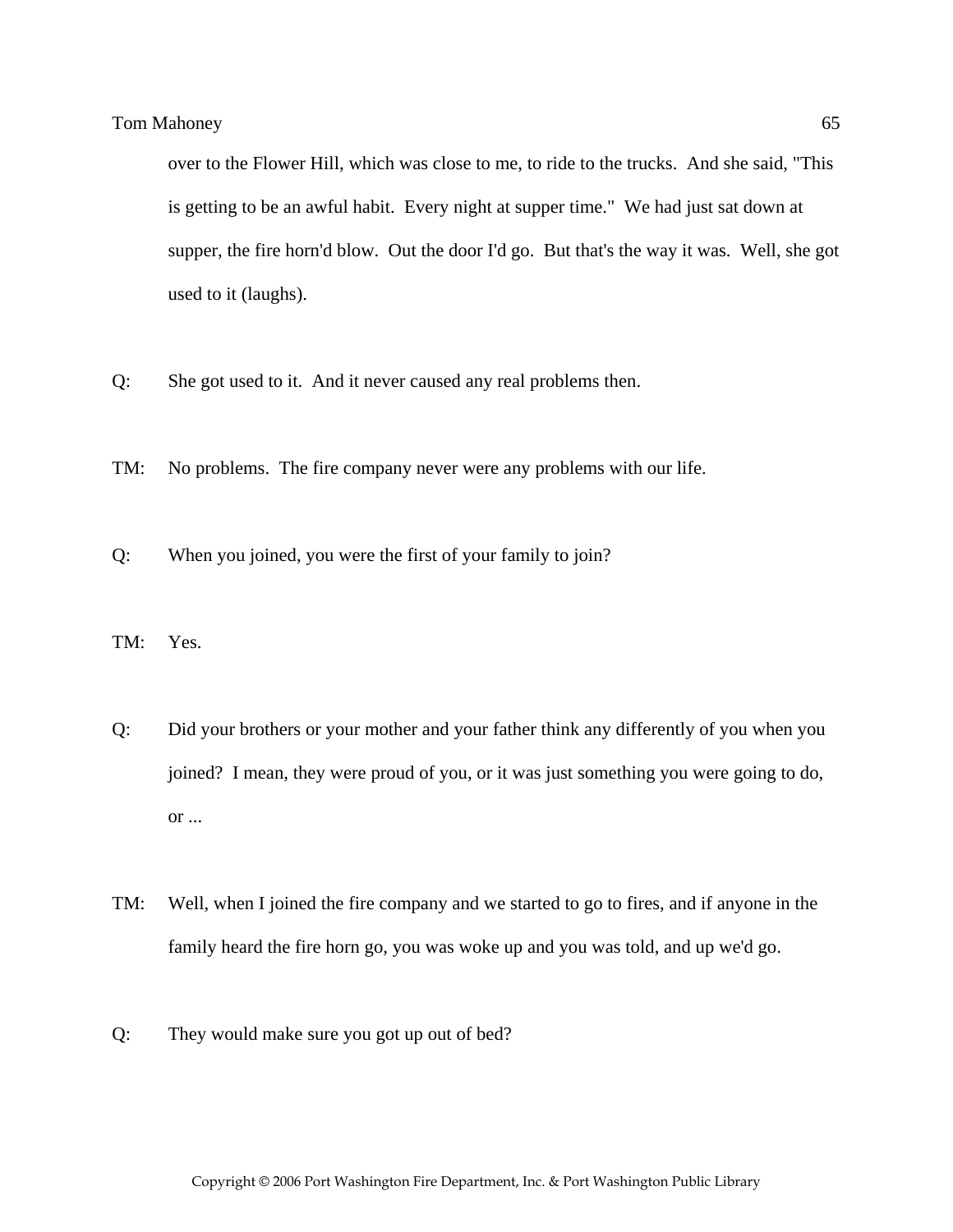over to the Flower Hill, which was close to me, to ride to the trucks.  And she said, "This is getting to be an awful habit.  Every night at supper time."  We had just sat down at supper, the fire horn'd blow.  Out the door I'd go.  But that's the way it was.  Well, she got used to it (laughs).

Q: She got used to it.  And it never caused any real problems then.

TM: No problems.  The fire company never were any problems with our life.

Q: When you joined, you were the first of your family to join?

TM: Yes.

Q: Did your brothers or your mother and your father think any differently of you when you joined?  I mean, they were proud of you, or it was just something you were going to do, or ...

TM: Well, when I joined the fire company and we started to go to fires, and if anyone in the family heard the fire horn go, you was woke up and you was told, and up we'd go.

Q: They would make sure you got up out of bed?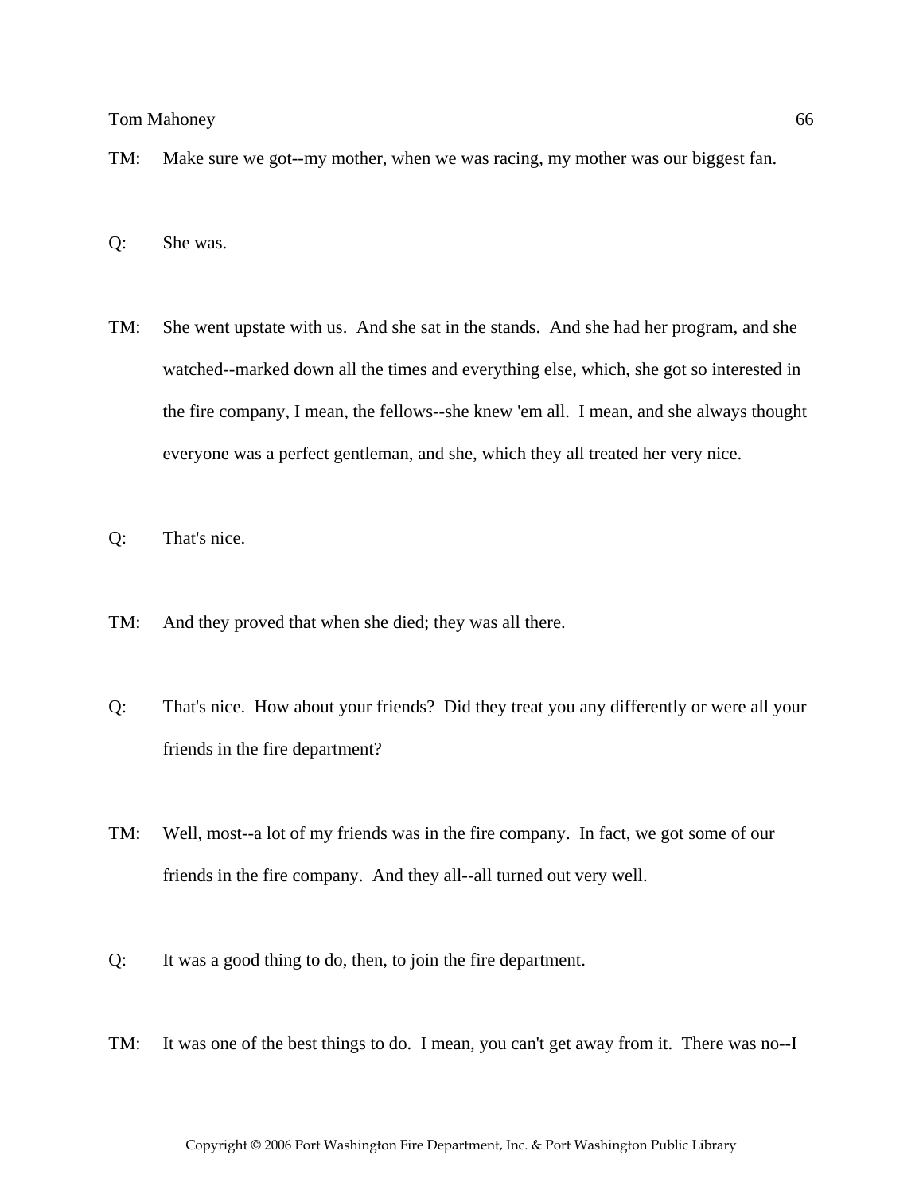TM: Make sure we got--my mother, when we was racing, my mother was our biggest fan.

Q: She was.

TM: She went upstate with us. And she sat in the stands. And she had her program, and she watched--marked down all the times and everything else, which, she got so interested in the fire company, I mean, the fellows--she knew 'em all. I mean, and she always thought everyone was a perfect gentleman, and she, which they all treated her very nice.

Q: That's nice.

TM: And they proved that when she died; they was all there.

Q: That's nice. How about your friends? Did they treat you any differently or were all your friends in the fire department?

TM: Well, most--a lot of my friends was in the fire company. In fact, we got some of our friends in the fire company. And they all--all turned out very well.

Q: It was a good thing to do, then, to join the fire department.

TM: It was one of the best things to do. I mean, you can't get away from it. There was no--I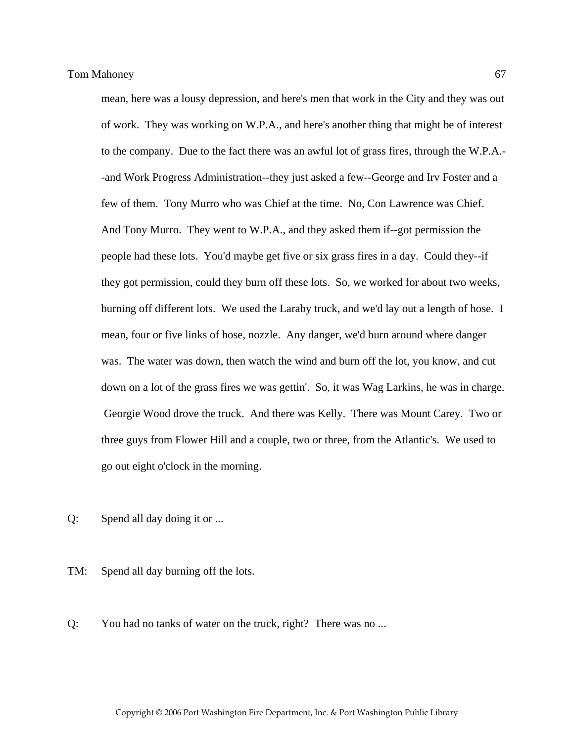mean, here was a lousy depression, and here's men that work in the City and they was out of work. They was working on W.P.A., and here's another thing that might be of interest to the company. Due to the fact there was an awful lot of grass fires, through the W.P.A.--and Work Progress Administration--they just asked a few--George and Irv Foster and a few of them. Tony Murro who was Chief at the time. No, Con Lawrence was Chief. And Tony Murro. They went to W.P.A., and they asked them if--got permission the people had these lots. You'd maybe get five or six grass fires in a day. Could they--if they got permission, could they burn off these lots. So, we worked for about two weeks, burning off different lots. We used the Laraby truck, and we'd lay out a length of hose. I mean, four or five links of hose, nozzle. Any danger, we'd burn around where danger was. The water was down, then watch the wind and burn off the lot, you know, and cut down on a lot of the grass fires we was gettin'. So, it was Wag Larkins, he was in charge. Georgie Wood drove the truck. And there was Kelly. There was Mount Carey. Two or three guys from Flower Hill and a couple, two or three, from the Atlantic's. We used to go out eight o'clock in the morning.

Q: Spend all day doing it or ...

TM: Spend all day burning off the lots.

Q: You had no tanks of water on the truck, right? There was no ...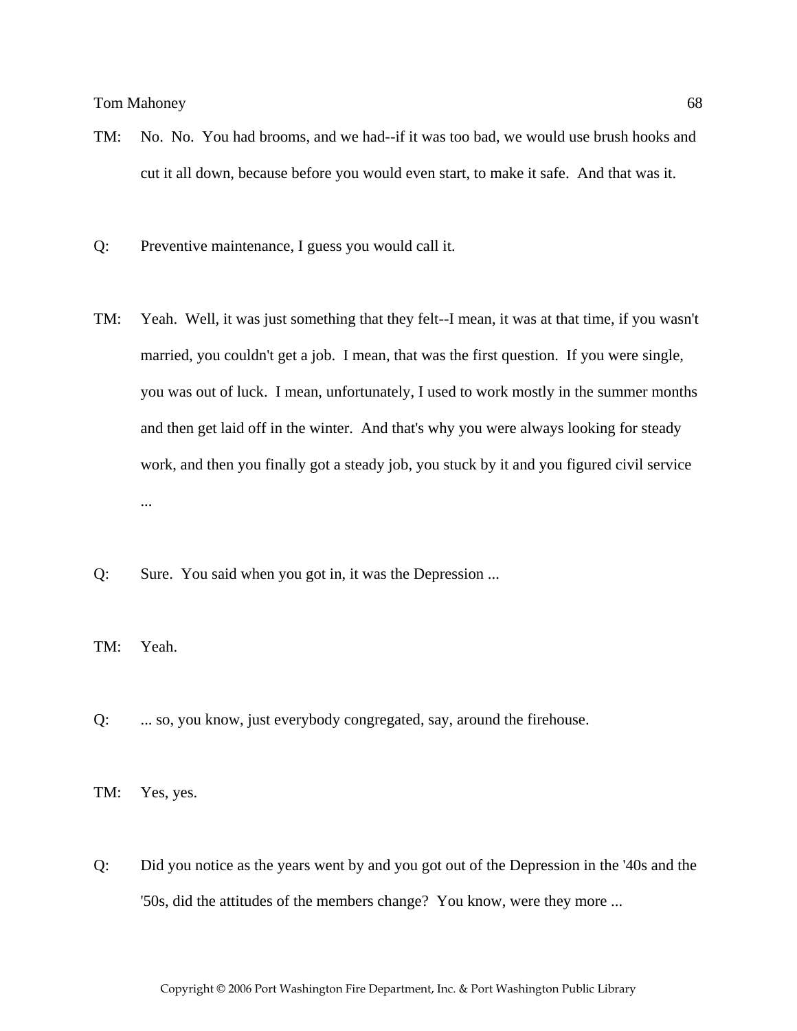TM: No. No. You had brooms, and we had--if it was too bad, we would use brush hooks and cut it all down, because before you would even start, to make it safe. And that was it.

Q: Preventive maintenance, I guess you would call it.

TM: Yeah. Well, it was just something that they felt--I mean, it was at that time, if you wasn't married, you couldn't get a job. I mean, that was the first question. If you were single, you was out of luck. I mean, unfortunately, I used to work mostly in the summer months and then get laid off in the winter. And that's why you were always looking for steady work, and then you finally got a steady job, you stuck by it and you figured civil service ...

Q: Sure. You said when you got in, it was the Depression ...

TM: Yeah.

Q: ... so, you know, just everybody congregated, say, around the firehouse.

TM: Yes, yes.

Q: Did you notice as the years went by and you got out of the Depression in the '40s and the '50s, did the attitudes of the members change? You know, were they more ...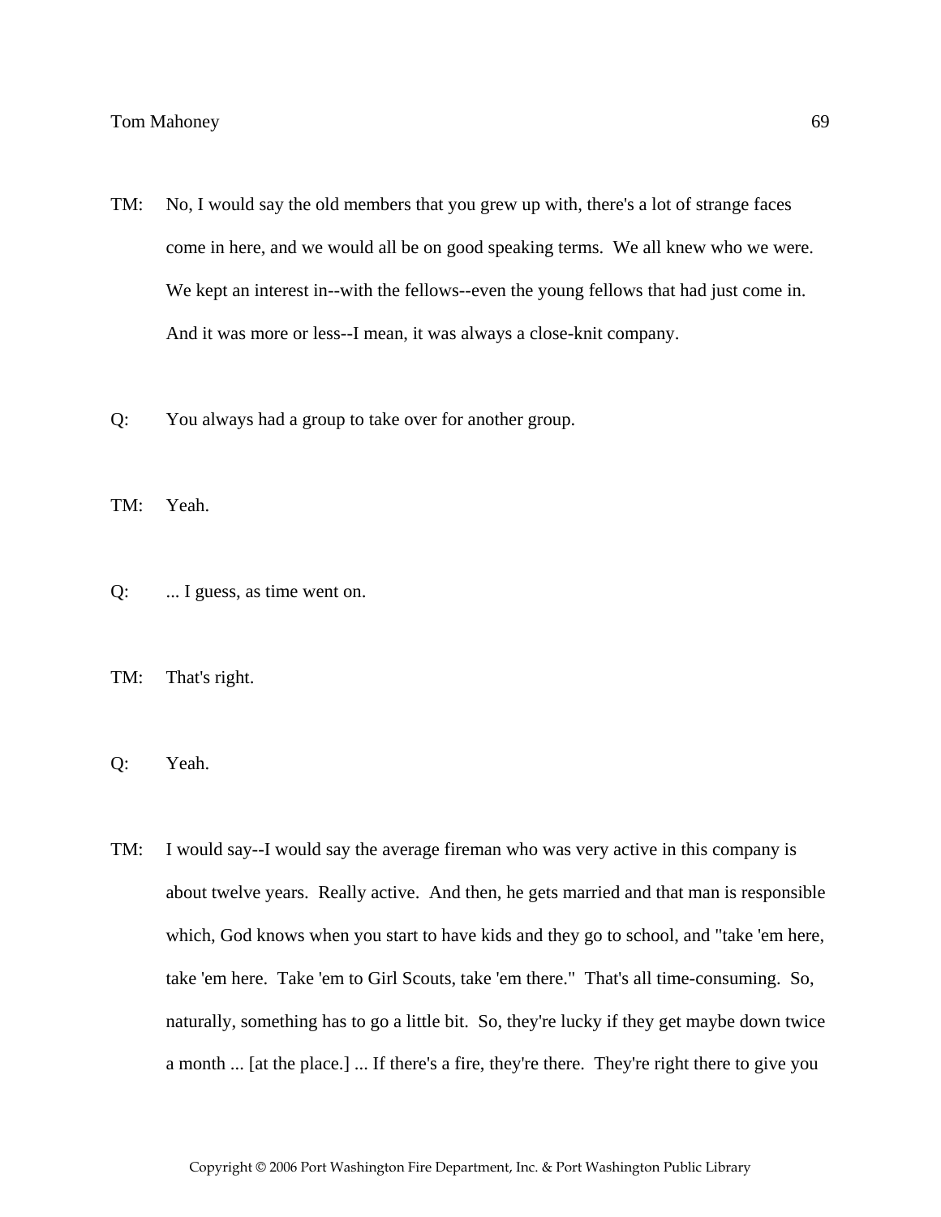TM: No, I would say the old members that you grew up with, there's a lot of strange faces come in here, and we would all be on good speaking terms. We all knew who we were. We kept an interest in--with the fellows--even the young fellows that had just come in. And it was more or less--I mean, it was always a close-knit company.

Q: You always had a group to take over for another group.

TM: Yeah.

Q: ... I guess, as time went on.

TM: That's right.

Q: Yeah.

TM: I would say--I would say the average fireman who was very active in this company is about twelve years. Really active. And then, he gets married and that man is responsible which, God knows when you start to have kids and they go to school, and "take 'em here, take 'em here. Take 'em to Girl Scouts, take 'em there." That's all time-consuming. So, naturally, something has to go a little bit. So, they're lucky if they get maybe down twice a month ... [at the place.] ... If there's a fire, they're there. They're right there to give you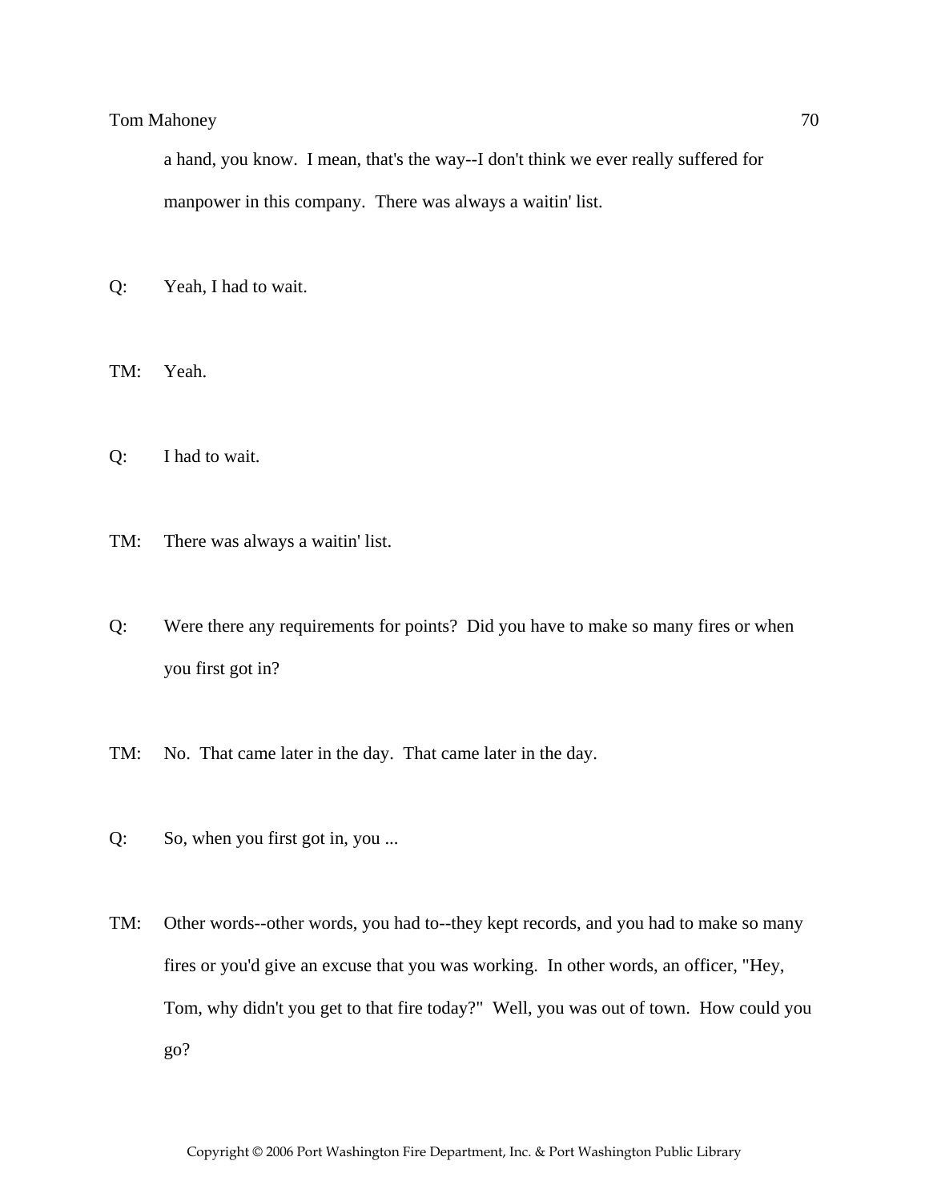a hand, you know. I mean, that's the way--I don't think we ever really suffered for manpower in this company. There was always a waitin' list.

Q: Yeah, I had to wait.

TM: Yeah.

Q: I had to wait.

TM: There was always a waitin' list.

Q: Were there any requirements for points? Did you have to make so many fires or when you first got in?

TM: No. That came later in the day. That came later in the day.

Q: So, when you first got in, you ...

TM: Other words--other words, you had to--they kept records, and you had to make so many fires or you'd give an excuse that you was working. In other words, an officer, "Hey, Tom, why didn't you get to that fire today?" Well, you was out of town. How could you go?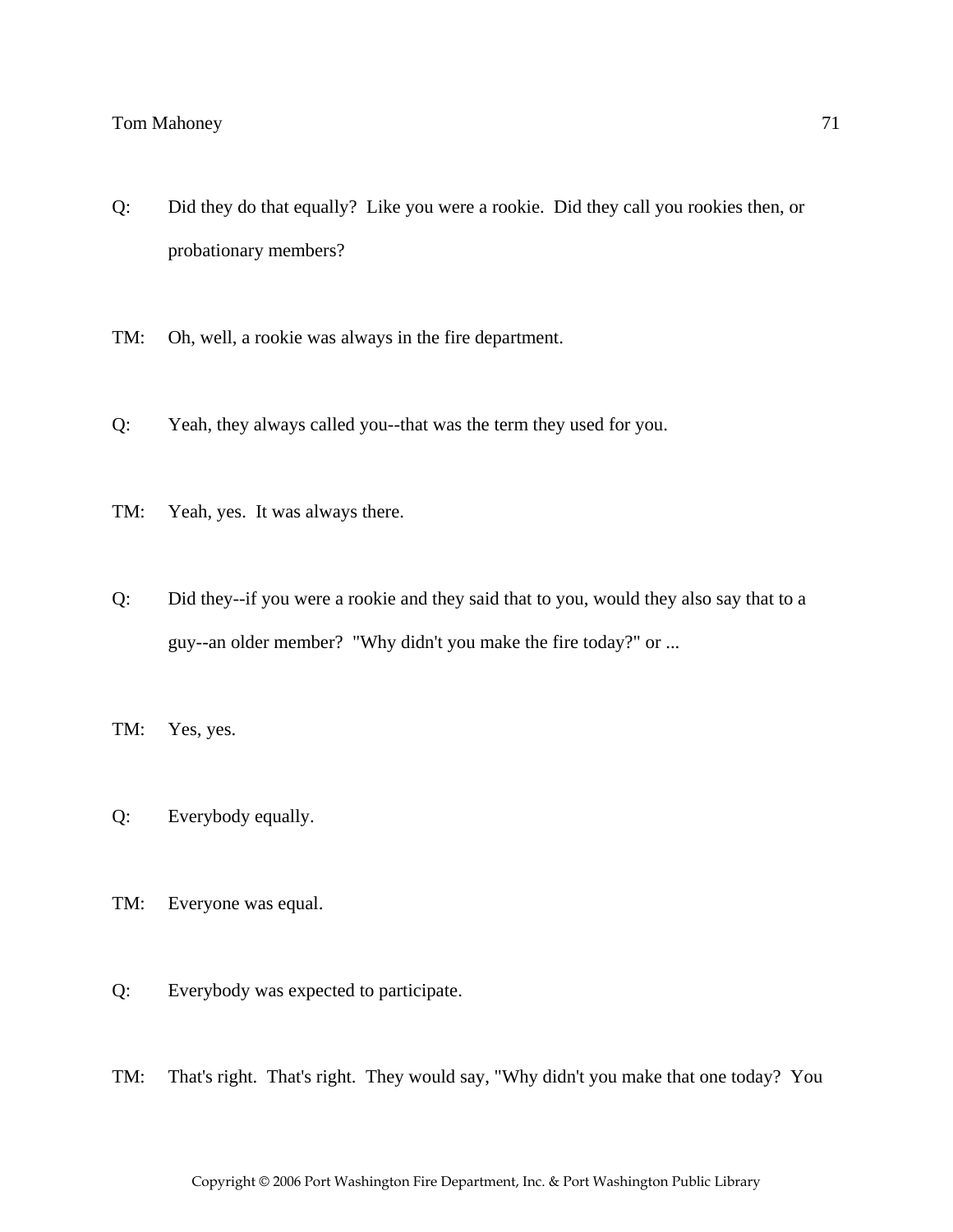Q: Did they do that equally? Like you were a rookie. Did they call you rookies then, or probationary members?

TM: Oh, well, a rookie was always in the fire department.

Q: Yeah, they always called you--that was the term they used for you.

TM: Yeah, yes. It was always there.

Q: Did they--if you were a rookie and they said that to you, would they also say that to a guy--an older member? "Why didn't you make the fire today?" or ...

TM: Yes, yes.

Q: Everybody equally.

TM: Everyone was equal.

Q: Everybody was expected to participate.

TM: That's right. That's right. They would say, "Why didn't you make that one today? You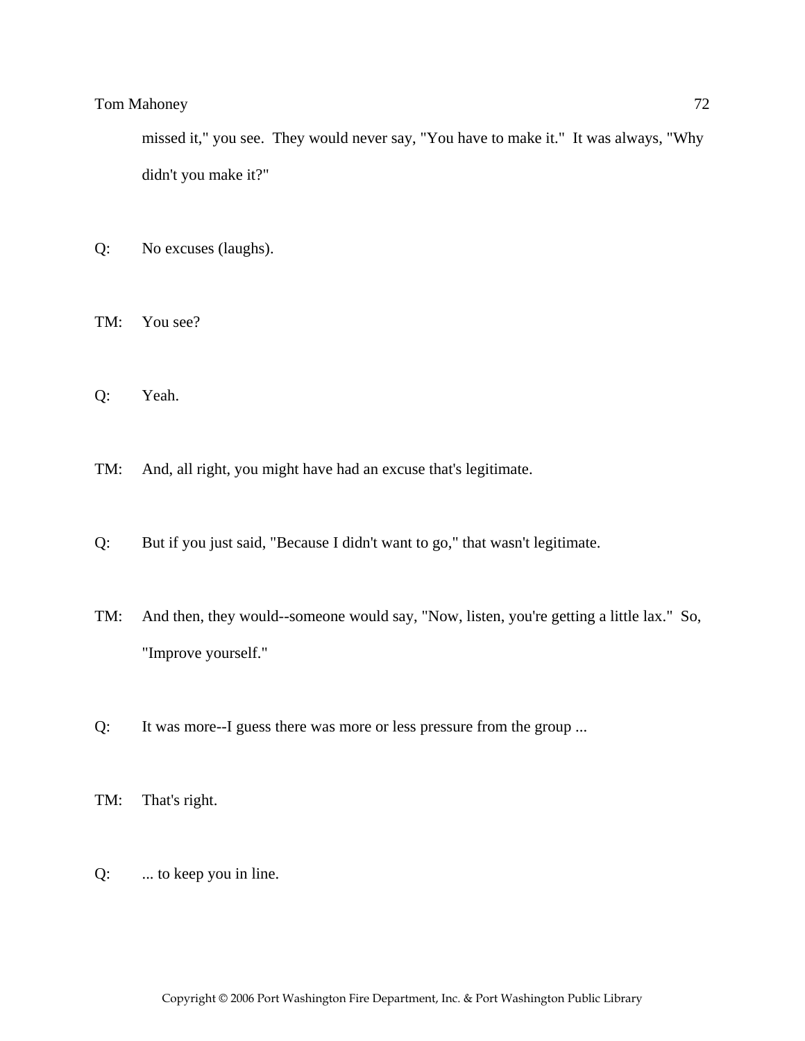missed it," you see. They would never say, "You have to make it." It was always, "Why didn't you make it?"

Q: No excuses (laughs).

TM: You see?

Q: Yeah.

TM: And, all right, you might have had an excuse that's legitimate.

Q: But if you just said, "Because I didn't want to go," that wasn't legitimate.

TM: And then, they would--someone would say, "Now, listen, you're getting a little lax." So, "Improve yourself."

Q: It was more--I guess there was more or less pressure from the group ...

TM: That's right.

Q: ... to keep you in line.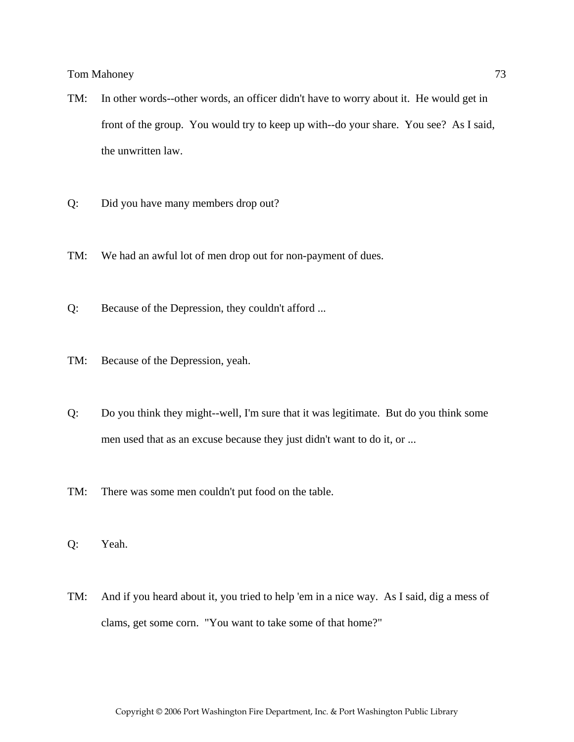TM: In other words--other words, an officer didn't have to worry about it. He would get in front of the group. You would try to keep up with--do your share. You see? As I said, the unwritten law.

Q: Did you have many members drop out?

TM: We had an awful lot of men drop out for non-payment of dues.

Q: Because of the Depression, they couldn't afford ...

TM: Because of the Depression, yeah.

Q: Do you think they might--well, I'm sure that it was legitimate. But do you think some men used that as an excuse because they just didn't want to do it, or ...

TM: There was some men couldn't put food on the table.

Q: Yeah.

TM: And if you heard about it, you tried to help 'em in a nice way. As I said, dig a mess of clams, get some corn. "You want to take some of that home?"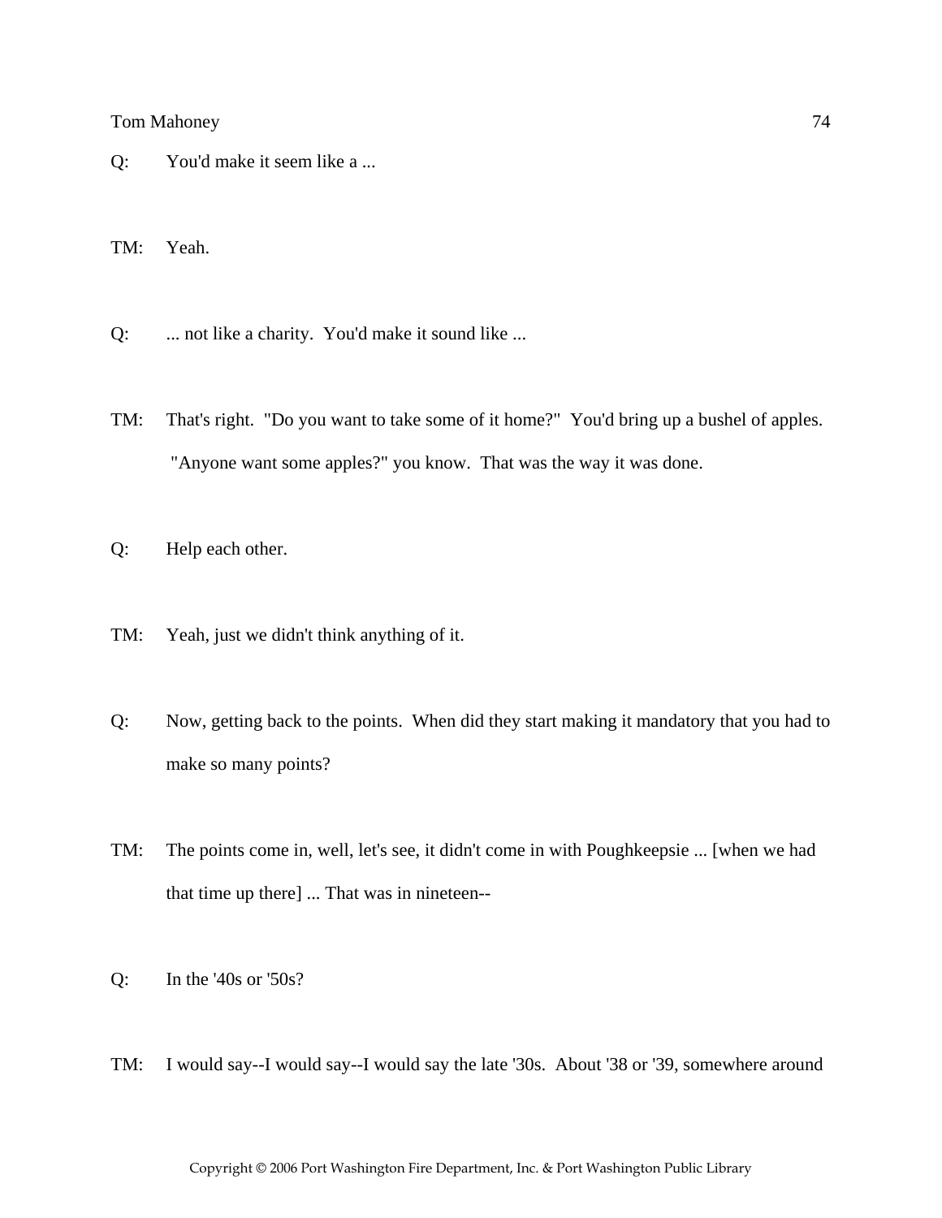Q: You'd make it seem like a ...

TM: Yeah.

Q: ... not like a charity. You'd make it sound like ...

TM: That's right. "Do you want to take some of it home?" You'd bring up a bushel of apples. "Anyone want some apples?" you know. That was the way it was done.

Q: Help each other.

TM: Yeah, just we didn't think anything of it.

Q: Now, getting back to the points. When did they start making it mandatory that you had to make so many points?

TM: The points come in, well, let's see, it didn't come in with Poughkeepsie ... [when we had that time up there] ... That was in nineteen--

Q: In the '40s or '50s?

TM: I would say--I would say--I would say the late '30s. About '38 or '39, somewhere around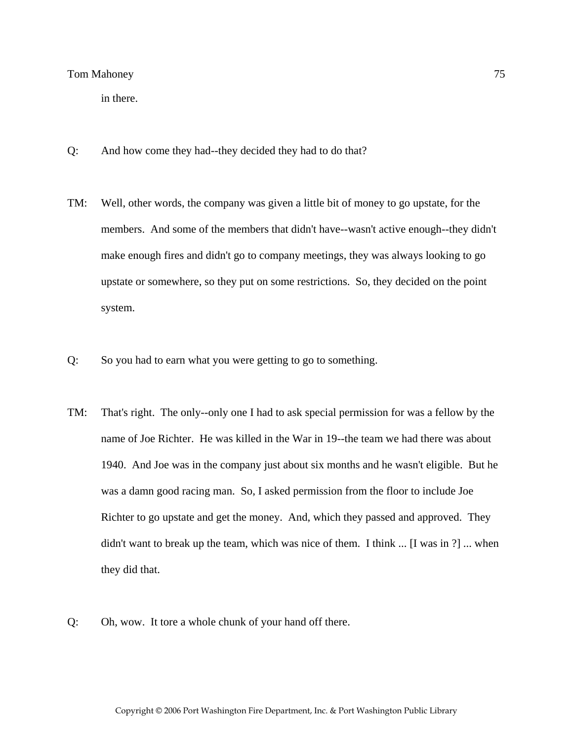in there.

Q: And how come they had--they decided they had to do that?

TM: Well, other words, the company was given a little bit of money to go upstate, for the members. And some of the members that didn't have--wasn't active enough--they didn't make enough fires and didn't go to company meetings, they was always looking to go upstate or somewhere, so they put on some restrictions. So, they decided on the point system.

Q: So you had to earn what you were getting to go to something.

TM: That's right. The only--only one I had to ask special permission for was a fellow by the name of Joe Richter. He was killed in the War in 19--the team we had there was about 1940. And Joe was in the company just about six months and he wasn't eligible. But he was a damn good racing man. So, I asked permission from the floor to include Joe Richter to go upstate and get the money. And, which they passed and approved. They didn't want to break up the team, which was nice of them. I think ... [I was in ?] ... when they did that.

Q: Oh, wow. It tore a whole chunk of your hand off there.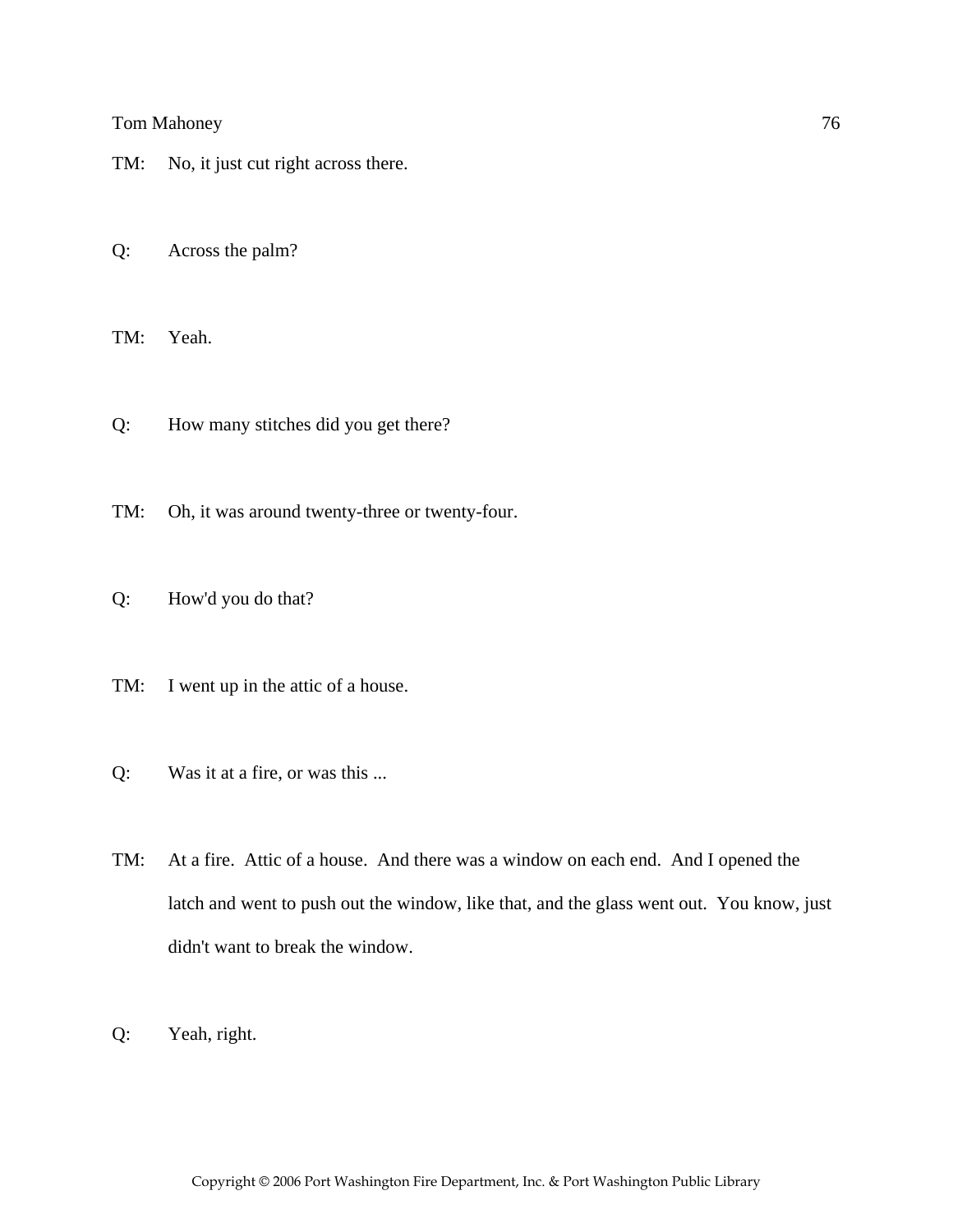TM: No, it just cut right across there.

Q: Across the palm?

TM: Yeah.

Q: How many stitches did you get there?

TM: Oh, it was around twenty-three or twenty-four.

Q: How'd you do that?

TM: I went up in the attic of a house.

Q: Was it at a fire, or was this ...

TM: At a fire. Attic of a house. And there was a window on each end. And I opened the latch and went to push out the window, like that, and the glass went out. You know, just didn't want to break the window.

Q: Yeah, right.

Copyright © 2006 Port Washington Fire Department, Inc. & Port Washington Public Library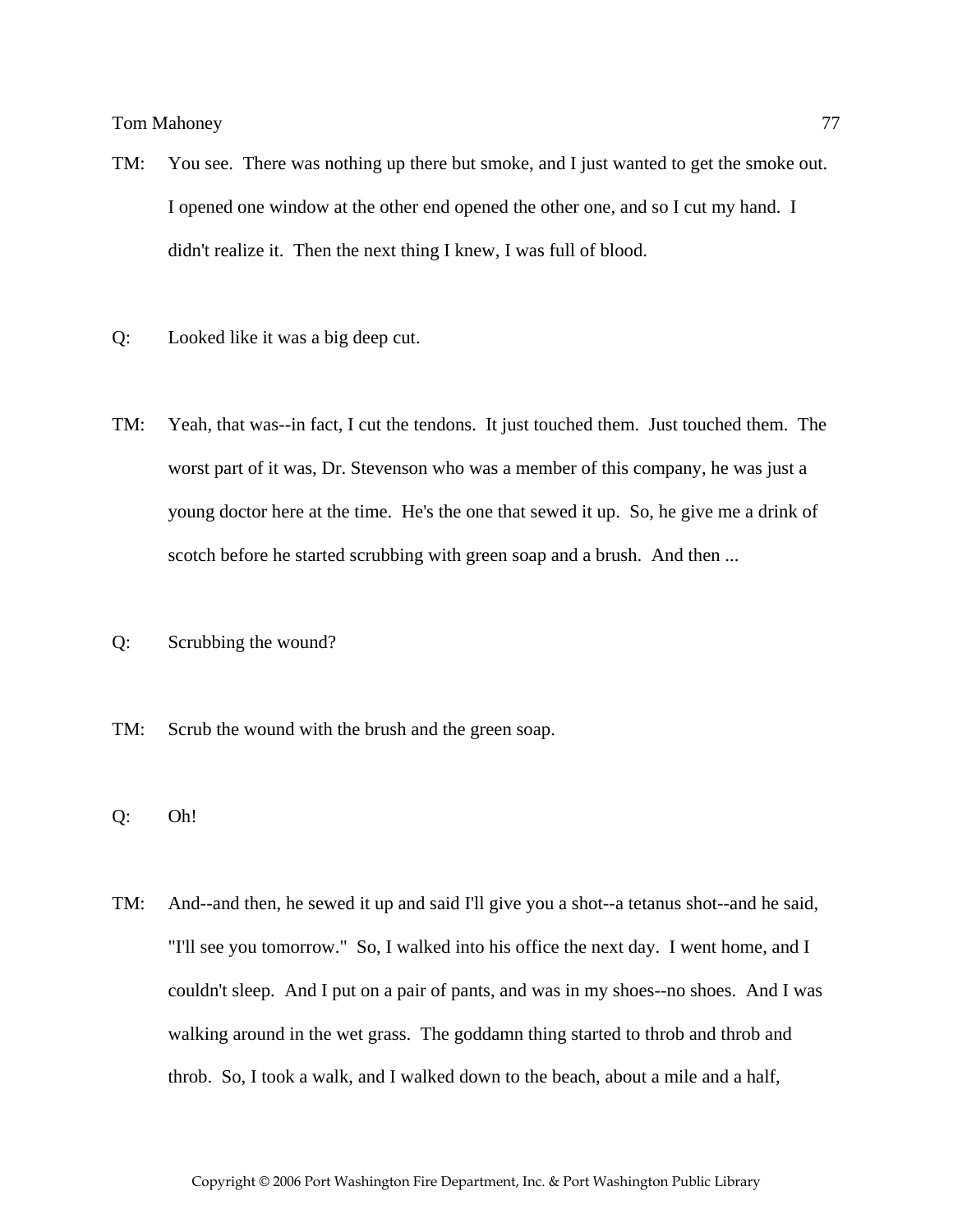TM: You see. There was nothing up there but smoke, and I just wanted to get the smoke out. I opened one window at the other end opened the other one, and so I cut my hand. I didn't realize it. Then the next thing I knew, I was full of blood.

Q: Looked like it was a big deep cut.

TM: Yeah, that was--in fact, I cut the tendons. It just touched them. Just touched them. The worst part of it was, Dr. Stevenson who was a member of this company, he was just a young doctor here at the time. He's the one that sewed it up. So, he give me a drink of scotch before he started scrubbing with green soap and a brush. And then ...

Q: Scrubbing the wound?

TM: Scrub the wound with the brush and the green soap.

Q: Oh!

TM: And--and then, he sewed it up and said I'll give you a shot--a tetanus shot--and he said, "I'll see you tomorrow." So, I walked into his office the next day. I went home, and I couldn't sleep. And I put on a pair of pants, and was in my shoes--no shoes. And I was walking around in the wet grass. The goddamn thing started to throb and throb and throb. So, I took a walk, and I walked down to the beach, about a mile and a half,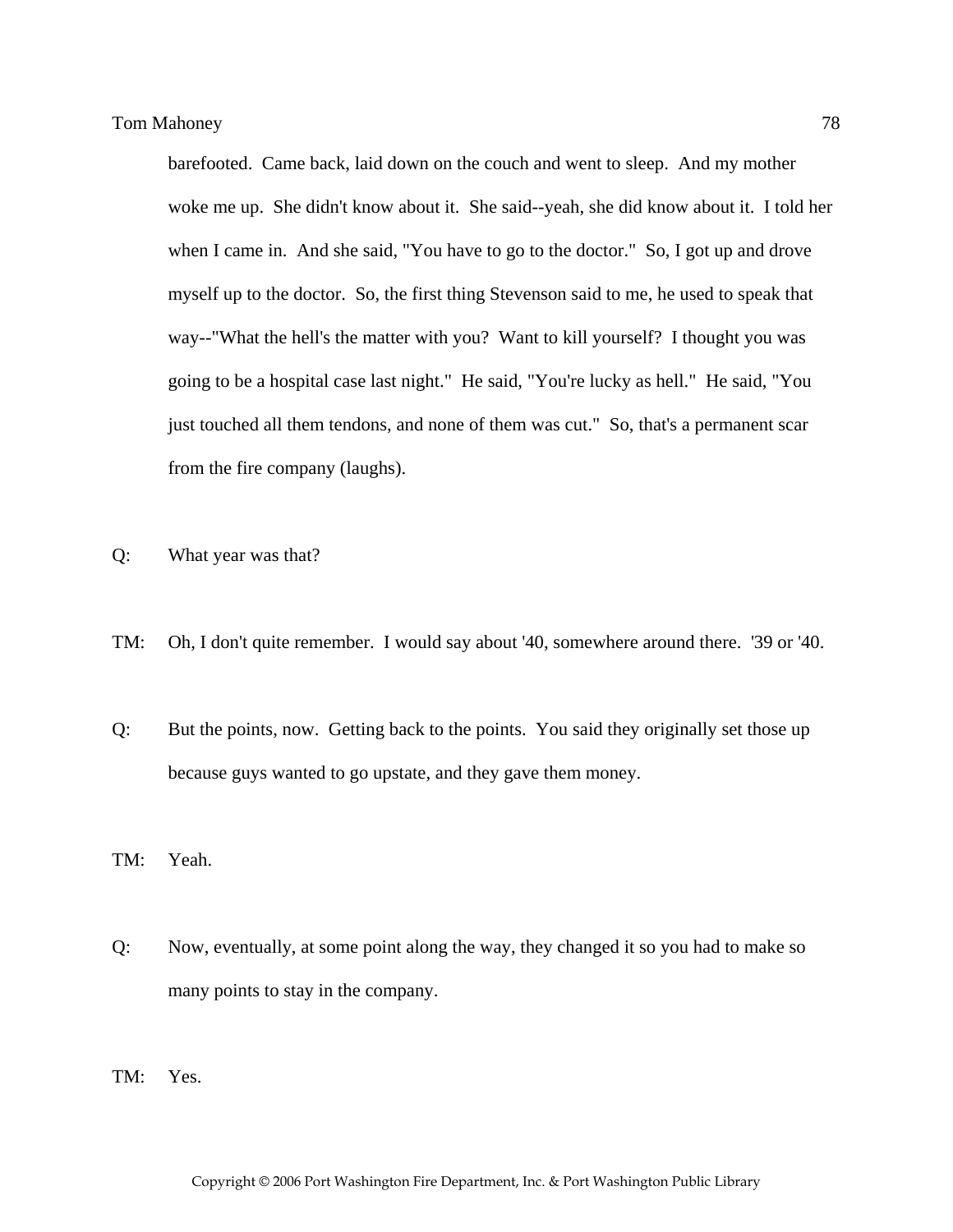barefooted.  Came back, laid down on the couch and went to sleep.  And my mother woke me up.  She didn't know about it.  She said--yeah, she did know about it.  I told her when I came in.  And she said, "You have to go to the doctor."  So, I got up and drove myself up to the doctor.  So, the first thing Stevenson said to me, he used to speak that way--"What the hell's the matter with you?  Want to kill yourself?  I thought you was going to be a hospital case last night."  He said, "You're lucky as hell."  He said, "You just touched all them tendons, and none of them was cut."  So, that's a permanent scar from the fire company (laughs).

Q: What year was that?

TM: Oh, I don't quite remember.  I would say about '40, somewhere around there.  '39 or '40.

Q: But the points, now.  Getting back to the points.  You said they originally set those up because guys wanted to go upstate, and they gave them money.

TM: Yeah.

Q: Now, eventually, at some point along the way, they changed it so you had to make so many points to stay in the company.

TM: Yes.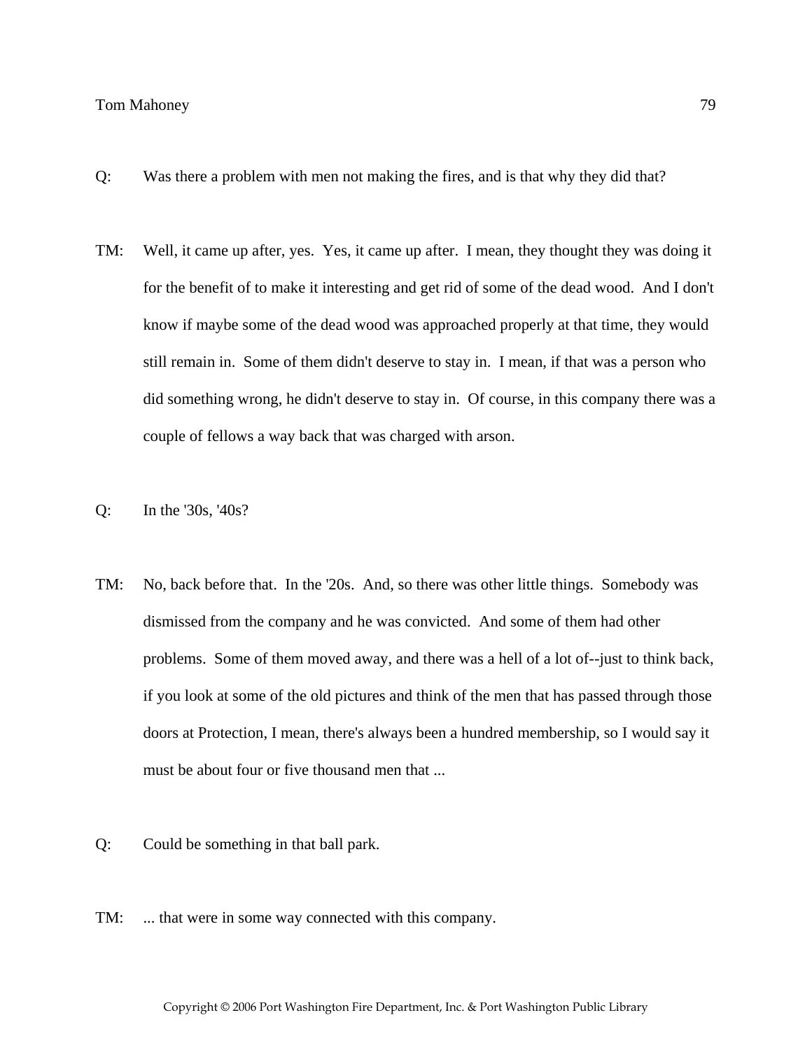Q: Was there a problem with men not making the fires, and is that why they did that?

TM: Well, it came up after, yes. Yes, it came up after. I mean, they thought they was doing it for the benefit of to make it interesting and get rid of some of the dead wood. And I don't know if maybe some of the dead wood was approached properly at that time, they would still remain in. Some of them didn't deserve to stay in. I mean, if that was a person who did something wrong, he didn't deserve to stay in. Of course, in this company there was a couple of fellows a way back that was charged with arson.

Q: In the '30s, '40s?

TM: No, back before that. In the '20s. And, so there was other little things. Somebody was dismissed from the company and he was convicted. And some of them had other problems. Some of them moved away, and there was a hell of a lot of--just to think back, if you look at some of the old pictures and think of the men that has passed through those doors at Protection, I mean, there's always been a hundred membership, so I would say it must be about four or five thousand men that ...

Q: Could be something in that ball park.

TM: ... that were in some way connected with this company.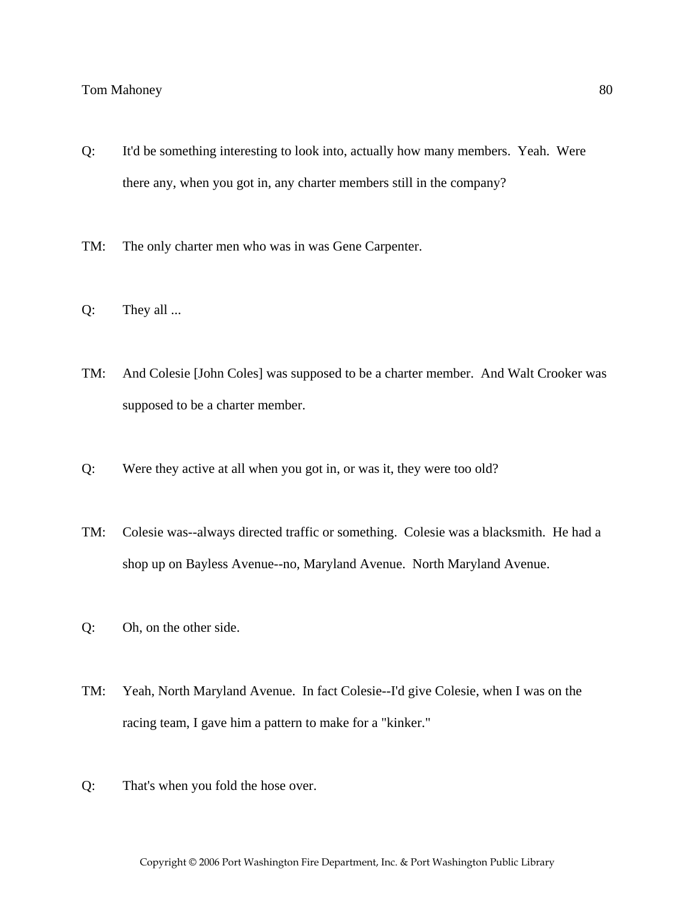Q: It'd be something interesting to look into, actually how many members. Yeah. Were there any, when you got in, any charter members still in the company?

TM: The only charter men who was in was Gene Carpenter.

Q: They all ...

TM: And Colesie [John Coles] was supposed to be a charter member. And Walt Crooker was supposed to be a charter member.

Q: Were they active at all when you got in, or was it, they were too old?

TM: Colesie was--always directed traffic or something. Colesie was a blacksmith. He had a shop up on Bayless Avenue--no, Maryland Avenue. North Maryland Avenue.

Q: Oh, on the other side.

TM: Yeah, North Maryland Avenue. In fact Colesie--I'd give Colesie, when I was on the racing team, I gave him a pattern to make for a "kinker."

Q: That's when you fold the hose over.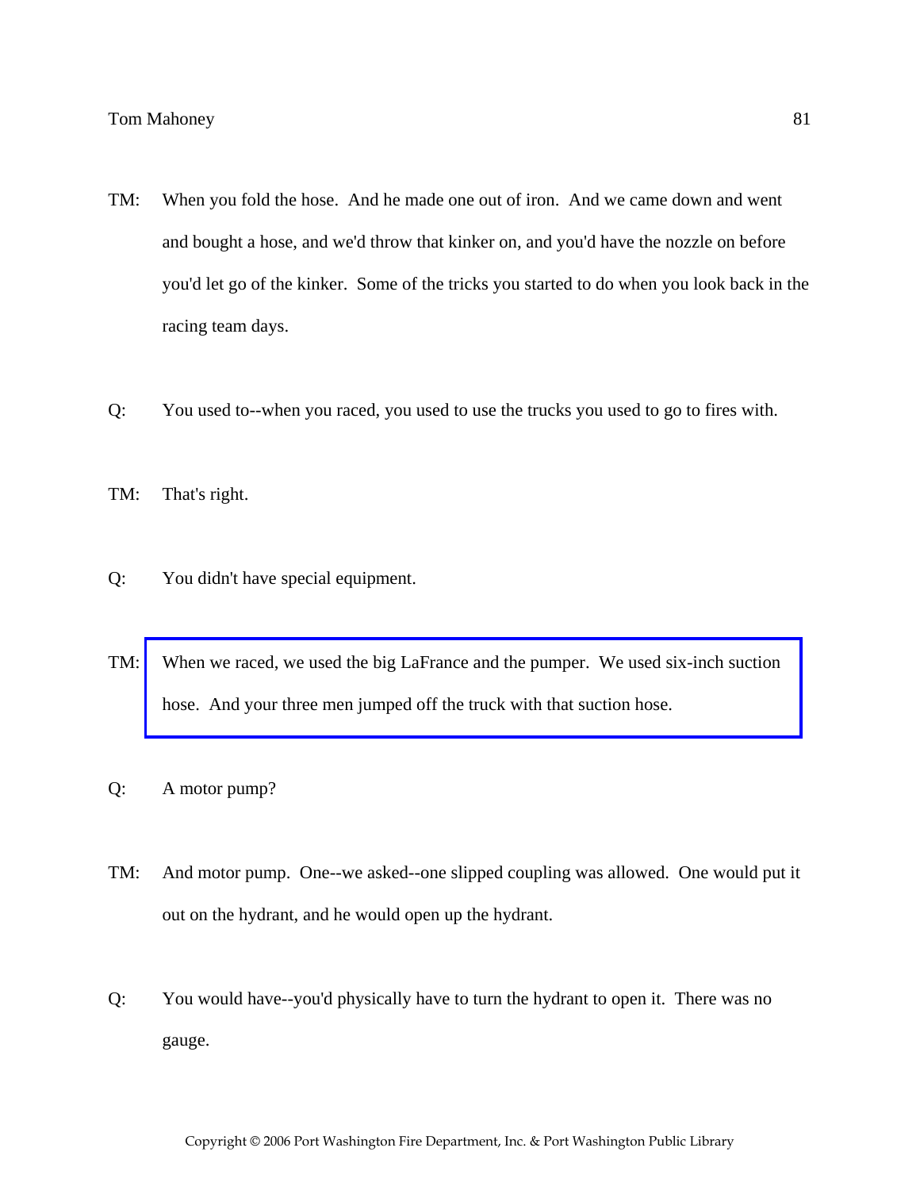TM: When you fold the hose. And he made one out of iron. And we came down and went and bought a hose, and we'd throw that kinker on, and you'd have the nozzle on before you'd let go of the kinker. Some of the tricks you started to do when you look back in the racing team days.

Q: You used to--when you raced, you used to use the trucks you used to go to fires with.

TM: That's right.

Q: You didn't have special equipment.

TM: When we raced, we used the big LaFrance and the pumper. We used six-inch suction hose. And your three men jumped off the truck with that suction hose.

Q: A motor pump?

TM: And motor pump. One--we asked--one slipped coupling was allowed. One would put it out on the hydrant, and he would open up the hydrant.

Q: You would have--you'd physically have to turn the hydrant to open it. There was no gauge.

Copyright © 2006 Port Washington Fire Department, Inc. & Port Washington Public Library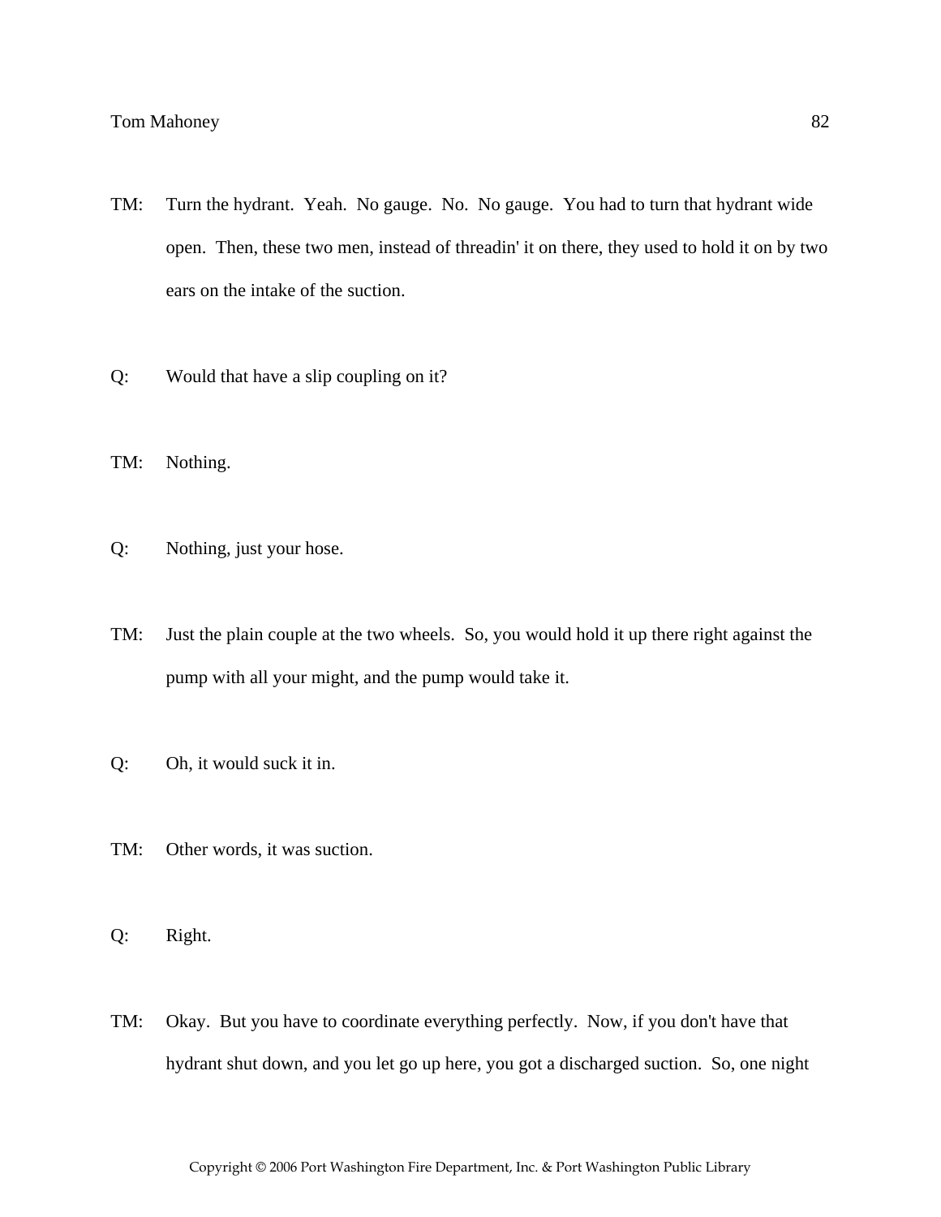TM: Turn the hydrant. Yeah. No gauge. No. No gauge. You had to turn that hydrant wide open. Then, these two men, instead of threadin' it on there, they used to hold it on by two ears on the intake of the suction.

Q: Would that have a slip coupling on it?

TM: Nothing.

Q: Nothing, just your hose.

TM: Just the plain couple at the two wheels. So, you would hold it up there right against the pump with all your might, and the pump would take it.

Q: Oh, it would suck it in.

TM: Other words, it was suction.

Q: Right.

TM: Okay. But you have to coordinate everything perfectly. Now, if you don't have that hydrant shut down, and you let go up here, you got a discharged suction. So, one night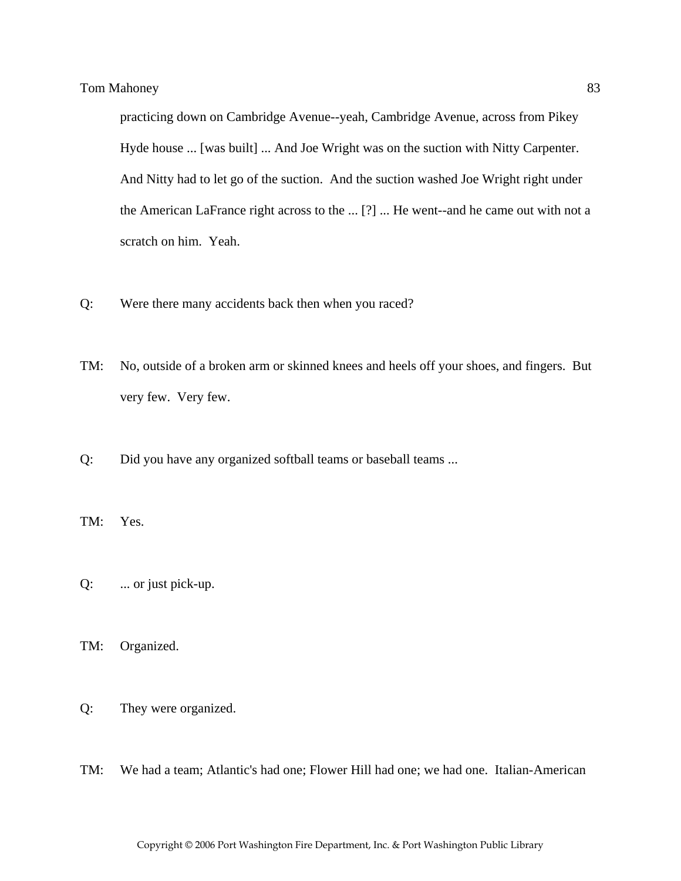practicing down on Cambridge Avenue--yeah, Cambridge Avenue, across from Pikey Hyde house ... [was built] ... And Joe Wright was on the suction with Nitty Carpenter. And Nitty had to let go of the suction. And the suction washed Joe Wright right under the American LaFrance right across to the ... [?] ... He went--and he came out with not a scratch on him. Yeah.

Q: Were there many accidents back then when you raced?

TM: No, outside of a broken arm or skinned knees and heels off your shoes, and fingers. But very few. Very few.

Q: Did you have any organized softball teams or baseball teams ...

TM: Yes.

Q: ... or just pick-up.

TM: Organized.

Q: They were organized.

TM: We had a team; Atlantic's had one; Flower Hill had one; we had one. Italian-American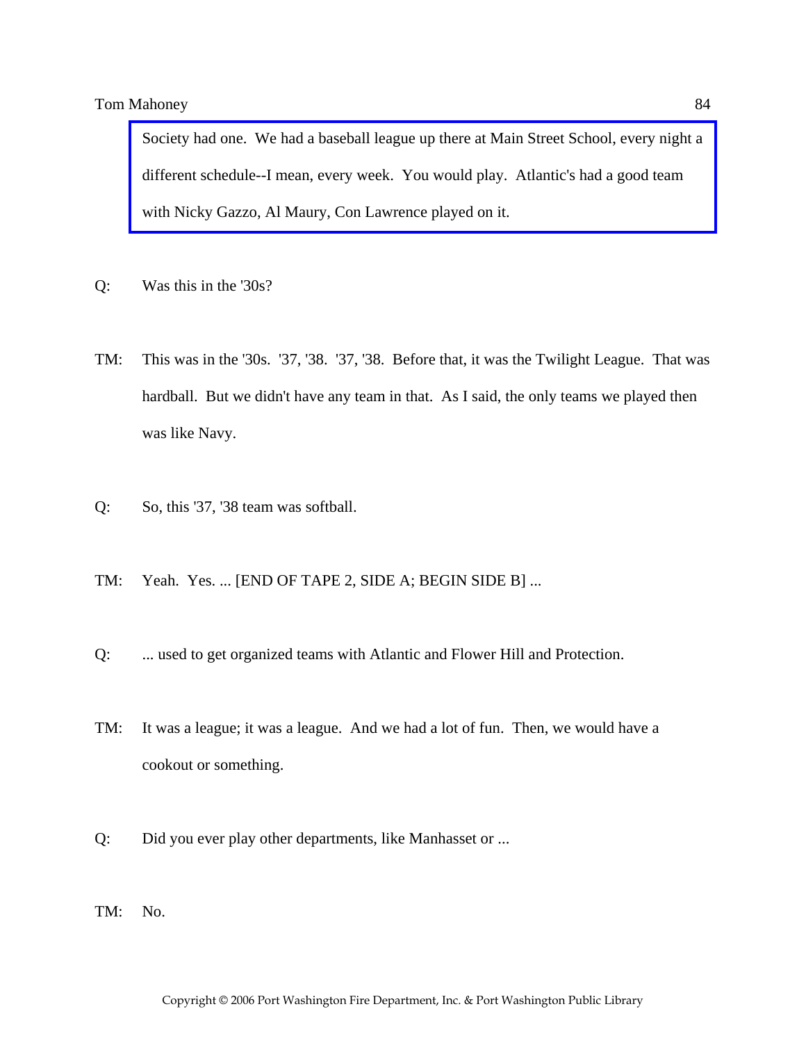Society had one. We had a baseball league up there at Main Street School, every night a different schedule--I mean, every week. You would play. Atlantic's had a good team with Nicky Gazzo, Al Maury, Con Lawrence played on it.

Q: Was this in the '30s?

TM: This was in the '30s. '37, '38. '37, '38. Before that, it was the Twilight League. That was hardball. But we didn't have any team in that. As I said, the only teams we played then was like Navy.

Q: So, this '37, '38 team was softball.

TM: Yeah. Yes. ... [END OF TAPE 2, SIDE A; BEGIN SIDE B] ...

Q: ... used to get organized teams with Atlantic and Flower Hill and Protection.

TM: It was a league; it was a league. And we had a lot of fun. Then, we would have a cookout or something.

Q: Did you ever play other departments, like Manhasset or ...

TM: No.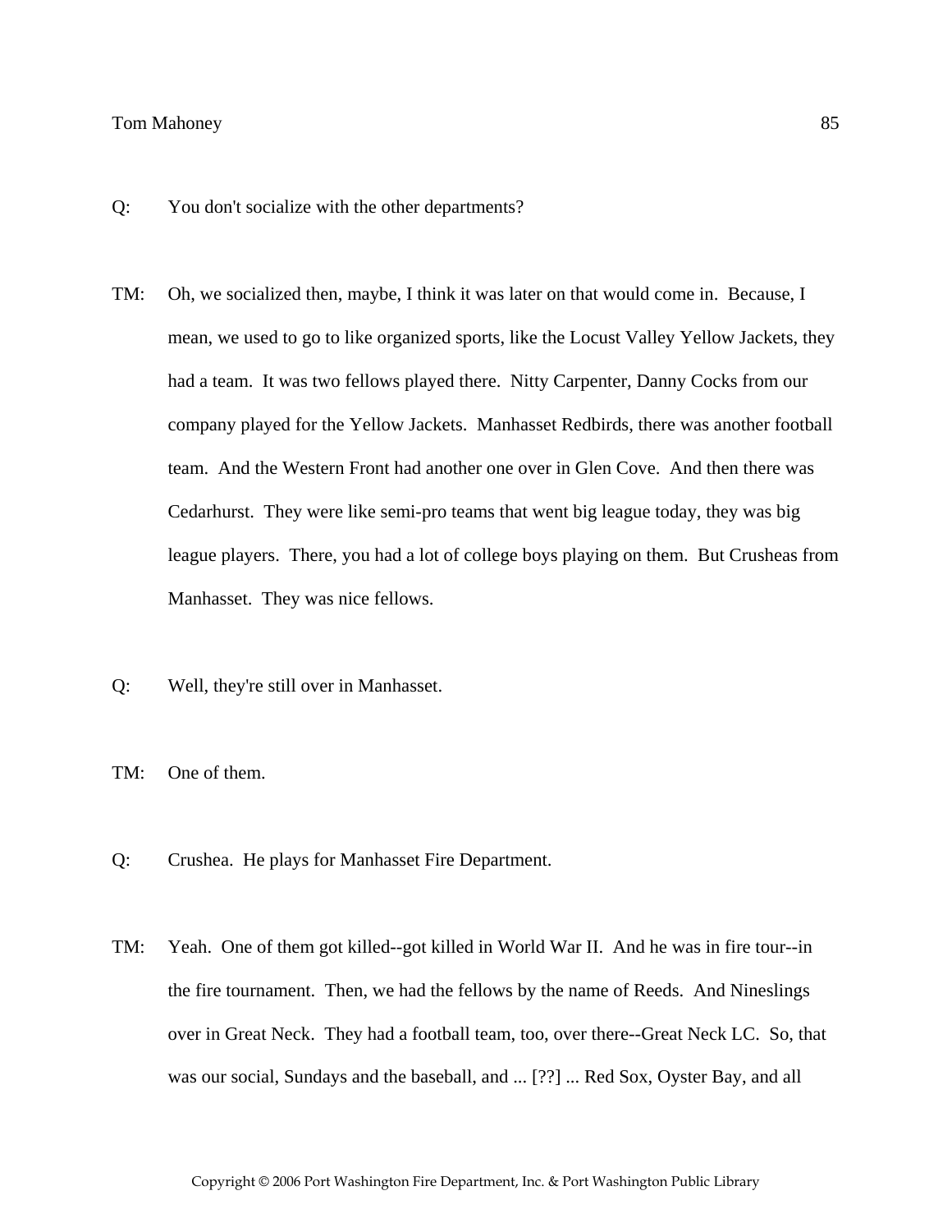Q: You don't socialize with the other departments?

TM: Oh, we socialized then, maybe, I think it was later on that would come in. Because, I mean, we used to go to like organized sports, like the Locust Valley Yellow Jackets, they had a team. It was two fellows played there. Nitty Carpenter, Danny Cocks from our company played for the Yellow Jackets. Manhasset Redbirds, there was another football team. And the Western Front had another one over in Glen Cove. And then there was Cedarhurst. They were like semi-pro teams that went big league today, they was big league players. There, you had a lot of college boys playing on them. But Crusheas from Manhasset. They was nice fellows.

Q: Well, they're still over in Manhasset.

TM: One of them.

Q: Crushea. He plays for Manhasset Fire Department.

TM: Yeah. One of them got killed--got killed in World War II. And he was in fire tour--in the fire tournament. Then, we had the fellows by the name of Reeds. And Nineslings over in Great Neck. They had a football team, too, over there--Great Neck LC. So, that was our social, Sundays and the baseball, and ... [??] ... Red Sox, Oyster Bay, and all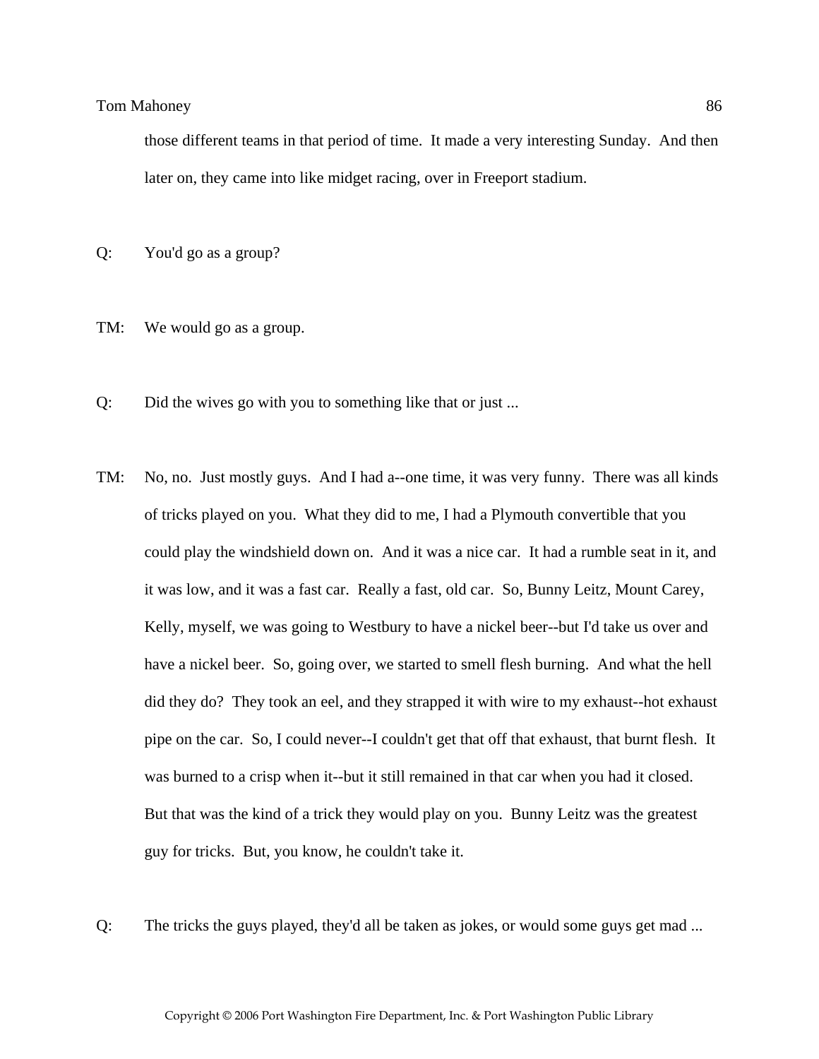those different teams in that period of time. It made a very interesting Sunday. And then later on, they came into like midget racing, over in Freeport stadium.

Q: You'd go as a group?

TM: We would go as a group.

Q: Did the wives go with you to something like that or just ...

TM: No, no. Just mostly guys. And I had a--one time, it was very funny. There was all kinds of tricks played on you. What they did to me, I had a Plymouth convertible that you could play the windshield down on. And it was a nice car. It had a rumble seat in it, and it was low, and it was a fast car. Really a fast, old car. So, Bunny Leitz, Mount Carey, Kelly, myself, we was going to Westbury to have a nickel beer--but I'd take us over and have a nickel beer. So, going over, we started to smell flesh burning. And what the hell did they do? They took an eel, and they strapped it with wire to my exhaust--hot exhaust pipe on the car. So, I could never--I couldn't get that off that exhaust, that burnt flesh. It was burned to a crisp when it--but it still remained in that car when you had it closed. But that was the kind of a trick they would play on you. Bunny Leitz was the greatest guy for tricks. But, you know, he couldn't take it.

Q: The tricks the guys played, they'd all be taken as jokes, or would some guys get mad ...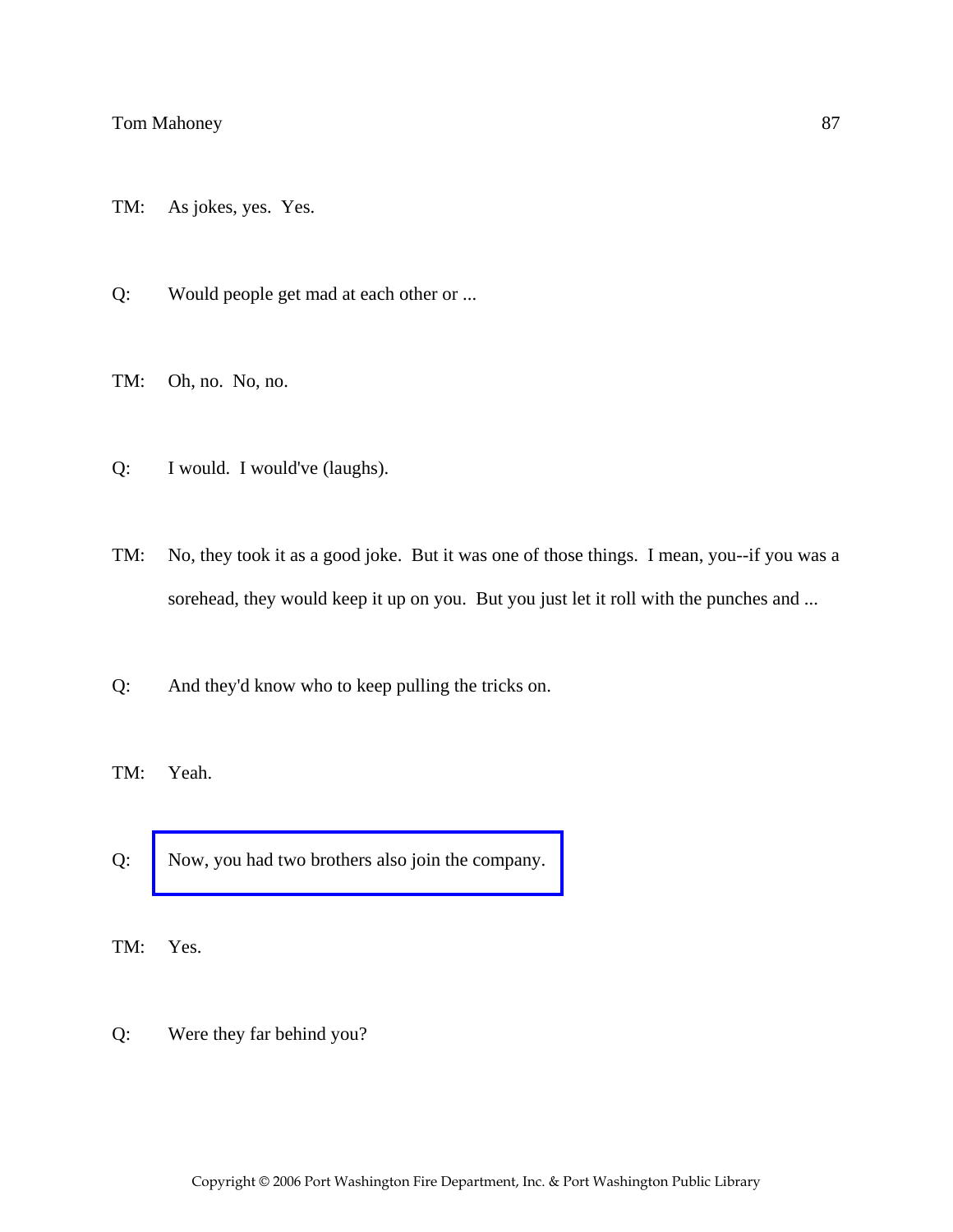TM: As jokes, yes. Yes.

Q: Would people get mad at each other or ...

TM: Oh, no. No, no.

Q: I would. I would've (laughs).

TM: No, they took it as a good joke. But it was one of those things. I mean, you--if you was a sorehead, they would keep it up on you. But you just let it roll with the punches and ...

Q: And they'd know who to keep pulling the tricks on.

TM: Yeah.

Q: Now, you had two brothers also join the company.

TM: Yes.

Q: Were they far behind you?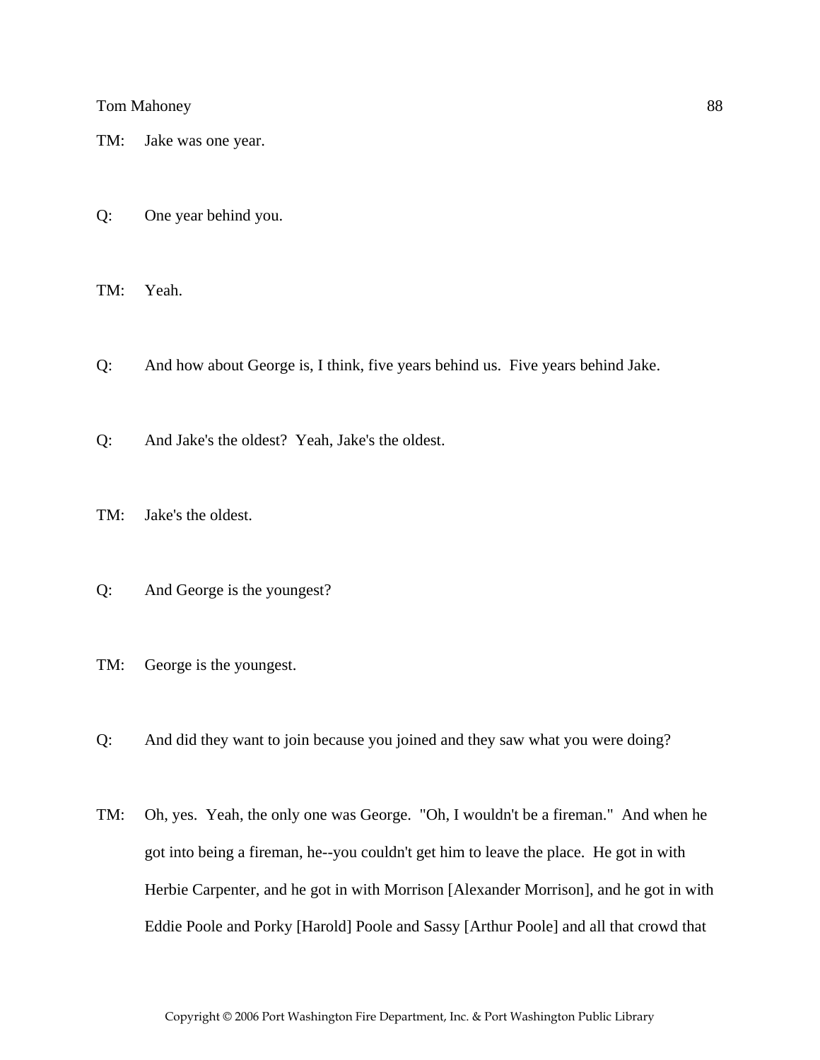TM: Jake was one year.

Q: One year behind you.

TM: Yeah.

Q: And how about George is, I think, five years behind us. Five years behind Jake.

Q: And Jake's the oldest? Yeah, Jake's the oldest.

TM: Jake's the oldest.

Q: And George is the youngest?

TM: George is the youngest.

Q: And did they want to join because you joined and they saw what you were doing?

TM: Oh, yes. Yeah, the only one was George. "Oh, I wouldn't be a fireman." And when he got into being a fireman, he--you couldn't get him to leave the place. He got in with Herbie Carpenter, and he got in with Morrison [Alexander Morrison], and he got in with Eddie Poole and Porky [Harold] Poole and Sassy [Arthur Poole] and all that crowd that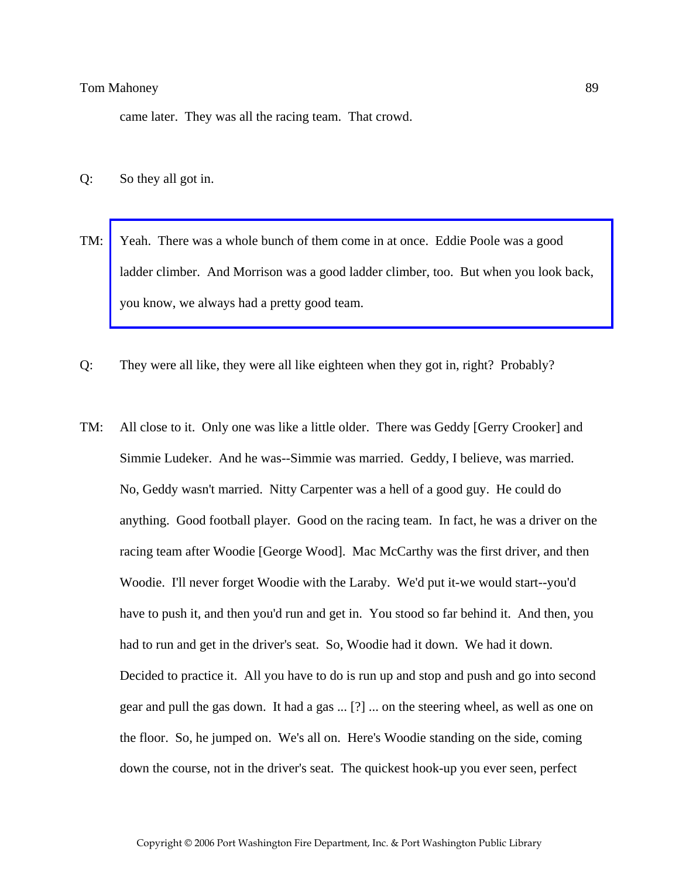came later.  They was all the racing team.  That crowd.

Q:  So they all got in.

TM:  Yeah.  There was a whole bunch of them come in at once.  Eddie Poole was a good ladder climber.  And Morrison was a good ladder climber, too.  But when you look back, you know, we always had a pretty good team.

Q:  They were all like, they were all like eighteen when they got in, right?  Probably?

TM:  All close to it.  Only one was like a little older.  There was Geddy [Gerry Crooker] and Simmie Ludeker.  And he was--Simmie was married.  Geddy, I believe, was married.  No, Geddy wasn't married.  Nitty Carpenter was a hell of a good guy.  He could do anything.  Good football player.  Good on the racing team.  In fact, he was a driver on the racing team after Woodie [George Wood].  Mac McCarthy was the first driver, and then Woodie.  I'll never forget Woodie with the Laraby.  We'd put it-we would start--you'd have to push it, and then you'd run and get in.  You stood so far behind it.  And then, you had to run and get in the driver's seat.  So, Woodie had it down.  We had it down.  Decided to practice it.  All you have to do is run up and stop and push and go into second gear and pull the gas down.  It had a gas ... [?] ... on the steering wheel, as well as one on the floor.  So, he jumped on.  We's all on.  Here's Woodie standing on the side, coming down the course, not in the driver's seat.  The quickest hook-up you ever seen, perfect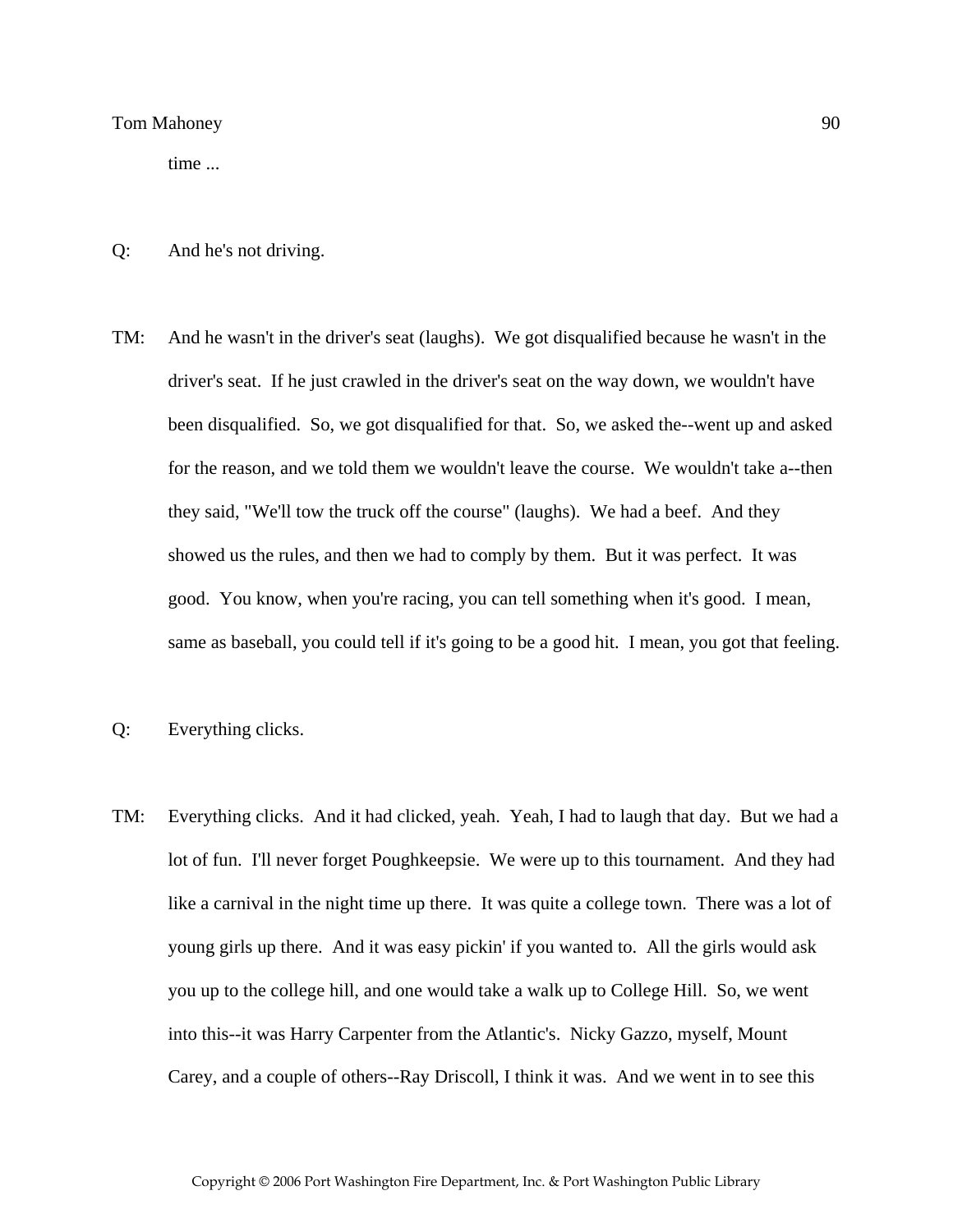time ...

Q: And he's not driving.

TM: And he wasn't in the driver's seat (laughs). We got disqualified because he wasn't in the driver's seat. If he just crawled in the driver's seat on the way down, we wouldn't have been disqualified. So, we got disqualified for that. So, we asked the--went up and asked for the reason, and we told them we wouldn't leave the course. We wouldn't take a--then they said, "We'll tow the truck off the course" (laughs). We had a beef. And they showed us the rules, and then we had to comply by them. But it was perfect. It was good. You know, when you're racing, you can tell something when it's good. I mean, same as baseball, you could tell if it's going to be a good hit. I mean, you got that feeling.

Q: Everything clicks.

TM: Everything clicks. And it had clicked, yeah. Yeah, I had to laugh that day. But we had a lot of fun. I'll never forget Poughkeepsie. We were up to this tournament. And they had like a carnival in the night time up there. It was quite a college town. There was a lot of young girls up there. And it was easy pickin' if you wanted to. All the girls would ask you up to the college hill, and one would take a walk up to College Hill. So, we went into this--it was Harry Carpenter from the Atlantic's. Nicky Gazzo, myself, Mount Carey, and a couple of others--Ray Driscoll, I think it was. And we went in to see this

Copyright © 2006 Port Washington Fire Department, Inc. & Port Washington Public Library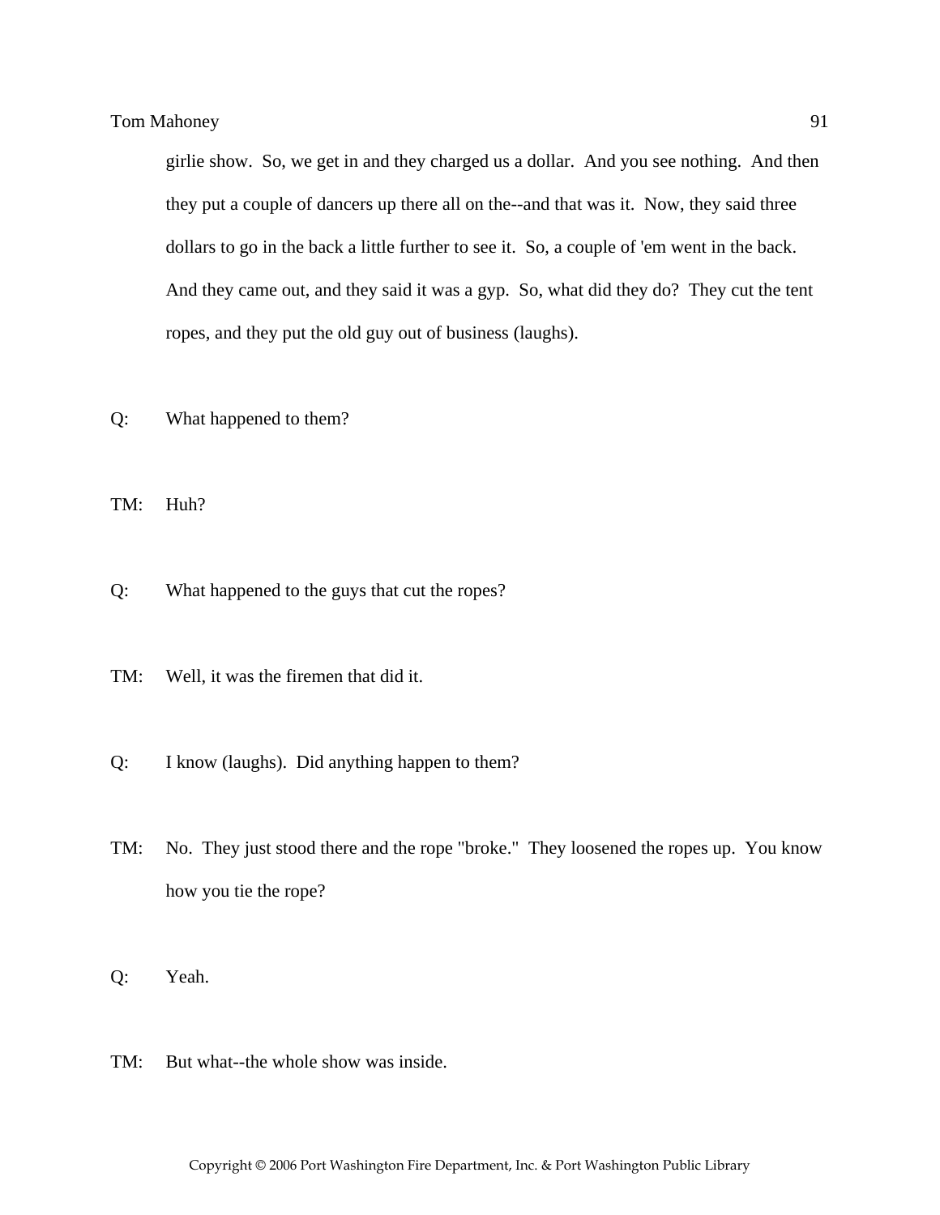girlie show. So, we get in and they charged us a dollar. And you see nothing. And then they put a couple of dancers up there all on the--and that was it. Now, they said three dollars to go in the back a little further to see it. So, a couple of 'em went in the back. And they came out, and they said it was a gyp. So, what did they do? They cut the tent ropes, and they put the old guy out of business (laughs).

Q: What happened to them?

TM: Huh?

Q: What happened to the guys that cut the ropes?

TM: Well, it was the firemen that did it.

Q: I know (laughs). Did anything happen to them?

TM: No. They just stood there and the rope "broke." They loosened the ropes up. You know how you tie the rope?

Q: Yeah.

TM: But what--the whole show was inside.

Copyright © 2006 Port Washington Fire Department, Inc. & Port Washington Public Library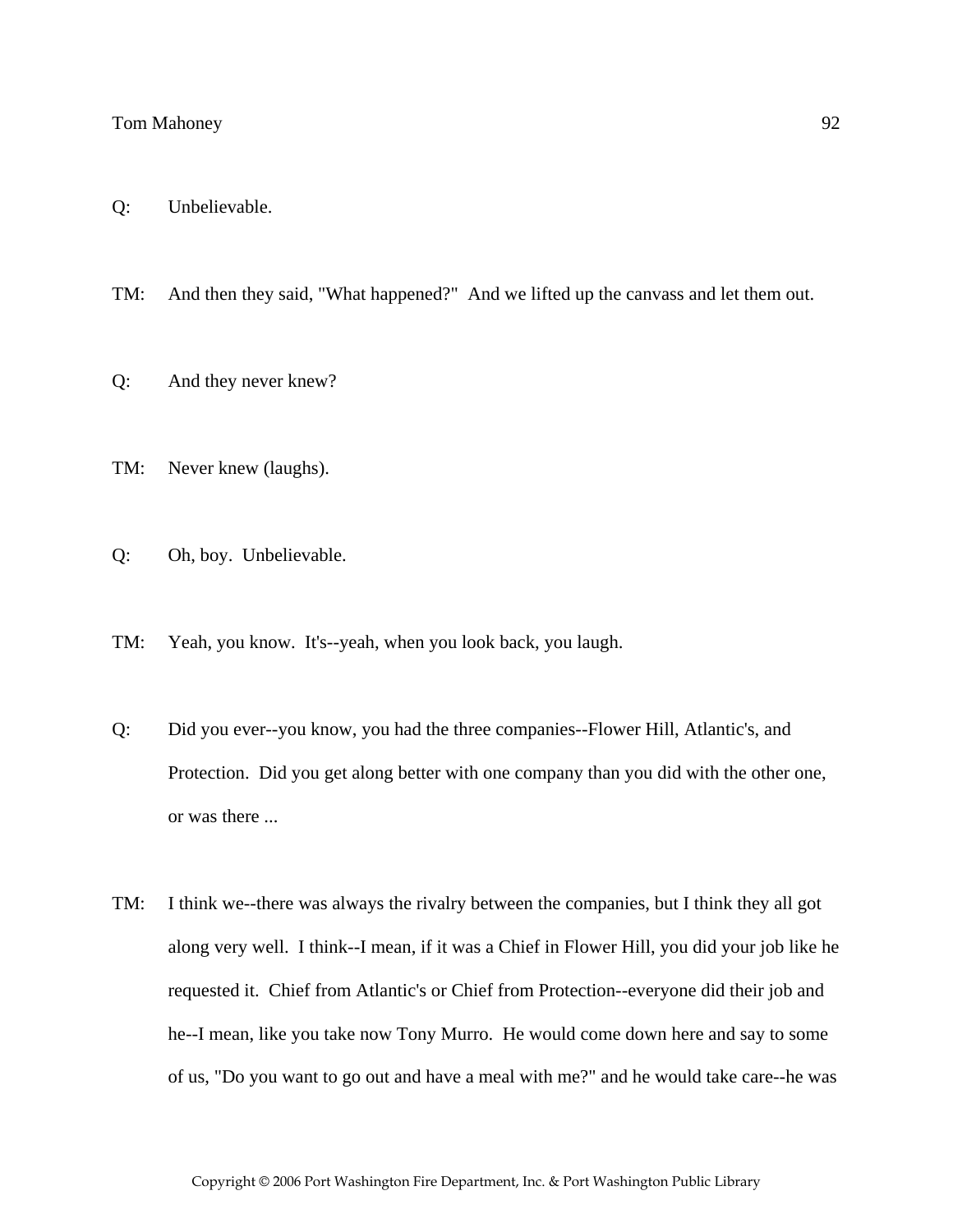Q: Unbelievable.

TM: And then they said, "What happened?" And we lifted up the canvass and let them out.

Q: And they never knew?

TM: Never knew (laughs).

Q: Oh, boy. Unbelievable.

TM: Yeah, you know. It's--yeah, when you look back, you laugh.

Q: Did you ever--you know, you had the three companies--Flower Hill, Atlantic's, and Protection. Did you get along better with one company than you did with the other one, or was there ...

TM: I think we--there was always the rivalry between the companies, but I think they all got along very well. I think--I mean, if it was a Chief in Flower Hill, you did your job like he requested it. Chief from Atlantic's or Chief from Protection--everyone did their job and he--I mean, like you take now Tony Murro. He would come down here and say to some of us, "Do you want to go out and have a meal with me?" and he would take care--he was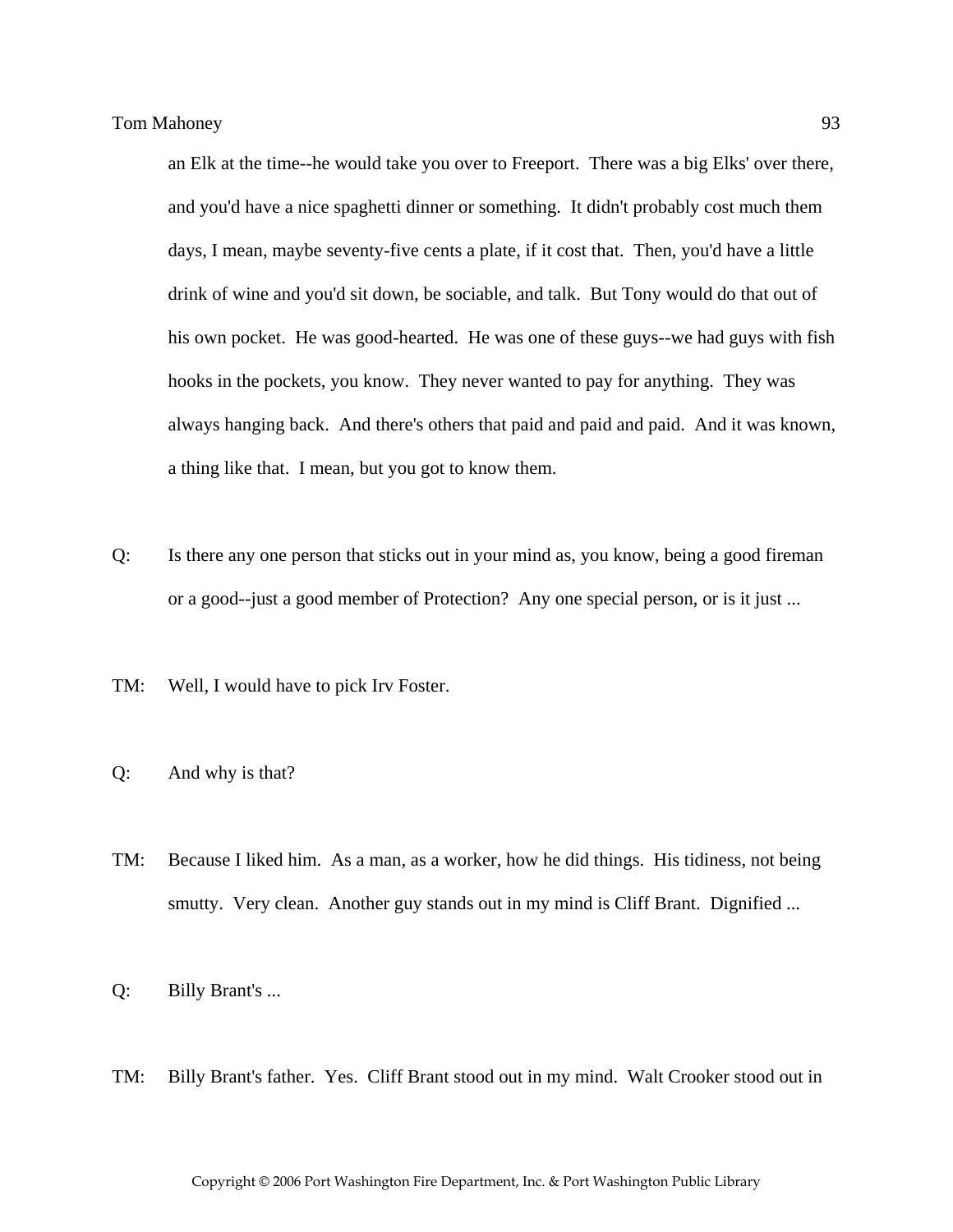an Elk at the time--he would take you over to Freeport. There was a big Elks' over there, and you'd have a nice spaghetti dinner or something. It didn't probably cost much them days, I mean, maybe seventy-five cents a plate, if it cost that. Then, you'd have a little drink of wine and you'd sit down, be sociable, and talk. But Tony would do that out of his own pocket. He was good-hearted. He was one of these guys--we had guys with fish hooks in the pockets, you know. They never wanted to pay for anything. They was always hanging back. And there's others that paid and paid and paid. And it was known, a thing like that. I mean, but you got to know them.

Q: Is there any one person that sticks out in your mind as, you know, being a good fireman or a good--just a good member of Protection? Any one special person, or is it just ...

TM: Well, I would have to pick Irv Foster.

Q: And why is that?

TM: Because I liked him. As a man, as a worker, how he did things. His tidiness, not being smutty. Very clean. Another guy stands out in my mind is Cliff Brant. Dignified ...

Q: Billy Brant's ...

TM: Billy Brant's father. Yes. Cliff Brant stood out in my mind. Walt Crooker stood out in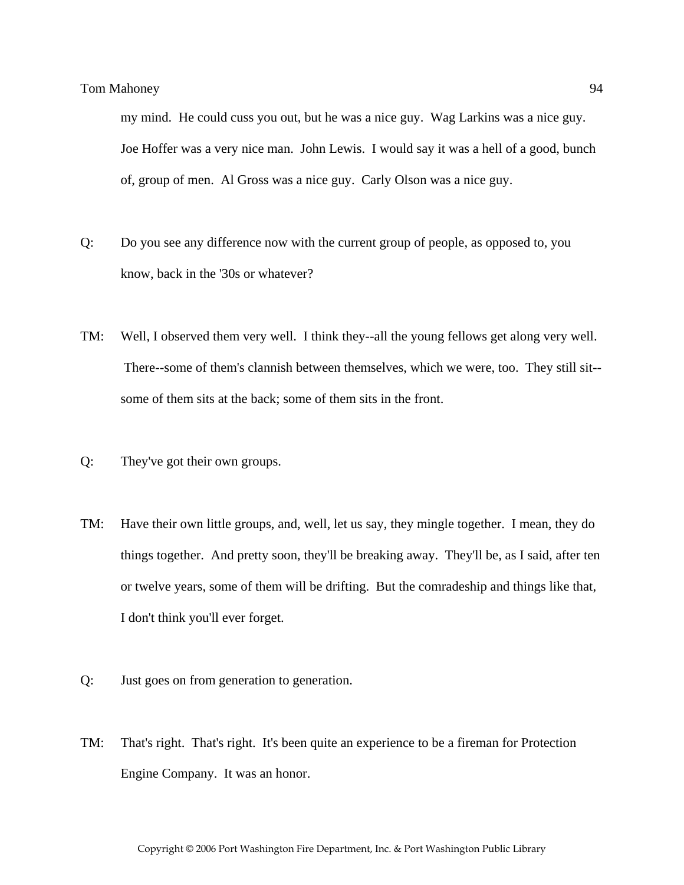my mind. He could cuss you out, but he was a nice guy. Wag Larkins was a nice guy. Joe Hoffer was a very nice man. John Lewis. I would say it was a hell of a good, bunch of, group of men. Al Gross was a nice guy. Carly Olson was a nice guy.

Q: Do you see any difference now with the current group of people, as opposed to, you know, back in the '30s or whatever?

TM: Well, I observed them very well. I think they--all the young fellows get along very well. There--some of them's clannish between themselves, which we were, too. They still sit--some of them sits at the back; some of them sits in the front.

Q: They've got their own groups.

TM: Have their own little groups, and, well, let us say, they mingle together. I mean, they do things together. And pretty soon, they'll be breaking away. They'll be, as I said, after ten or twelve years, some of them will be drifting. But the comradeship and things like that, I don't think you'll ever forget.

Q: Just goes on from generation to generation.

TM: That's right. That's right. It's been quite an experience to be a fireman for Protection Engine Company. It was an honor.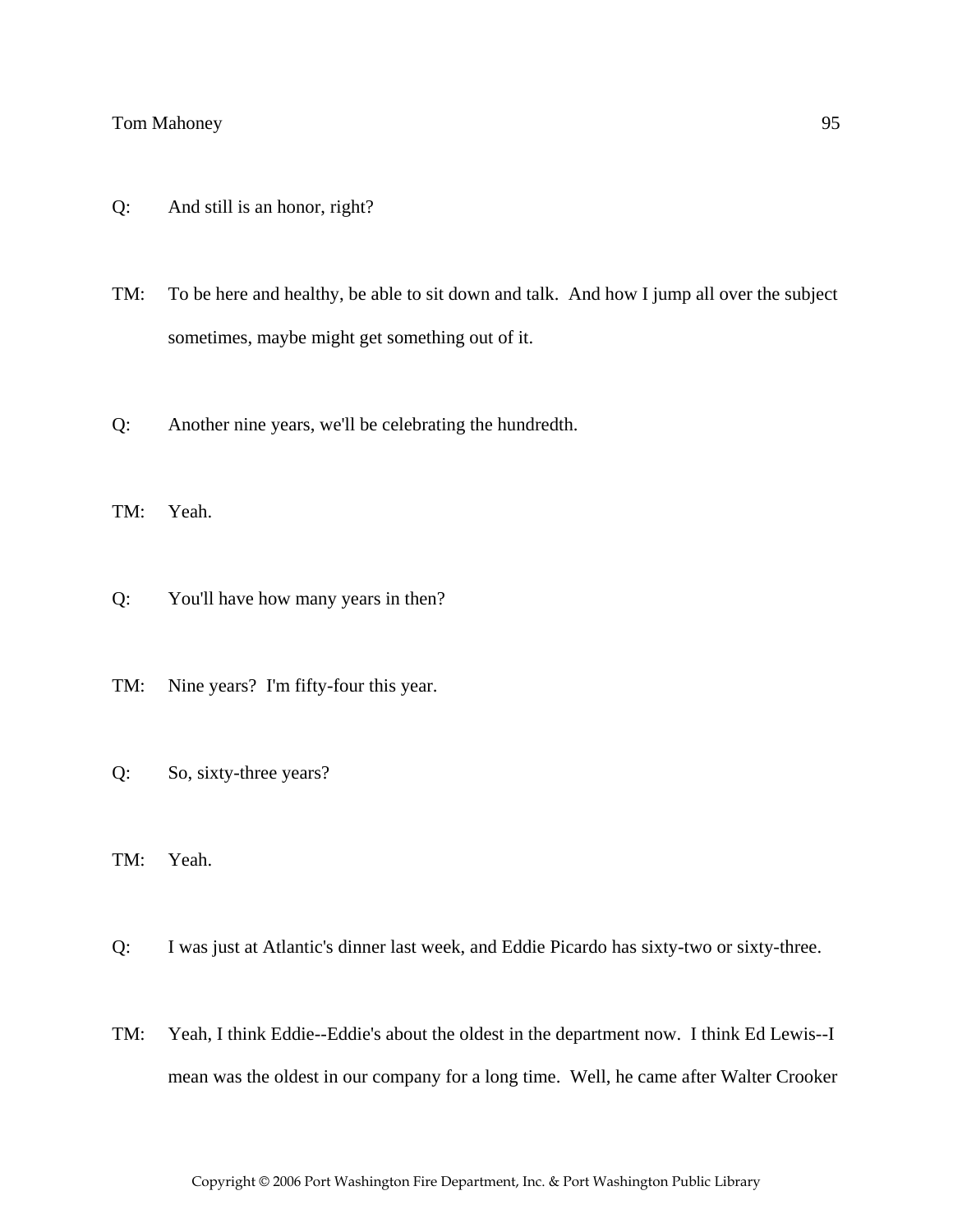Q: And still is an honor, right?

TM: To be here and healthy, be able to sit down and talk. And how I jump all over the subject sometimes, maybe might get something out of it.

Q: Another nine years, we'll be celebrating the hundredth.

TM: Yeah.

Q: You'll have how many years in then?

TM: Nine years? I'm fifty-four this year.

Q: So, sixty-three years?

TM: Yeah.

Q: I was just at Atlantic's dinner last week, and Eddie Picardo has sixty-two or sixty-three.

TM: Yeah, I think Eddie--Eddie's about the oldest in the department now. I think Ed Lewis--I mean was the oldest in our company for a long time. Well, he came after Walter Crooker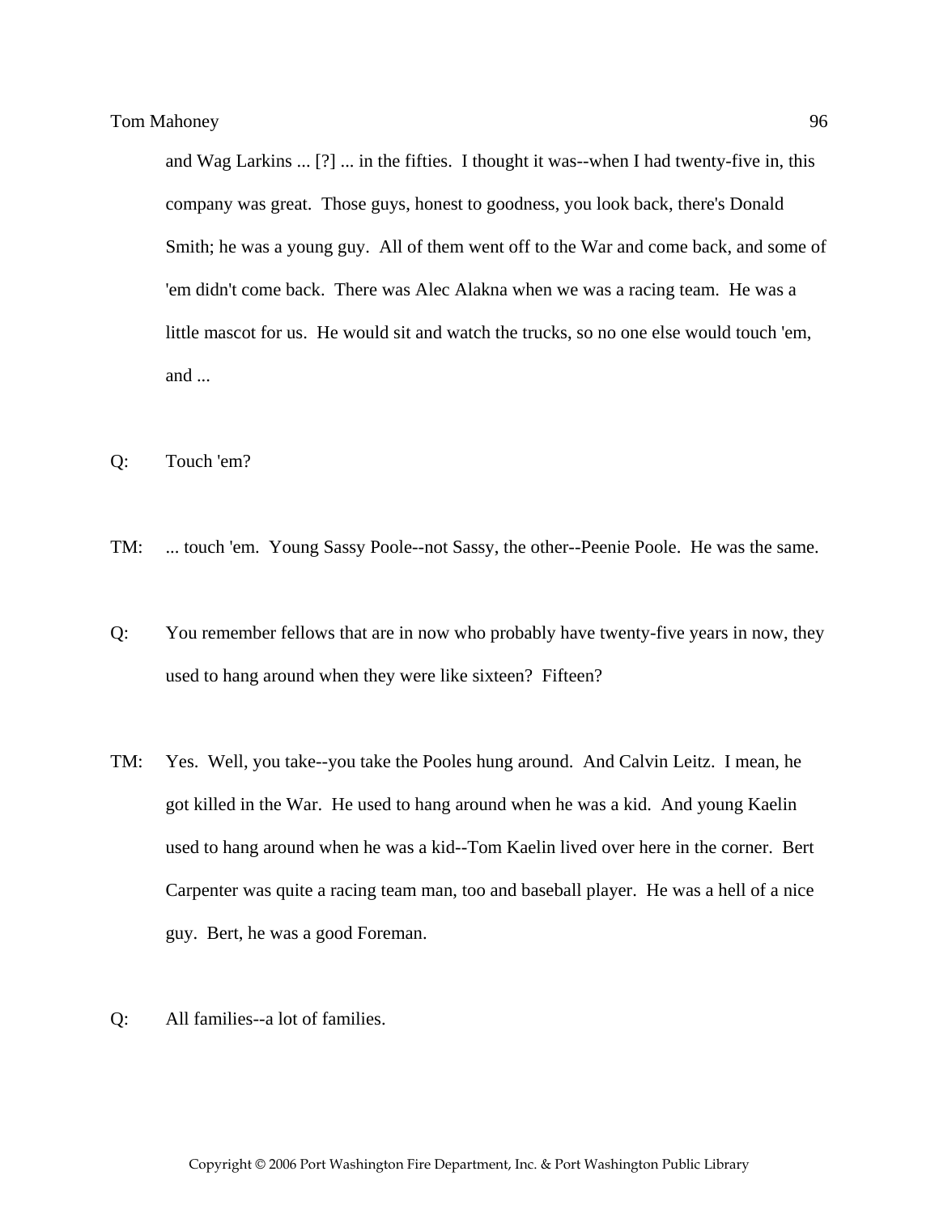and Wag Larkins ... [?] ... in the fifties. I thought it was--when I had twenty-five in, this company was great. Those guys, honest to goodness, you look back, there's Donald Smith; he was a young guy. All of them went off to the War and come back, and some of 'em didn't come back. There was Alec Alakna when we was a racing team. He was a little mascot for us. He would sit and watch the trucks, so no one else would touch 'em, and ...

Q: Touch 'em?

TM: ... touch 'em. Young Sassy Poole--not Sassy, the other--Peenie Poole. He was the same.

Q: You remember fellows that are in now who probably have twenty-five years in now, they used to hang around when they were like sixteen? Fifteen?

TM: Yes. Well, you take--you take the Pooles hung around. And Calvin Leitz. I mean, he got killed in the War. He used to hang around when he was a kid. And young Kaelin used to hang around when he was a kid--Tom Kaelin lived over here in the corner. Bert Carpenter was quite a racing team man, too and baseball player. He was a hell of a nice guy. Bert, he was a good Foreman.

Q: All families--a lot of families.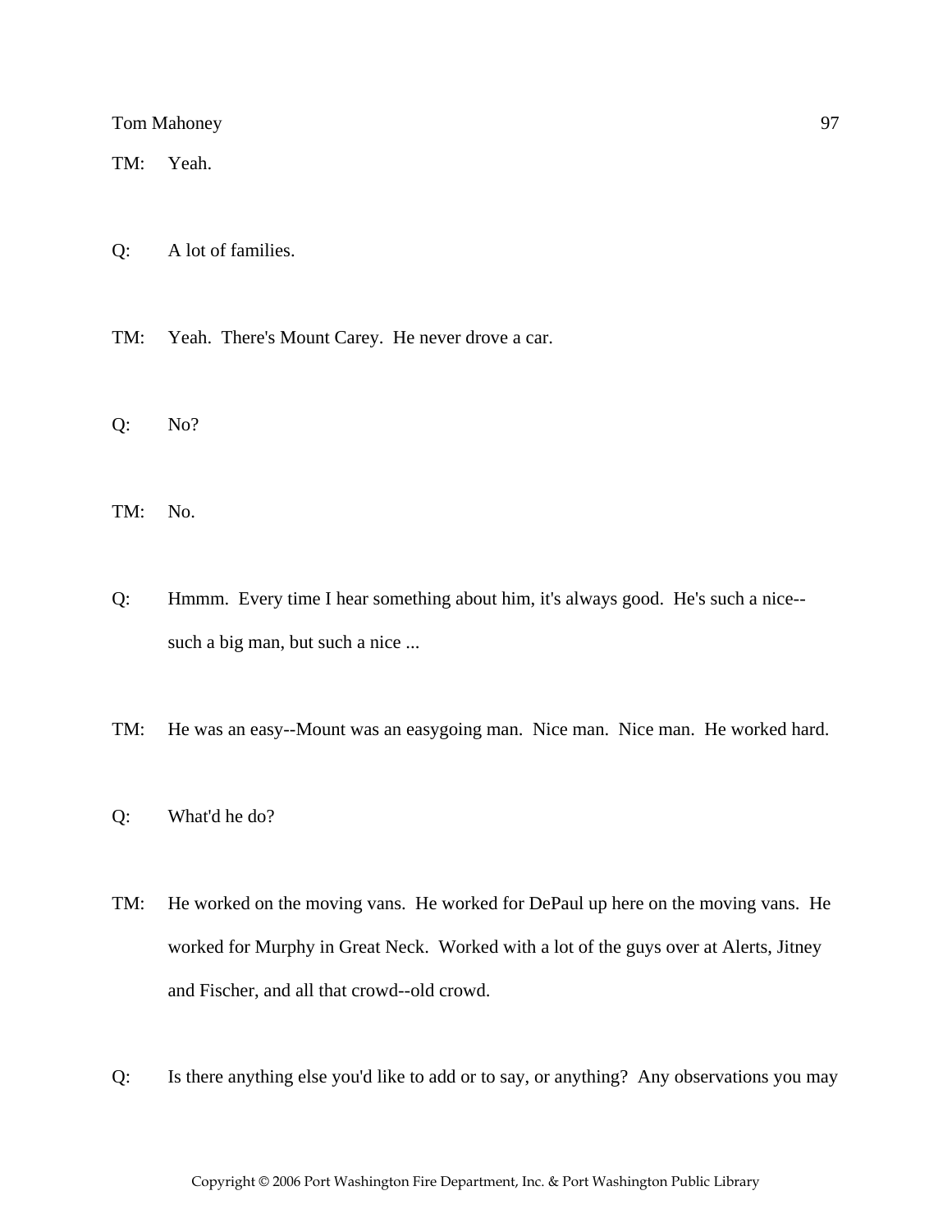TM: Yeah.

Q: A lot of families.

TM: Yeah. There's Mount Carey. He never drove a car.

Q: No?

TM: No.

Q: Hmmm. Every time I hear something about him, it's always good. He's such a nice--such a big man, but such a nice ...

TM: He was an easy--Mount was an easygoing man. Nice man. Nice man. He worked hard.

Q: What'd he do?

TM: He worked on the moving vans. He worked for DePaul up here on the moving vans. He worked for Murphy in Great Neck. Worked with a lot of the guys over at Alerts, Jitney and Fischer, and all that crowd--old crowd.

Q: Is there anything else you'd like to add or to say, or anything? Any observations you may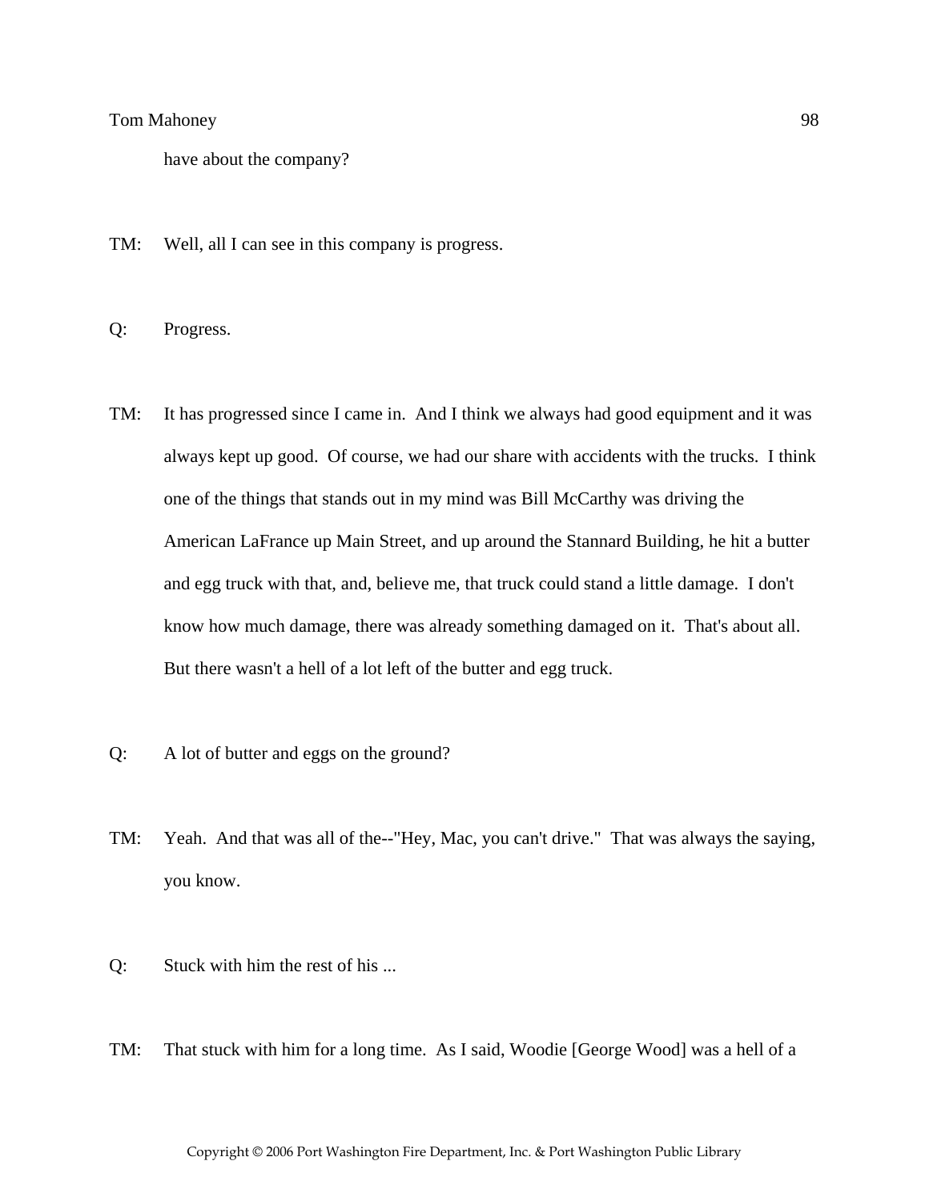have about the company?

TM: Well, all I can see in this company is progress.

Q: Progress.

TM: It has progressed since I came in. And I think we always had good equipment and it was always kept up good. Of course, we had our share with accidents with the trucks. I think one of the things that stands out in my mind was Bill McCarthy was driving the American LaFrance up Main Street, and up around the Stannard Building, he hit a butter and egg truck with that, and, believe me, that truck could stand a little damage. I don't know how much damage, there was already something damaged on it. That's about all. But there wasn't a hell of a lot left of the butter and egg truck.

Q: A lot of butter and eggs on the ground?

TM: Yeah. And that was all of the--"Hey, Mac, you can't drive." That was always the saying, you know.

Q: Stuck with him the rest of his ...

TM: That stuck with him for a long time. As I said, Woodie [George Wood] was a hell of a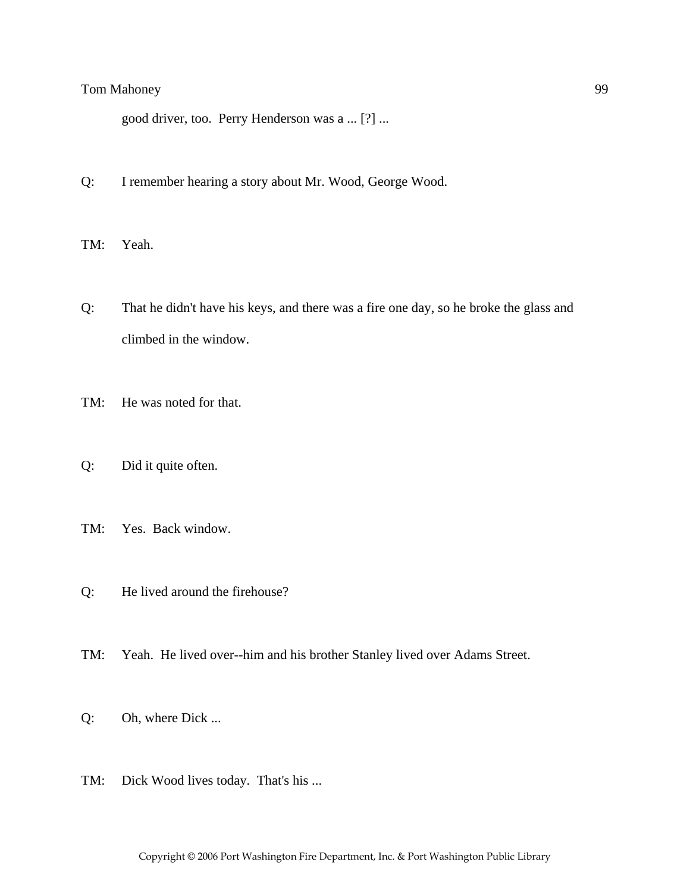good driver, too. Perry Henderson was a ... [?] ...

Q: I remember hearing a story about Mr. Wood, George Wood.

TM: Yeah.

Q: That he didn't have his keys, and there was a fire one day, so he broke the glass and climbed in the window.

TM: He was noted for that.

Q: Did it quite often.

TM: Yes. Back window.

Q: He lived around the firehouse?

TM: Yeah. He lived over--him and his brother Stanley lived over Adams Street.

Q: Oh, where Dick ...

TM: Dick Wood lives today. That's his ...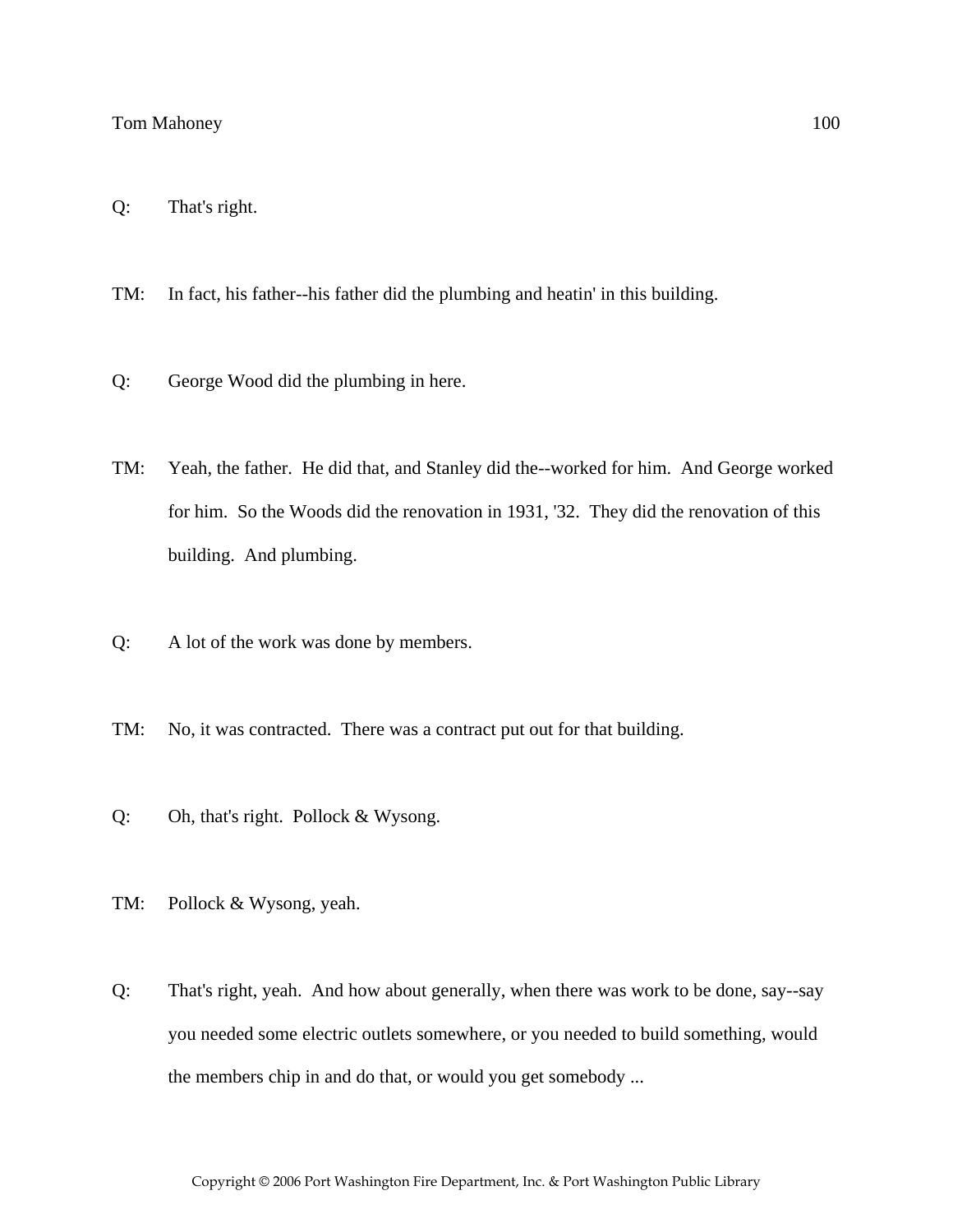Q: That's right.

TM: In fact, his father--his father did the plumbing and heatin' in this building.

Q: George Wood did the plumbing in here.

TM: Yeah, the father. He did that, and Stanley did the--worked for him. And George worked for him. So the Woods did the renovation in 1931, '32. They did the renovation of this building. And plumbing.

Q: A lot of the work was done by members.

TM: No, it was contracted. There was a contract put out for that building.

Q: Oh, that's right. Pollock & Wysong.

TM: Pollock & Wysong, yeah.

Q: That's right, yeah. And how about generally, when there was work to be done, say--say you needed some electric outlets somewhere, or you needed to build something, would the members chip in and do that, or would you get somebody ...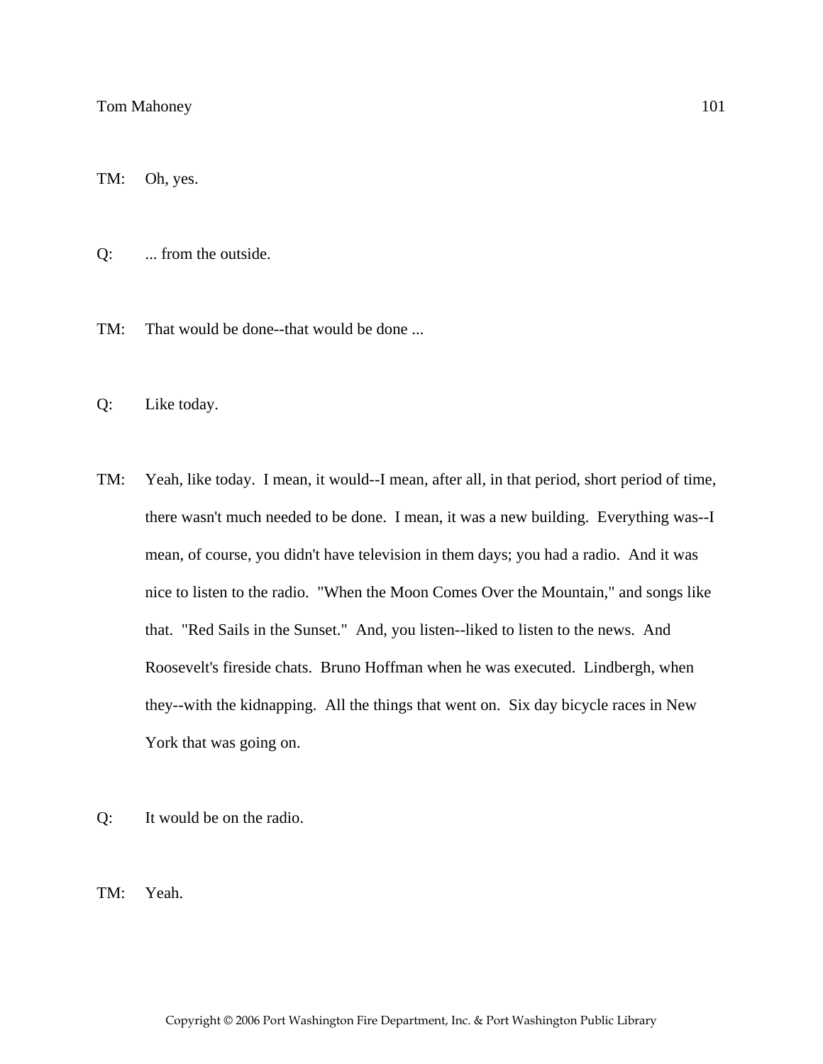TM: Oh, yes.

Q: ... from the outside.

TM: That would be done--that would be done ...

Q: Like today.

TM: Yeah, like today. I mean, it would--I mean, after all, in that period, short period of time, there wasn't much needed to be done. I mean, it was a new building. Everything was--I mean, of course, you didn't have television in them days; you had a radio. And it was nice to listen to the radio. "When the Moon Comes Over the Mountain," and songs like that. "Red Sails in the Sunset." And, you listen--liked to listen to the news. And Roosevelt's fireside chats. Bruno Hoffman when he was executed. Lindbergh, when they--with the kidnapping. All the things that went on. Six day bicycle races in New York that was going on.

Q: It would be on the radio.

TM: Yeah.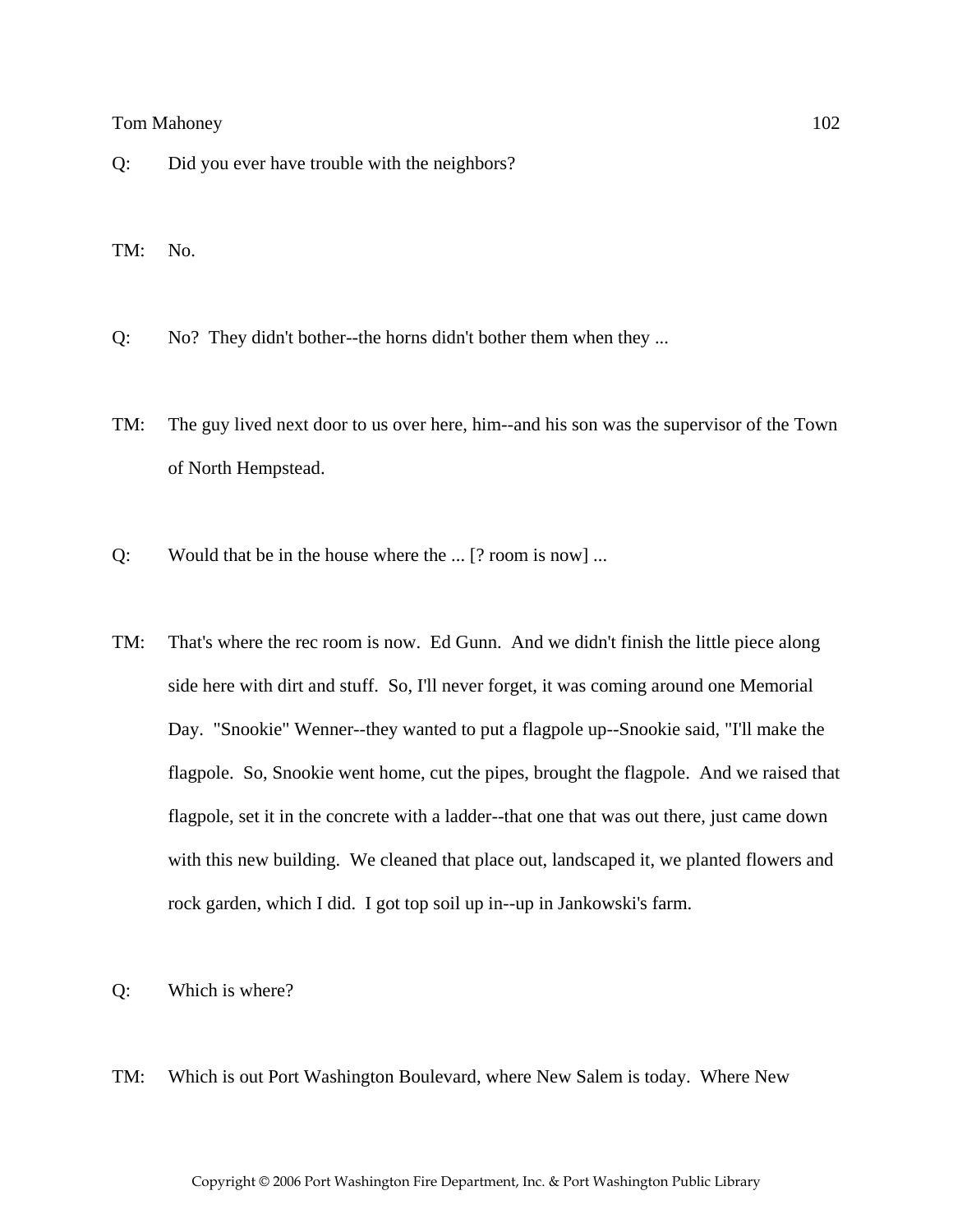Q: Did you ever have trouble with the neighbors?

TM: No.

Q: No? They didn't bother--the horns didn't bother them when they ...

TM: The guy lived next door to us over here, him--and his son was the supervisor of the Town of North Hempstead.

Q: Would that be in the house where the ... [? room is now] ...

TM: That's where the rec room is now. Ed Gunn. And we didn't finish the little piece along side here with dirt and stuff. So, I'll never forget, it was coming around one Memorial Day. "Snookie" Wenner--they wanted to put a flagpole up--Snookie said, "I'll make the flagpole. So, Snookie went home, cut the pipes, brought the flagpole. And we raised that flagpole, set it in the concrete with a ladder--that one that was out there, just came down with this new building. We cleaned that place out, landscaped it, we planted flowers and rock garden, which I did. I got top soil up in--up in Jankowski's farm.

Q: Which is where?

TM: Which is out Port Washington Boulevard, where New Salem is today. Where New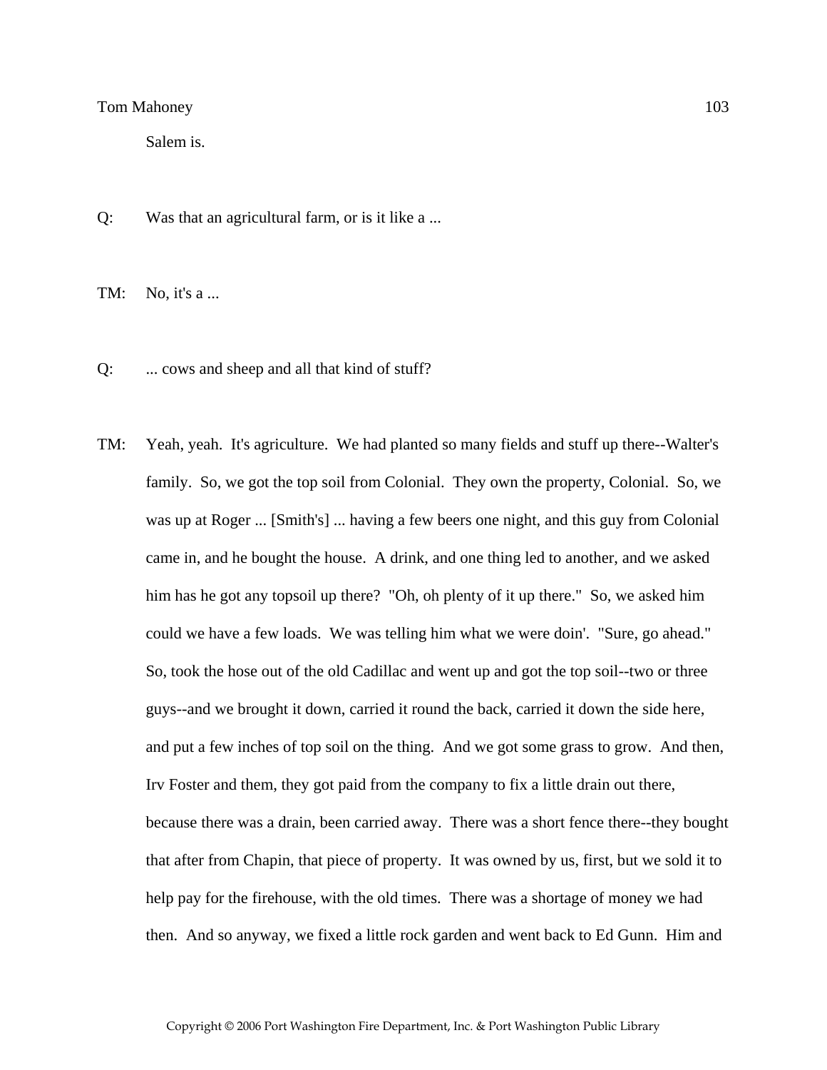Salem is.

Q: Was that an agricultural farm, or is it like a ...

TM: No, it's a ...

Q: ... cows and sheep and all that kind of stuff?

TM: Yeah, yeah. It's agriculture. We had planted so many fields and stuff up there--Walter's family. So, we got the top soil from Colonial. They own the property, Colonial. So, we was up at Roger ... [Smith's] ... having a few beers one night, and this guy from Colonial came in, and he bought the house. A drink, and one thing led to another, and we asked him has he got any topsoil up there? "Oh, oh plenty of it up there." So, we asked him could we have a few loads. We was telling him what we were doin'. "Sure, go ahead." So, took the hose out of the old Cadillac and went up and got the top soil--two or three guys--and we brought it down, carried it round the back, carried it down the side here, and put a few inches of top soil on the thing. And we got some grass to grow. And then, Irv Foster and them, they got paid from the company to fix a little drain out there, because there was a drain, been carried away. There was a short fence there--they bought that after from Chapin, that piece of property. It was owned by us, first, but we sold it to help pay for the firehouse, with the old times. There was a shortage of money we had then. And so anyway, we fixed a little rock garden and went back to Ed Gunn. Him and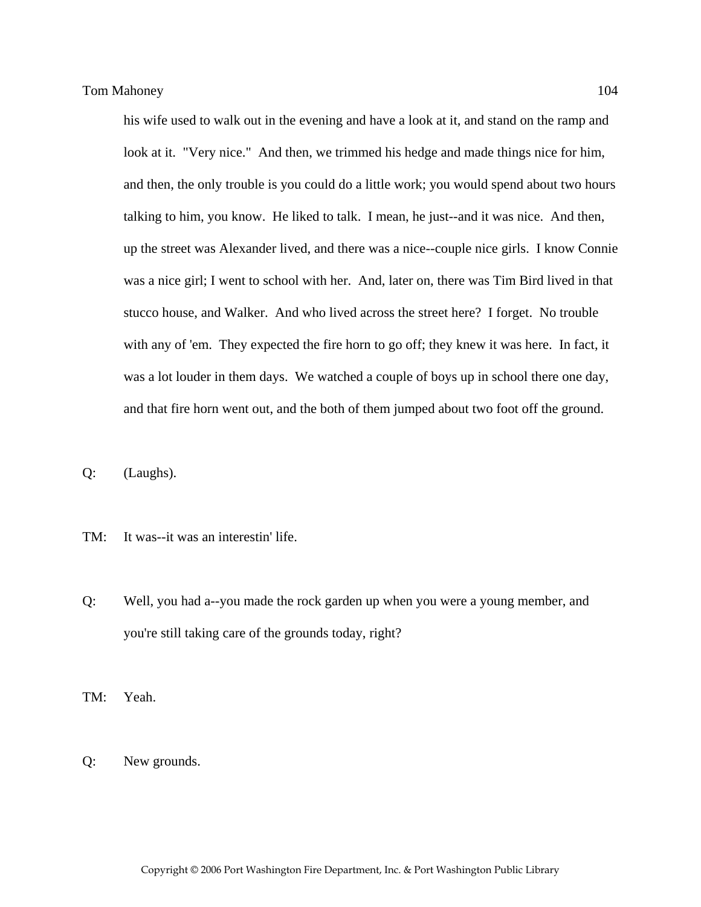his wife used to walk out in the evening and have a look at it, and stand on the ramp and look at it. "Very nice." And then, we trimmed his hedge and made things nice for him, and then, the only trouble is you could do a little work; you would spend about two hours talking to him, you know. He liked to talk. I mean, he just--and it was nice. And then, up the street was Alexander lived, and there was a nice--couple nice girls. I know Connie was a nice girl; I went to school with her. And, later on, there was Tim Bird lived in that stucco house, and Walker. And who lived across the street here? I forget. No trouble with any of 'em. They expected the fire horn to go off; they knew it was here. In fact, it was a lot louder in them days. We watched a couple of boys up in school there one day, and that fire horn went out, and the both of them jumped about two foot off the ground.

Q: (Laughs).

TM: It was--it was an interestin' life.

Q: Well, you had a--you made the rock garden up when you were a young member, and you're still taking care of the grounds today, right?

TM: Yeah.

Q: New grounds.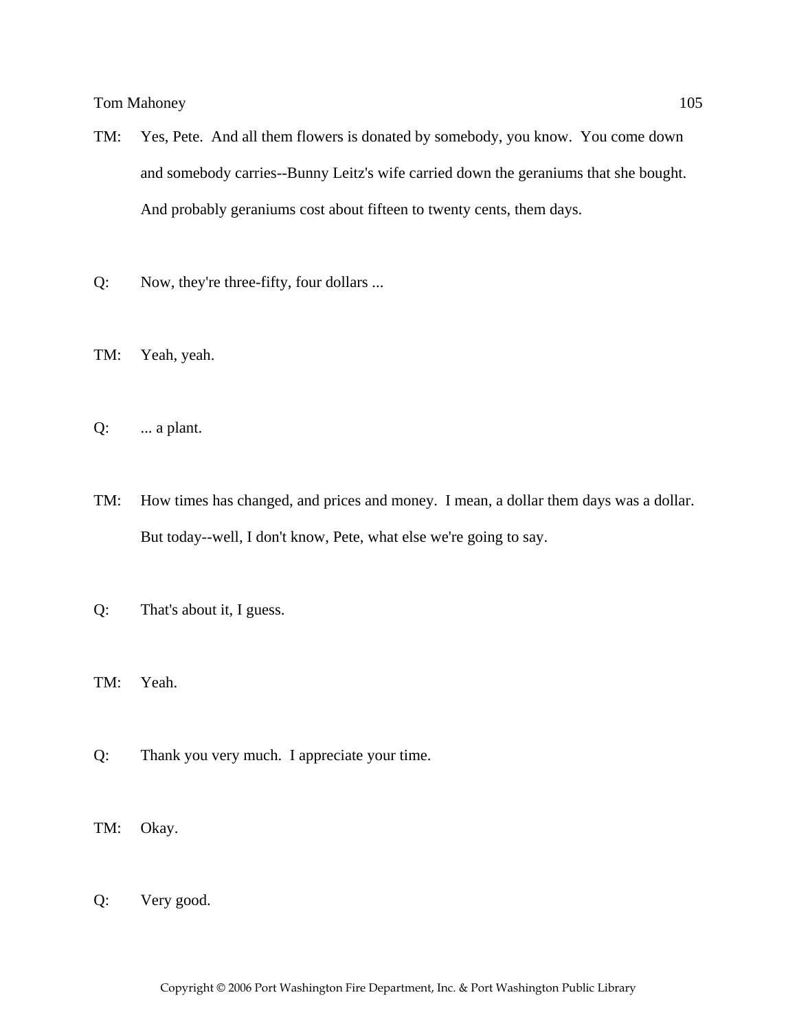TM: Yes, Pete. And all them flowers is donated by somebody, you know. You come down and somebody carries--Bunny Leitz's wife carried down the geraniums that she bought. And probably geraniums cost about fifteen to twenty cents, them days.

Q: Now, they're three-fifty, four dollars ...

TM: Yeah, yeah.

Q: ... a plant.

TM: How times has changed, and prices and money. I mean, a dollar them days was a dollar. But today--well, I don't know, Pete, what else we're going to say.

Q: That's about it, I guess.

TM: Yeah.

Q: Thank you very much. I appreciate your time.

TM: Okay.

Q: Very good.

Copyright © 2006 Port Washington Fire Department, Inc. & Port Washington Public Library